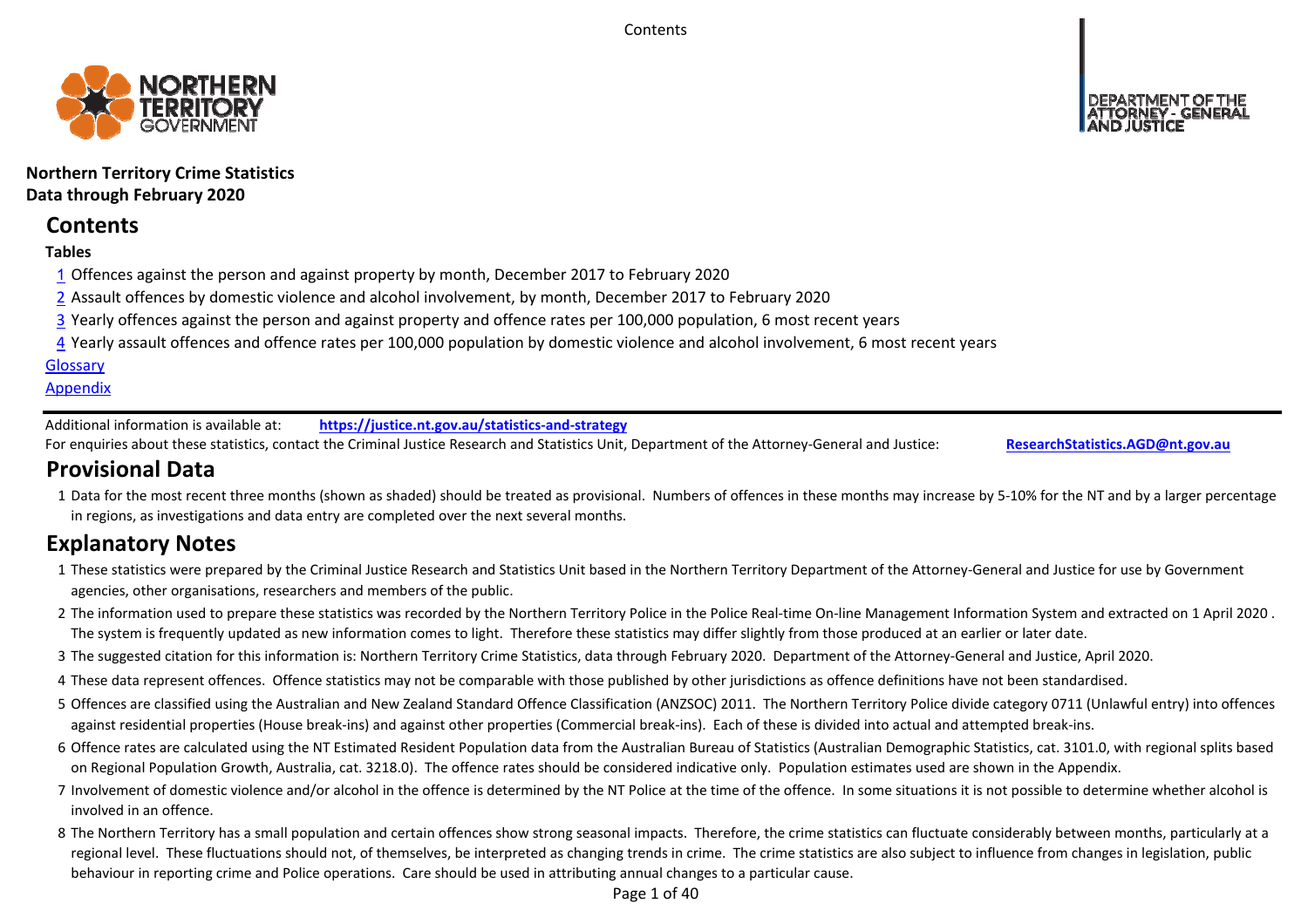**Northern Territory Crime Statistics**
**Data through February 2020**

## Contents

**Tables**

1 Offences against the person and against property by month, December 2017 to February 2020

2 Assault offences by domestic violence and alcohol involvement, by month, December 2017 to February 2020

3 Yearly offences against the person and against property and offence rates per 100,000 population, 6 most recent years

4 Yearly assault offences and offence rates per 100,000 population by domestic violence and alcohol involvement, 6 most recent years

Glossary

Appendix

Additional information is available at: **https://justice.nt.gov.au/statistics-and-strategy**

For enquiries about these statistics, contact the Criminal Justice Research and Statistics Unit, Department of the Attorney-General and Justice: **ResearchStatistics.AGD@nt.gov.au**

## Provisional Data

1 Data for the most recent three months (shown as shaded) should be treated as provisional. Numbers of offences in these months may increase by 5-10% for the NT and by a larger percentage in regions, as investigations and data entry are completed over the next several months.

## Explanatory Notes

1 These statistics were prepared by the Criminal Justice Research and Statistics Unit based in the Northern Territory Department of the Attorney-General and Justice for use by Government agencies, other organisations, researchers and members of the public.

2 The information used to prepare these statistics was recorded by the Northern Territory Police in the Police Real-time On-line Management Information System and extracted on 1 April 2020 . The system is frequently updated as new information comes to light. Therefore these statistics may differ slightly from those produced at an earlier or later date.

3 The suggested citation for this information is: Northern Territory Crime Statistics, data through February 2020. Department of the Attorney-General and Justice, April 2020.

4 These data represent offences. Offence statistics may not be comparable with those published by other jurisdictions as offence definitions have not been standardised.

5 Offences are classified using the Australian and New Zealand Standard Offence Classification (ANZSOC) 2011. The Northern Territory Police divide category 0711 (Unlawful entry) into offences against residential properties (House break-ins) and against other properties (Commercial break-ins). Each of these is divided into actual and attempted break-ins.

6 Offence rates are calculated using the NT Estimated Resident Population data from the Australian Bureau of Statistics (Australian Demographic Statistics, cat. 3101.0, with regional splits based on Regional Population Growth, Australia, cat. 3218.0). The offence rates should be considered indicative only. Population estimates used are shown in the Appendix.

7 Involvement of domestic violence and/or alcohol in the offence is determined by the NT Police at the time of the offence. In some situations it is not possible to determine whether alcohol is involved in an offence.

8 The Northern Territory has a small population and certain offences show strong seasonal impacts. Therefore, the crime statistics can fluctuate considerably between months, particularly at a regional level. These fluctuations should not, of themselves, be interpreted as changing trends in crime. The crime statistics are also subject to influence from changes in legislation, public behaviour in reporting crime and Police operations. Care should be used in attributing annual changes to a particular cause.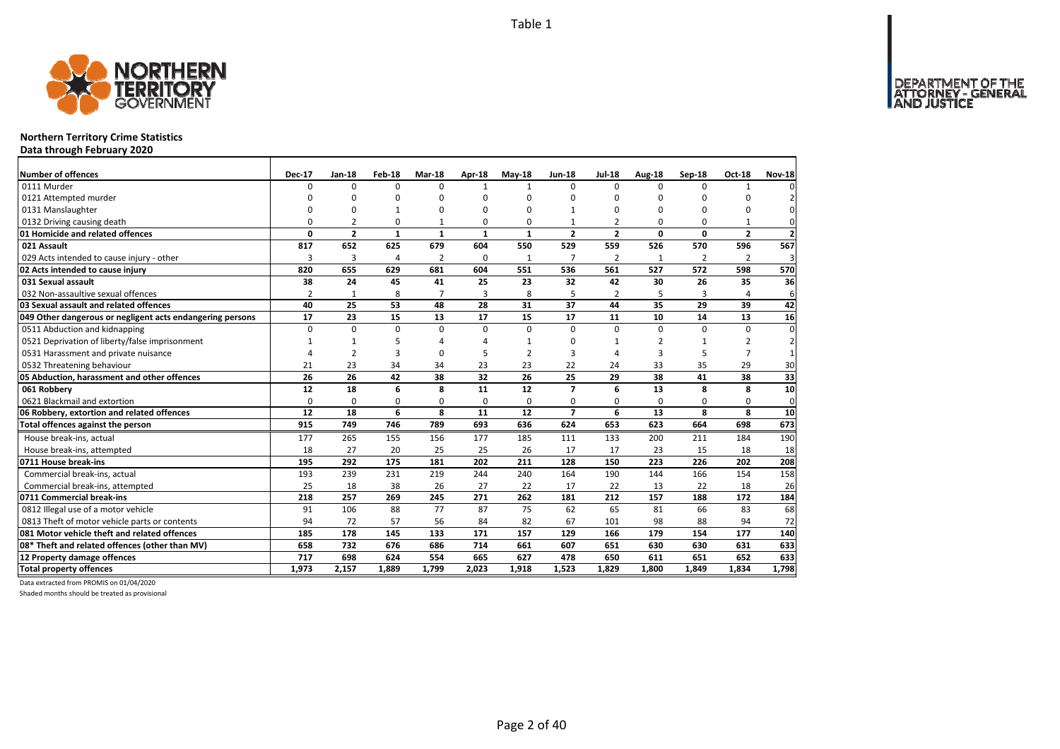Table 1

## Northern Territory Crime Statistics

**Data through February 2020**

| Number of offences | Dec-17 | Jan-18 | Feb-18 | Mar-18 | Apr-18 | May-18 | Jun-18 | Jul-18 | Aug-18 | Sep-18 | Oct-18 | Nov-18 |
|---|---|---|---|---|---|---|---|---|---|---|---|---|
| 0111 Murder | 0 | 0 | 0 | 0 | 1 | 1 | 0 | 0 | 0 | 0 | 1 | 0 |
| 0121 Attempted murder | 0 | 0 | 0 | 0 | 0 | 0 | 0 | 0 | 0 | 0 | 0 | 2 |
| 0131 Manslaughter | 0 | 0 | 1 | 0 | 0 | 0 | 1 | 0 | 0 | 0 | 0 | 0 |
| 0132 Driving causing death | 0 | 2 | 0 | 1 | 0 | 0 | 1 | 2 | 0 | 0 | 1 | 0 |
| **01 Homicide and related offences** | **0** | **2** | **1** | **1** | **1** | **1** | **2** | **2** | **0** | **0** | **2** | **2** |
| **021 Assault** | **817** | **652** | **625** | **679** | **604** | **550** | **529** | **559** | **526** | **570** | **596** | **567** |
| 029 Acts intended to cause injury - other | 3 | 3 | 4 | 2 | 0 | 1 | 7 | 2 | 1 | 2 | 2 | 3 |
| **02 Acts intended to cause injury** | **820** | **655** | **629** | **681** | **604** | **551** | **536** | **561** | **527** | **572** | **598** | **570** |
| **031 Sexual assault** | **38** | **24** | **45** | **41** | **25** | **23** | **32** | **42** | **30** | **26** | **35** | **36** |
| 032 Non-assaultive sexual offences | 2 | 1 | 8 | 7 | 3 | 8 | 5 | 2 | 5 | 3 | 4 | 6 |
| **03 Sexual assault and related offences** | **40** | **25** | **53** | **48** | **28** | **31** | **37** | **44** | **35** | **29** | **39** | **42** |
| **049 Other dangerous or negligent acts endangering persons** | **17** | **23** | **15** | **13** | **17** | **15** | **17** | **11** | **10** | **14** | **13** | **16** |
| 0511 Abduction and kidnapping | 0 | 0 | 0 | 0 | 0 | 0 | 0 | 0 | 0 | 0 | 0 | 0 |
| 0521 Deprivation of liberty/false imprisonment | 1 | 1 | 5 | 4 | 4 | 1 | 0 | 1 | 2 | 1 | 2 | 2 |
| 0531 Harassment and private nuisance | 4 | 2 | 3 | 0 | 5 | 2 | 3 | 4 | 3 | 5 | 7 | 1 |
| 0532 Threatening behaviour | 21 | 23 | 34 | 34 | 23 | 23 | 22 | 24 | 33 | 35 | 29 | 30 |
| **05 Abduction, harassment and other offences** | **26** | **26** | **42** | **38** | **32** | **26** | **25** | **29** | **38** | **41** | **38** | **33** |
| **061 Robbery** | **12** | **18** | **6** | **8** | **11** | **12** | **7** | **6** | **13** | **8** | **8** | **10** |
| 0621 Blackmail and extortion | 0 | 0 | 0 | 0 | 0 | 0 | 0 | 0 | 0 | 0 | 0 | 0 |
| **06 Robbery, extortion and related offences** | **12** | **18** | **6** | **8** | **11** | **12** | **7** | **6** | **13** | **8** | **8** | **10** |
| **Total offences against the person** | **915** | **749** | **746** | **789** | **693** | **636** | **624** | **653** | **623** | **664** | **698** | **673** |
| House break-ins, actual | 177 | 265 | 155 | 156 | 177 | 185 | 111 | 133 | 200 | 211 | 184 | 190 |
| House break-ins, attempted | 18 | 27 | 20 | 25 | 25 | 26 | 17 | 17 | 23 | 15 | 18 | 18 |
| **0711 House break-ins** | **195** | **292** | **175** | **181** | **202** | **211** | **128** | **150** | **223** | **226** | **202** | **208** |
| Commercial break-ins, actual | 193 | 239 | 231 | 219 | 244 | 240 | 164 | 190 | 144 | 166 | 154 | 158 |
| Commercial break-ins, attempted | 25 | 18 | 38 | 26 | 27 | 22 | 17 | 22 | 13 | 22 | 18 | 26 |
| **0711 Commercial break-ins** | **218** | **257** | **269** | **245** | **271** | **262** | **181** | **212** | **157** | **188** | **172** | **184** |
| 0812 Illegal use of a motor vehicle | 91 | 106 | 88 | 77 | 87 | 75 | 62 | 65 | 81 | 66 | 83 | 68 |
| 0813 Theft of motor vehicle parts or contents | 94 | 72 | 57 | 56 | 84 | 82 | 67 | 101 | 98 | 88 | 94 | 72 |
| **081 Motor vehicle theft and related offences** | **185** | **178** | **145** | **133** | **171** | **157** | **129** | **166** | **179** | **154** | **177** | **140** |
| **08* Theft and related offences (other than MV)** | **658** | **732** | **676** | **686** | **714** | **661** | **607** | **651** | **630** | **630** | **631** | **633** |
| **12 Property damage offences** | **717** | **698** | **624** | **554** | **665** | **627** | **478** | **650** | **611** | **651** | **652** | **633** |
| **Total property offences** | **1,973** | **2,157** | **1,889** | **1,799** | **2,023** | **1,918** | **1,523** | **1,829** | **1,800** | **1,849** | **1,834** | **1,798** |

Data extracted from PROMIS on 01/04/2020

Shaded months should be treated as provisional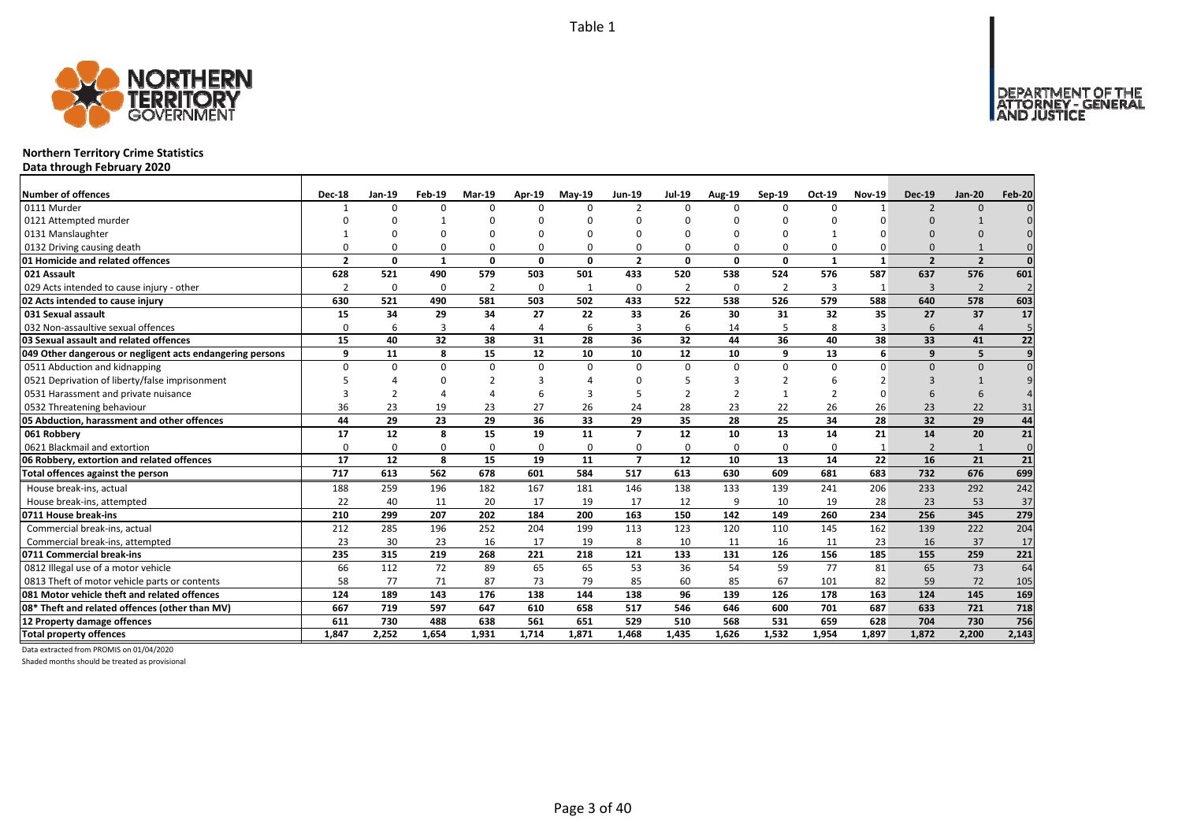Table 1

# Northern Territory Crime Statistics

**Data through February 2020**

| Number of offences | Dec-18 | Jan-19 | Feb-19 | Mar-19 | Apr-19 | May-19 | Jun-19 | Jul-19 | Aug-19 | Sep-19 | Oct-19 | Nov-19 | Dec-19 | Jan-20 | Feb-20 |
|---|---|---|---|---|---|---|---|---|---|---|---|---|---|---|---|
| 0111 Murder | 1 | 0 | 0 | 0 | 0 | 0 | 2 | 0 | 0 | 0 | 0 | 1 | 2 | 0 | 0 |
| 0121 Attempted murder | 0 | 0 | 1 | 0 | 0 | 0 | 0 | 0 | 0 | 0 | 0 | 0 | 0 | 1 | 0 |
| 0131 Manslaughter | 1 | 0 | 0 | 0 | 0 | 0 | 0 | 0 | 0 | 0 | 1 | 0 | 0 | 0 | 0 |
| 0132 Driving causing death | 0 | 0 | 0 | 0 | 0 | 0 | 0 | 0 | 0 | 0 | 0 | 0 | 0 | 1 | 0 |
| **01 Homicide and related offences** | **2** | **0** | **1** | **0** | **0** | **0** | **2** | **0** | **0** | **0** | **1** | **1** | **2** | **2** | **0** |
| **021 Assault** | **628** | **521** | **490** | **579** | **503** | **501** | **433** | **520** | **538** | **524** | **576** | **587** | **637** | **576** | **601** |
| 029 Acts intended to cause injury - other | 2 | 0 | 0 | 2 | 0 | 1 | 0 | 2 | 0 | 2 | 3 | 1 | 3 | 2 | 2 |
| **02 Acts intended to cause injury** | **630** | **521** | **490** | **581** | **503** | **502** | **433** | **522** | **538** | **526** | **579** | **588** | **640** | **578** | **603** |
| **031 Sexual assault** | **15** | **34** | **29** | **34** | **27** | **22** | **33** | **26** | **30** | **31** | **32** | **35** | **27** | **37** | **17** |
| 032 Non-assaultive sexual offences | 0 | 6 | 3 | 4 | 4 | 6 | 3 | 6 | 14 | 5 | 8 | 3 | 6 | 4 | 5 |
| **03 Sexual assault and related offences** | **15** | **40** | **32** | **38** | **31** | **28** | **36** | **32** | **44** | **36** | **40** | **38** | **33** | **41** | **22** |
| **049 Other dangerous or negligent acts endangering persons** | **9** | **11** | **8** | **15** | **12** | **10** | **10** | **12** | **10** | **9** | **13** | **6** | **9** | **5** | **9** |
| 0511 Abduction and kidnapping | 0 | 0 | 0 | 0 | 0 | 0 | 0 | 0 | 0 | 0 | 0 | 0 | 0 | 0 | 0 |
| 0521 Deprivation of liberty/false imprisonment | 5 | 4 | 0 | 2 | 3 | 4 | 0 | 5 | 3 | 2 | 6 | 2 | 3 | 1 | 9 |
| 0531 Harassment and private nuisance | 3 | 2 | 4 | 4 | 6 | 3 | 5 | 2 | 2 | 1 | 2 | 0 | 6 | 6 | 4 |
| 0532 Threatening behaviour | 36 | 23 | 19 | 23 | 27 | 26 | 24 | 28 | 23 | 22 | 26 | 26 | 23 | 22 | 31 |
| **05 Abduction, harassment and other offences** | **44** | **29** | **23** | **29** | **36** | **33** | **29** | **35** | **28** | **25** | **34** | **28** | **32** | **29** | **44** |
| **061 Robbery** | **17** | **12** | **8** | **15** | **19** | **11** | **7** | **12** | **10** | **13** | **14** | **21** | **14** | **20** | **21** |
| 0621 Blackmail and extortion | 0 | 0 | 0 | 0 | 0 | 0 | 0 | 0 | 0 | 0 | 0 | 1 | 2 | 1 | 0 |
| **06 Robbery, extortion and related offences** | **17** | **12** | **8** | **15** | **19** | **11** | **7** | **12** | **10** | **13** | **14** | **22** | **16** | **21** | **21** |
| **Total offences against the person** | **717** | **613** | **562** | **678** | **601** | **584** | **517** | **613** | **630** | **609** | **681** | **683** | **732** | **676** | **699** |
| House break-ins, actual | 188 | 259 | 196 | 182 | 167 | 181 | 146 | 138 | 133 | 139 | 241 | 206 | 233 | 292 | 242 |
| House break-ins, attempted | 22 | 40 | 11 | 20 | 17 | 19 | 17 | 12 | 9 | 10 | 19 | 28 | 23 | 53 | 37 |
| **0711 House break-ins** | **210** | **299** | **207** | **202** | **184** | **200** | **163** | **150** | **142** | **149** | **260** | **234** | **256** | **345** | **279** |
| Commercial break-ins, actual | 212 | 285 | 196 | 252 | 204 | 199 | 113 | 123 | 120 | 110 | 145 | 162 | 139 | 222 | 204 |
| Commercial break-ins, attempted | 23 | 30 | 23 | 16 | 17 | 19 | 8 | 10 | 11 | 16 | 11 | 23 | 16 | 37 | 17 |
| **0711 Commercial break-ins** | **235** | **315** | **219** | **268** | **221** | **218** | **121** | **133** | **131** | **126** | **156** | **185** | **155** | **259** | **221** |
| 0812 Illegal use of a motor vehicle | 66 | 112 | 72 | 89 | 65 | 65 | 53 | 36 | 54 | 59 | 77 | 81 | 65 | 73 | 64 |
| 0813 Theft of motor vehicle parts or contents | 58 | 77 | 71 | 87 | 73 | 79 | 85 | 60 | 85 | 67 | 101 | 82 | 59 | 72 | 105 |
| **081 Motor vehicle theft and related offences** | **124** | **189** | **143** | **176** | **138** | **144** | **138** | **96** | **139** | **126** | **178** | **163** | **124** | **145** | **169** |
| **08* Theft and related offences (other than MV)** | **667** | **719** | **597** | **647** | **610** | **658** | **517** | **546** | **646** | **600** | **701** | **687** | **633** | **721** | **718** |
| **12 Property damage offences** | **611** | **730** | **488** | **638** | **561** | **651** | **529** | **510** | **568** | **531** | **659** | **628** | **704** | **730** | **756** |
| **Total property offences** | **1,847** | **2,252** | **1,654** | **1,931** | **1,714** | **1,871** | **1,468** | **1,435** | **1,626** | **1,532** | **1,954** | **1,897** | **1,872** | **2,200** | **2,143** |

Data extracted from PROMIS on 01/04/2020

Shaded months should be treated as provisional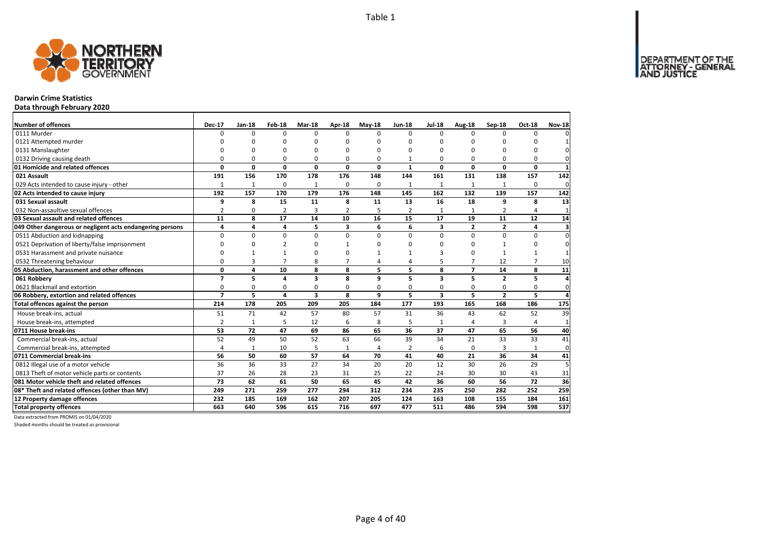Table 1

**Darwin Crime Statistics**
**Data through February 2020**

| Number of offences | Dec-17 | Jan-18 | Feb-18 | Mar-18 | Apr-18 | May-18 | Jun-18 | Jul-18 | Aug-18 | Sep-18 | Oct-18 | Nov-18 |
|---|---|---|---|---|---|---|---|---|---|---|---|---|
| 0111 Murder | 0 | 0 | 0 | 0 | 0 | 0 | 0 | 0 | 0 | 0 | 0 | 0 |
| 0121 Attempted murder | 0 | 0 | 0 | 0 | 0 | 0 | 0 | 0 | 0 | 0 | 0 | 1 |
| 0131 Manslaughter | 0 | 0 | 0 | 0 | 0 | 0 | 0 | 0 | 0 | 0 | 0 | 0 |
| 0132 Driving causing death | 0 | 0 | 0 | 0 | 0 | 0 | 1 | 0 | 0 | 0 | 0 | 0 |
| **01 Homicide and related offences** | **0** | **0** | **0** | **0** | **0** | **0** | **1** | **0** | **0** | **0** | **0** | **1** |
| **021 Assault** | **191** | **156** | **170** | **178** | **176** | **148** | **144** | **161** | **131** | **138** | **157** | **142** |
| 029 Acts intended to cause injury - other | 1 | 1 | 0 | 1 | 0 | 0 | 1 | 1 | 1 | 1 | 0 | 0 |
| **02 Acts intended to cause injury** | **192** | **157** | **170** | **179** | **176** | **148** | **145** | **162** | **132** | **139** | **157** | **142** |
| **031 Sexual assault** | **9** | **8** | **15** | **11** | **8** | **11** | **13** | **16** | **18** | **9** | **8** | **13** |
| 032 Non-assaultive sexual offences | 2 | 0 | 2 | 3 | 2 | 5 | 2 | 1 | 1 | 2 | 4 | 1 |
| **03 Sexual assault and related offences** | **11** | **8** | **17** | **14** | **10** | **16** | **15** | **17** | **19** | **11** | **12** | **14** |
| **049 Other dangerous or negligent acts endangering persons** | **4** | **4** | **4** | **5** | **3** | **6** | **6** | **3** | **2** | **2** | **4** | **3** |
| 0511 Abduction and kidnapping | 0 | 0 | 0 | 0 | 0 | 0 | 0 | 0 | 0 | 0 | 0 | 0 |
| 0521 Deprivation of liberty/false imprisonment | 0 | 0 | 2 | 0 | 1 | 0 | 0 | 0 | 0 | 1 | 0 | 0 |
| 0531 Harassment and private nuisance | 0 | 1 | 1 | 0 | 0 | 1 | 1 | 3 | 0 | 1 | 1 | 1 |
| 0532 Threatening behaviour | 0 | 3 | 7 | 8 | 7 | 4 | 4 | 5 | 7 | 12 | 7 | 10 |
| **05 Abduction, harassment and other offences** | **0** | **4** | **10** | **8** | **8** | **5** | **5** | **8** | **7** | **14** | **8** | **11** |
| **061 Robbery** | **7** | **5** | **4** | **3** | **8** | **9** | **5** | **3** | **5** | **2** | **5** | **4** |
| 0621 Blackmail and extortion | 0 | 0 | 0 | 0 | 0 | 0 | 0 | 0 | 0 | 0 | 0 | 0 |
| **06 Robbery, extortion and related offences** | **7** | **5** | **4** | **3** | **8** | **9** | **5** | **3** | **5** | **2** | **5** | **4** |
| **Total offences against the person** | **214** | **178** | **205** | **209** | **205** | **184** | **177** | **193** | **165** | **168** | **186** | **175** |
| House break-ins, actual | 51 | 71 | 42 | 57 | 80 | 57 | 31 | 36 | 43 | 62 | 52 | 39 |
| House break-ins, attempted | 2 | 1 | 5 | 12 | 6 | 8 | 5 | 1 | 4 | 3 | 4 | 1 |
| **0711 House break-ins** | **53** | **72** | **47** | **69** | **86** | **65** | **36** | **37** | **47** | **65** | **56** | **40** |
| Commercial break-ins, actual | 52 | 49 | 50 | 52 | 63 | 66 | 39 | 34 | 21 | 33 | 33 | 41 |
| Commercial break-ins, attempted | 4 | 1 | 10 | 5 | 1 | 4 | 2 | 6 | 0 | 3 | 1 | 0 |
| **0711 Commercial break-ins** | **56** | **50** | **60** | **57** | **64** | **70** | **41** | **40** | **21** | **36** | **34** | **41** |
| 0812 Illegal use of a motor vehicle | 36 | 36 | 33 | 27 | 34 | 20 | 20 | 12 | 30 | 26 | 29 | 5 |
| 0813 Theft of motor vehicle parts or contents | 37 | 26 | 28 | 23 | 31 | 25 | 22 | 24 | 30 | 30 | 43 | 31 |
| **081 Motor vehicle theft and related offences** | **73** | **62** | **61** | **50** | **65** | **45** | **42** | **36** | **60** | **56** | **72** | **36** |
| **08* Theft and related offences (other than MV)** | **249** | **271** | **259** | **277** | **294** | **312** | **234** | **235** | **250** | **282** | **252** | **259** |
| **12 Property damage offences** | **232** | **185** | **169** | **162** | **207** | **205** | **124** | **163** | **108** | **155** | **184** | **161** |
| **Total property offences** | **663** | **640** | **596** | **615** | **716** | **697** | **477** | **511** | **486** | **594** | **598** | **537** |

Data extracted from PROMIS on 01/04/2020

Shaded months should be treated as provisional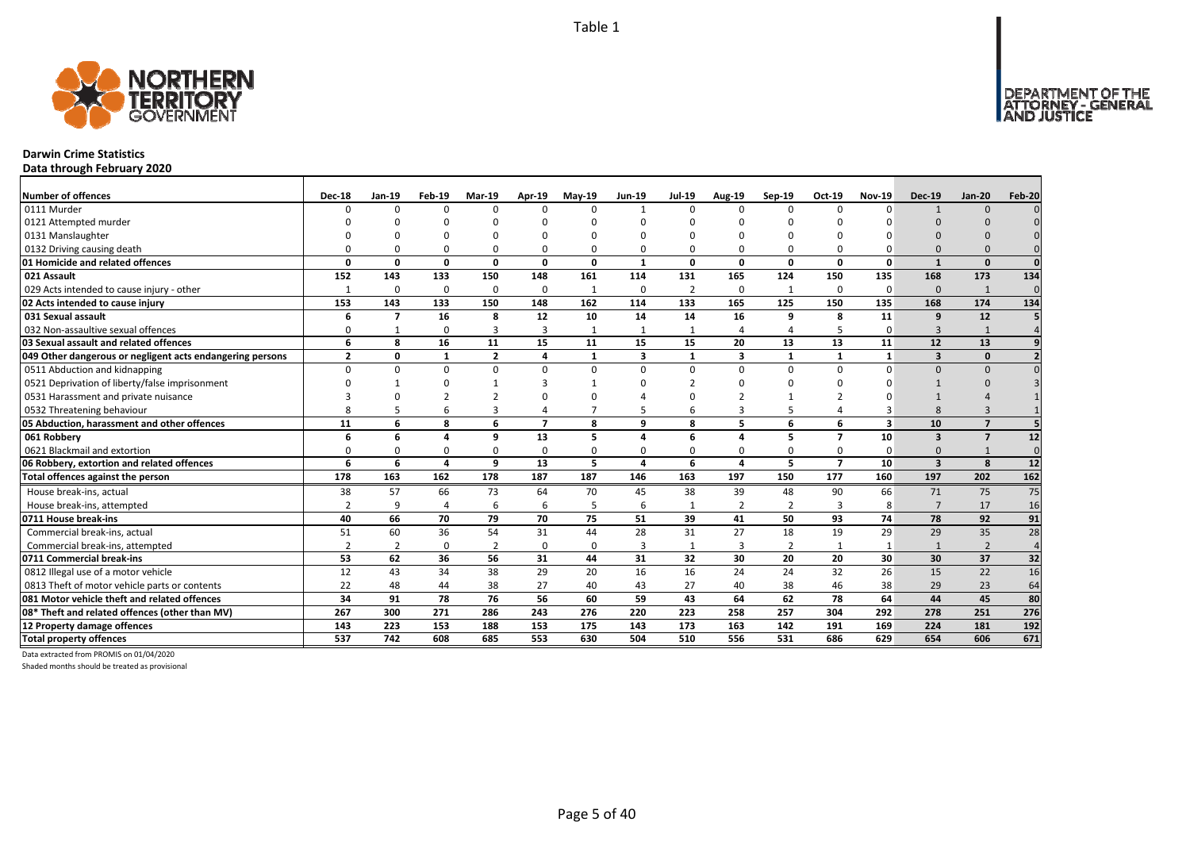Table 1

## Darwin Crime Statistics

**Data through February 2020**

| Number of offences | Dec-18 | Jan-19 | Feb-19 | Mar-19 | Apr-19 | May-19 | Jun-19 | Jul-19 | Aug-19 | Sep-19 | Oct-19 | Nov-19 | Dec-19 | Jan-20 | Feb-20 |
|---|---|---|---|---|---|---|---|---|---|---|---|---|---|---|---|
| 0111 Murder | 0 | 0 | 0 | 0 | 0 | 0 | 1 | 0 | 0 | 0 | 0 | 0 | 1 | 0 | 0 |
| 0121 Attempted murder | 0 | 0 | 0 | 0 | 0 | 0 | 0 | 0 | 0 | 0 | 0 | 0 | 0 | 0 | 0 |
| 0131 Manslaughter | 0 | 0 | 0 | 0 | 0 | 0 | 0 | 0 | 0 | 0 | 0 | 0 | 0 | 0 | 0 |
| 0132 Driving causing death | 0 | 0 | 0 | 0 | 0 | 0 | 0 | 0 | 0 | 0 | 0 | 0 | 0 | 0 | 0 |
| **01 Homicide and related offences** | **0** | **0** | **0** | **0** | **0** | **0** | **1** | **0** | **0** | **0** | **0** | **0** | **1** | **0** | **0** |
| **021 Assault** | **152** | **143** | **133** | **150** | **148** | **161** | **114** | **131** | **165** | **124** | **150** | **135** | **168** | **173** | **134** |
| 029 Acts intended to cause injury - other | 1 | 0 | 0 | 0 | 0 | 1 | 0 | 2 | 0 | 1 | 0 | 0 | 0 | 1 | 0 |
| **02 Acts intended to cause injury** | **153** | **143** | **133** | **150** | **148** | **162** | **114** | **133** | **165** | **125** | **150** | **135** | **168** | **174** | **134** |
| **031 Sexual assault** | **6** | **7** | **16** | **8** | **12** | **10** | **14** | **14** | **16** | **9** | **8** | **11** | **9** | **12** | **5** |
| 032 Non-assaultive sexual offences | 0 | 1 | 0 | 3 | 3 | 1 | 1 | 1 | 4 | 4 | 5 | 0 | 3 | 1 | 4 |
| **03 Sexual assault and related offences** | **6** | **8** | **16** | **11** | **15** | **11** | **15** | **15** | **20** | **13** | **13** | **11** | **12** | **13** | **9** |
| **049 Other dangerous or negligent acts endangering persons** | **2** | **0** | **1** | **2** | **4** | **1** | **3** | **1** | **3** | **1** | **1** | **1** | **3** | **0** | **2** |
| 0511 Abduction and kidnapping | 0 | 0 | 0 | 0 | 0 | 0 | 0 | 0 | 0 | 0 | 0 | 0 | 0 | 0 | 0 |
| 0521 Deprivation of liberty/false imprisonment | 0 | 1 | 0 | 1 | 3 | 1 | 0 | 2 | 0 | 0 | 0 | 0 | 1 | 0 | 3 |
| 0531 Harassment and private nuisance | 3 | 0 | 2 | 2 | 0 | 0 | 4 | 0 | 2 | 1 | 2 | 0 | 1 | 4 | 1 |
| 0532 Threatening behaviour | 8 | 5 | 6 | 3 | 4 | 7 | 5 | 6 | 3 | 5 | 4 | 3 | 8 | 3 | 1 |
| **05 Abduction, harassment and other offences** | **11** | **6** | **8** | **6** | **7** | **8** | **9** | **8** | **5** | **6** | **6** | **3** | **10** | **7** | **5** |
| **061 Robbery** | **6** | **6** | **4** | **9** | **13** | **5** | **4** | **6** | **4** | **5** | **7** | **10** | **3** | **7** | **12** |
| 0621 Blackmail and extortion | 0 | 0 | 0 | 0 | 0 | 0 | 0 | 0 | 0 | 0 | 0 | 0 | 0 | 1 | 0 |
| **06 Robbery, extortion and related offences** | **6** | **6** | **4** | **9** | **13** | **5** | **4** | **6** | **4** | **5** | **7** | **10** | **3** | **8** | **12** |
| **Total offences against the person** | **178** | **163** | **162** | **178** | **187** | **187** | **146** | **163** | **197** | **150** | **177** | **160** | **197** | **202** | **162** |
| House break-ins, actual | 38 | 57 | 66 | 73 | 64 | 70 | 45 | 38 | 39 | 48 | 90 | 66 | 71 | 75 | 75 |
| House break-ins, attempted | 2 | 9 | 4 | 6 | 6 | 5 | 6 | 1 | 2 | 2 | 3 | 8 | 7 | 17 | 16 |
| **0711 House break-ins** | **40** | **66** | **70** | **79** | **70** | **75** | **51** | **39** | **41** | **50** | **93** | **74** | **78** | **92** | **91** |
| Commercial break-ins, actual | 51 | 60 | 36 | 54 | 31 | 44 | 28 | 31 | 27 | 18 | 19 | 29 | 29 | 35 | 28 |
| Commercial break-ins, attempted | 2 | 2 | 0 | 2 | 0 | 0 | 3 | 1 | 3 | 2 | 1 | 1 | 1 | 2 | 4 |
| **0711 Commercial break-ins** | **53** | **62** | **36** | **56** | **31** | **44** | **31** | **32** | **30** | **20** | **20** | **30** | **30** | **37** | **32** |
| 0812 Illegal use of a motor vehicle | 12 | 43 | 34 | 38 | 29 | 20 | 16 | 16 | 24 | 24 | 32 | 26 | 15 | 22 | 16 |
| 0813 Theft of motor vehicle parts or contents | 22 | 48 | 44 | 38 | 27 | 40 | 43 | 27 | 40 | 38 | 46 | 38 | 29 | 23 | 64 |
| **081 Motor vehicle theft and related offences** | **34** | **91** | **78** | **76** | **56** | **60** | **59** | **43** | **64** | **62** | **78** | **64** | **44** | **45** | **80** |
| **08* Theft and related offences (other than MV)** | **267** | **300** | **271** | **286** | **243** | **276** | **220** | **223** | **258** | **257** | **304** | **292** | **278** | **251** | **276** |
| **12 Property damage offences** | **143** | **223** | **153** | **188** | **153** | **175** | **143** | **173** | **163** | **142** | **191** | **169** | **224** | **181** | **192** |
| **Total property offences** | **537** | **742** | **608** | **685** | **553** | **630** | **504** | **510** | **556** | **531** | **686** | **629** | **654** | **606** | **671** |

Data extracted from PROMIS on 01/04/2020

Shaded months should be treated as provisional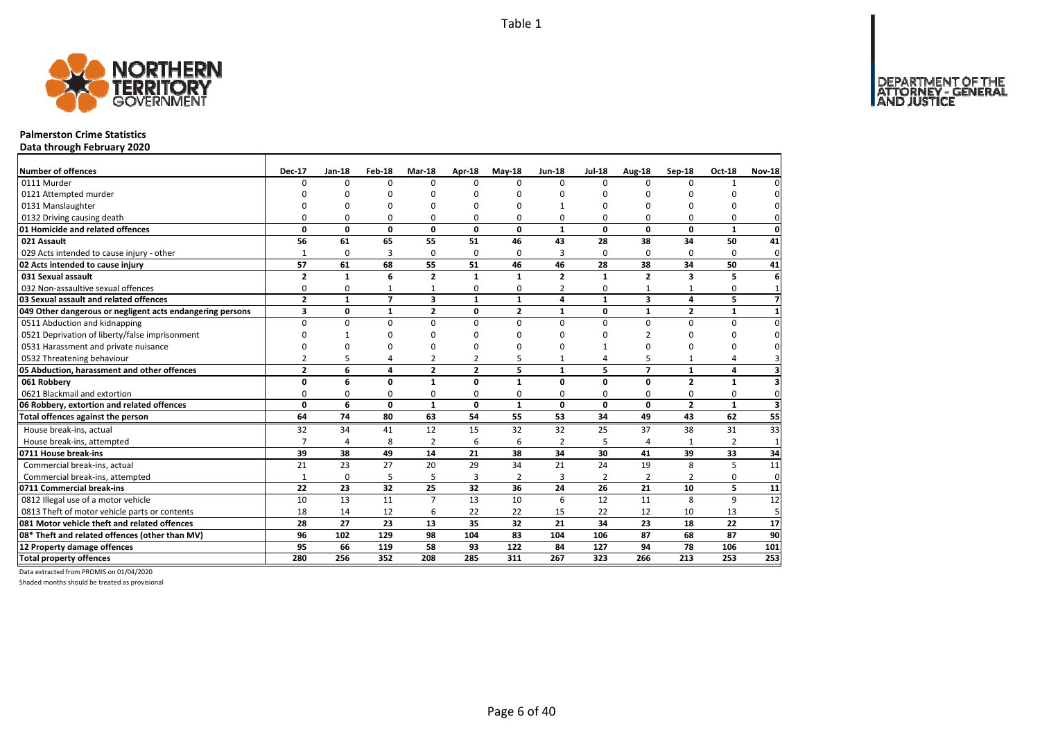Table 1

# Palmerston Crime Statistics

## Data through February 2020

| Number of offences | Dec-17 | Jan-18 | Feb-18 | Mar-18 | Apr-18 | May-18 | Jun-18 | Jul-18 | Aug-18 | Sep-18 | Oct-18 | Nov-18 |
|---|---|---|---|---|---|---|---|---|---|---|---|---|
| 0111 Murder | 0 | 0 | 0 | 0 | 0 | 0 | 0 | 0 | 0 | 0 | 1 | 0 |
| 0121 Attempted murder | 0 | 0 | 0 | 0 | 0 | 0 | 0 | 0 | 0 | 0 | 0 | 0 |
| 0131 Manslaughter | 0 | 0 | 0 | 0 | 0 | 0 | 1 | 0 | 0 | 0 | 0 | 0 |
| 0132 Driving causing death | 0 | 0 | 0 | 0 | 0 | 0 | 0 | 0 | 0 | 0 | 0 | 0 |
| **01 Homicide and related offences** | **0** | **0** | **0** | **0** | **0** | **0** | **1** | **0** | **0** | **0** | **1** | **0** |
| **021 Assault** | **56** | **61** | **65** | **55** | **51** | **46** | **43** | **28** | **38** | **34** | **50** | **41** |
| 029 Acts intended to cause injury - other | 1 | 0 | 3 | 0 | 0 | 0 | 3 | 0 | 0 | 0 | 0 | 0 |
| **02 Acts intended to cause injury** | **57** | **61** | **68** | **55** | **51** | **46** | **46** | **28** | **38** | **34** | **50** | **41** |
| **031 Sexual assault** | **2** | **1** | **6** | **2** | **1** | **1** | **2** | **1** | **2** | **3** | **5** | **6** |
| 032 Non-assaultive sexual offences | 0 | 0 | 1 | 1 | 0 | 0 | 2 | 0 | 1 | 1 | 0 | 1 |
| **03 Sexual assault and related offences** | **2** | **1** | **7** | **3** | **1** | **1** | **4** | **1** | **3** | **4** | **5** | **7** |
| **049 Other dangerous or negligent acts endangering persons** | **3** | **0** | **1** | **2** | **0** | **2** | **1** | **0** | **1** | **2** | **1** | **1** |
| 0511 Abduction and kidnapping | 0 | 0 | 0 | 0 | 0 | 0 | 0 | 0 | 0 | 0 | 0 | 0 |
| 0521 Deprivation of liberty/false imprisonment | 0 | 1 | 0 | 0 | 0 | 0 | 0 | 0 | 2 | 0 | 0 | 0 |
| 0531 Harassment and private nuisance | 0 | 0 | 0 | 0 | 0 | 0 | 0 | 1 | 0 | 0 | 0 | 0 |
| 0532 Threatening behaviour | 2 | 5 | 4 | 2 | 2 | 5 | 1 | 4 | 5 | 1 | 4 | 3 |
| **05 Abduction, harassment and other offences** | **2** | **6** | **4** | **2** | **2** | **5** | **1** | **5** | **7** | **1** | **4** | **3** |
| **061 Robbery** | **0** | **6** | **0** | **1** | **0** | **1** | **0** | **0** | **0** | **2** | **1** | **3** |
| 0621 Blackmail and extortion | 0 | 0 | 0 | 0 | 0 | 0 | 0 | 0 | 0 | 0 | 0 | 0 |
| **06 Robbery, extortion and related offences** | **0** | **6** | **0** | **1** | **0** | **1** | **0** | **0** | **0** | **2** | **1** | **3** |
| **Total offences against the person** | **64** | **74** | **80** | **63** | **54** | **55** | **53** | **34** | **49** | **43** | **62** | **55** |
| House break-ins, actual | 32 | 34 | 41 | 12 | 15 | 32 | 32 | 25 | 37 | 38 | 31 | 33 |
| House break-ins, attempted | 7 | 4 | 8 | 2 | 6 | 6 | 2 | 5 | 4 | 1 | 2 | 1 |
| **0711 House break-ins** | **39** | **38** | **49** | **14** | **21** | **38** | **34** | **30** | **41** | **39** | **33** | **34** |
| Commercial break-ins, actual | 21 | 23 | 27 | 20 | 29 | 34 | 21 | 24 | 19 | 8 | 5 | 11 |
| Commercial break-ins, attempted | 1 | 0 | 5 | 5 | 3 | 2 | 3 | 2 | 2 | 2 | 0 | 0 |
| **0711 Commercial break-ins** | **22** | **23** | **32** | **25** | **32** | **36** | **24** | **26** | **21** | **10** | **5** | **11** |
| 0812 Illegal use of a motor vehicle | 10 | 13 | 11 | 7 | 13 | 10 | 6 | 12 | 11 | 8 | 9 | 12 |
| 0813 Theft of motor vehicle parts or contents | 18 | 14 | 12 | 6 | 22 | 22 | 15 | 22 | 12 | 10 | 13 | 5 |
| **081 Motor vehicle theft and related offences** | **28** | **27** | **23** | **13** | **35** | **32** | **21** | **34** | **23** | **18** | **22** | **17** |
| **08* Theft and related offences (other than MV)** | **96** | **102** | **129** | **98** | **104** | **83** | **104** | **106** | **87** | **68** | **87** | **90** |
| **12 Property damage offences** | **95** | **66** | **119** | **58** | **93** | **122** | **84** | **127** | **94** | **78** | **106** | **101** |
| **Total property offences** | **280** | **256** | **352** | **208** | **285** | **311** | **267** | **323** | **266** | **213** | **253** | **253** |

Data extracted from PROMIS on 01/04/2020

Shaded months should be treated as provisional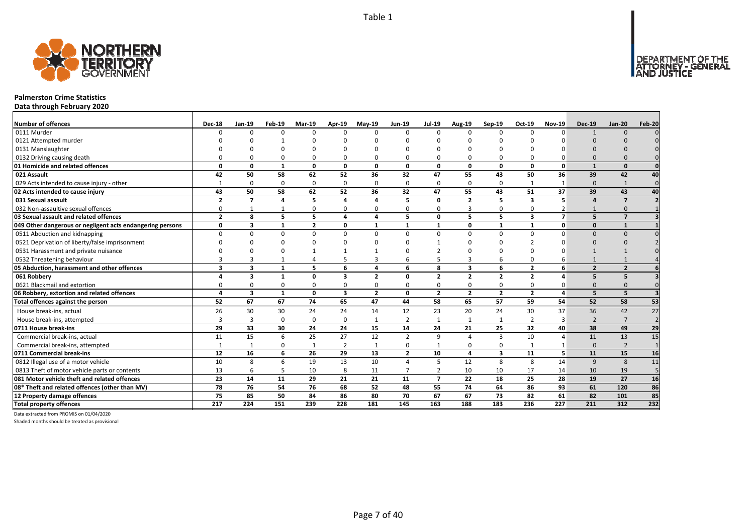Table 1

# Palmerston Crime Statistics

## Data through February 2020

| Number of offences | Dec-18 | Jan-19 | Feb-19 | Mar-19 | Apr-19 | May-19 | Jun-19 | Jul-19 | Aug-19 | Sep-19 | Oct-19 | Nov-19 | Dec-19 | Jan-20 | Feb-20 |
|---|---|---|---|---|---|---|---|---|---|---|---|---|---|---|---|
| 0111 Murder | 0 | 0 | 0 | 0 | 0 | 0 | 0 | 0 | 0 | 0 | 0 | 0 | 1 | 0 | 0 |
| 0121 Attempted murder | 0 | 0 | 1 | 0 | 0 | 0 | 0 | 0 | 0 | 0 | 0 | 0 | 0 | 0 | 0 |
| 0131 Manslaughter | 0 | 0 | 0 | 0 | 0 | 0 | 0 | 0 | 0 | 0 | 0 | 0 | 0 | 0 | 0 |
| 0132 Driving causing death | 0 | 0 | 0 | 0 | 0 | 0 | 0 | 0 | 0 | 0 | 0 | 0 | 0 | 0 | 0 |
| **01 Homicide and related offences** | **0** | **0** | **1** | **0** | **0** | **0** | **0** | **0** | **0** | **0** | **0** | **0** | **1** | **0** | **0** |
| **021 Assault** | **42** | **50** | **58** | **62** | **52** | **36** | **32** | **47** | **55** | **43** | **50** | **36** | **39** | **42** | **40** |
| 029 Acts intended to cause injury - other | 1 | 0 | 0 | 0 | 0 | 0 | 0 | 0 | 0 | 0 | 1 | 1 | 0 | 1 | 0 |
| **02 Acts intended to cause injury** | **43** | **50** | **58** | **62** | **52** | **36** | **32** | **47** | **55** | **43** | **51** | **37** | **39** | **43** | **40** |
| **031 Sexual assault** | **2** | **7** | **4** | **5** | **4** | **4** | **5** | **0** | **2** | **5** | **3** | **5** | **4** | **7** | **2** |
| 032 Non-assaultive sexual offences | 0 | 1 | 1 | 0 | 0 | 0 | 0 | 0 | 3 | 0 | 0 | 2 | 1 | 0 | 1 |
| **03 Sexual assault and related offences** | **2** | **8** | **5** | **5** | **4** | **4** | **5** | **0** | **5** | **5** | **3** | **7** | **5** | **7** | **3** |
| **049 Other dangerous or negligent acts endangering persons** | **0** | **3** | **1** | **2** | **0** | **1** | **1** | **1** | **0** | **1** | **1** | **0** | **0** | **1** | **1** |
| 0511 Abduction and kidnapping | 0 | 0 | 0 | 0 | 0 | 0 | 0 | 0 | 0 | 0 | 0 | 0 | 0 | 0 | 0 |
| 0521 Deprivation of liberty/false imprisonment | 0 | 0 | 0 | 0 | 0 | 0 | 0 | 1 | 0 | 0 | 2 | 0 | 0 | 0 | 2 |
| 0531 Harassment and private nuisance | 0 | 0 | 0 | 1 | 1 | 1 | 0 | 2 | 0 | 0 | 0 | 0 | 1 | 1 | 0 |
| 0532 Threatening behaviour | 3 | 3 | 1 | 4 | 5 | 3 | 6 | 5 | 3 | 6 | 0 | 6 | 1 | 1 | 4 |
| **05 Abduction, harassment and other offences** | **3** | **3** | **1** | **5** | **6** | **4** | **6** | **8** | **3** | **6** | **2** | **6** | **2** | **2** | **6** |
| **061 Robbery** | **4** | **3** | **1** | **0** | **3** | **2** | **0** | **2** | **2** | **2** | **2** | **4** | **5** | **5** | **3** |
| 0621 Blackmail and extortion | 0 | 0 | 0 | 0 | 0 | 0 | 0 | 0 | 0 | 0 | 0 | 0 | 0 | 0 | 0 |
| **06 Robbery, extortion and related offences** | **4** | **3** | **1** | **0** | **3** | **2** | **0** | **2** | **2** | **2** | **2** | **4** | **5** | **5** | **3** |
| **Total offences against the person** | **52** | **67** | **67** | **74** | **65** | **47** | **44** | **58** | **65** | **57** | **59** | **54** | **52** | **58** | **53** |
| House break-ins, actual | 26 | 30 | 30 | 24 | 24 | 14 | 12 | 23 | 20 | 24 | 30 | 37 | 36 | 42 | 27 |
| House break-ins, attempted | 3 | 3 | 0 | 0 | 0 | 1 | 2 | 1 | 1 | 1 | 2 | 3 | 2 | 7 | 2 |
| **0711 House break-ins** | **29** | **33** | **30** | **24** | **24** | **15** | **14** | **24** | **21** | **25** | **32** | **40** | **38** | **49** | **29** |
| Commercial break-ins, actual | 11 | 15 | 6 | 25 | 27 | 12 | 2 | 9 | 4 | 3 | 10 | 4 | 11 | 13 | 15 |
| Commercial break-ins, attempted | 1 | 1 | 0 | 1 | 2 | 1 | 0 | 1 | 0 | 0 | 1 | 1 | 0 | 2 | 1 |
| **0711 Commercial break-ins** | **12** | **16** | **6** | **26** | **29** | **13** | **2** | **10** | **4** | **3** | **11** | **5** | **11** | **15** | **16** |
| 0812 Illegal use of a motor vehicle | 10 | 8 | 6 | 19 | 13 | 10 | 4 | 5 | 12 | 8 | 8 | 14 | 9 | 8 | 11 |
| 0813 Theft of motor vehicle parts or contents | 13 | 6 | 5 | 10 | 8 | 11 | 7 | 2 | 10 | 10 | 17 | 14 | 10 | 19 | 5 |
| **081 Motor vehicle theft and related offences** | **23** | **14** | **11** | **29** | **21** | **21** | **11** | **7** | **22** | **18** | **25** | **28** | **19** | **27** | **16** |
| **08* Theft and related offences (other than MV)** | **78** | **76** | **54** | **76** | **68** | **52** | **48** | **55** | **74** | **64** | **86** | **93** | **61** | **120** | **86** |
| **12 Property damage offences** | **75** | **85** | **50** | **84** | **86** | **80** | **70** | **67** | **67** | **73** | **82** | **61** | **82** | **101** | **85** |
| **Total property offences** | **217** | **224** | **151** | **239** | **228** | **181** | **145** | **163** | **188** | **183** | **236** | **227** | **211** | **312** | **232** |

Data extracted from PROMIS on 01/04/2020

Shaded months should be treated as provisional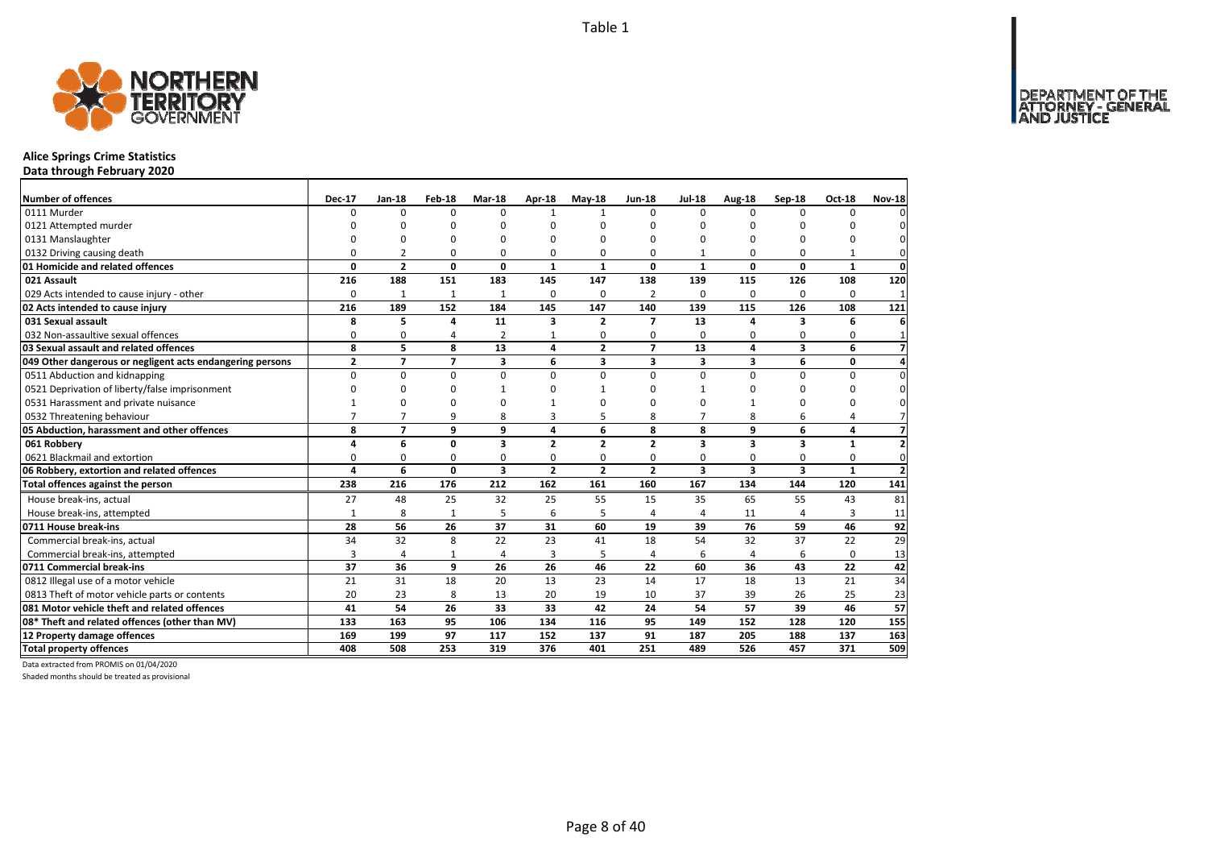Table 1

## Alice Springs Crime Statistics

**Data through February 2020**

| Number of offences | Dec-17 | Jan-18 | Feb-18 | Mar-18 | Apr-18 | May-18 | Jun-18 | Jul-18 | Aug-18 | Sep-18 | Oct-18 | Nov-18 |
|---|---|---|---|---|---|---|---|---|---|---|---|---|
| 0111 Murder | 0 | 0 | 0 | 0 | 1 | 1 | 0 | 0 | 0 | 0 | 0 | 0 |
| 0121 Attempted murder | 0 | 0 | 0 | 0 | 0 | 0 | 0 | 0 | 0 | 0 | 0 | 0 |
| 0131 Manslaughter | 0 | 0 | 0 | 0 | 0 | 0 | 0 | 0 | 0 | 0 | 0 | 0 |
| 0132 Driving causing death | 0 | 2 | 0 | 0 | 0 | 0 | 0 | 1 | 0 | 0 | 1 | 0 |
| **01 Homicide and related offences** | **0** | **2** | **0** | **0** | **1** | **1** | **0** | **1** | **0** | **0** | **1** | **0** |
| **021 Assault** | **216** | **188** | **151** | **183** | **145** | **147** | **138** | **139** | **115** | **126** | **108** | **120** |
| 029 Acts intended to cause injury - other | 0 | 1 | 1 | 1 | 0 | 0 | 2 | 0 | 0 | 0 | 0 | 1 |
| **02 Acts intended to cause injury** | **216** | **189** | **152** | **184** | **145** | **147** | **140** | **139** | **115** | **126** | **108** | **121** |
| **031 Sexual assault** | **8** | **5** | **4** | **11** | **3** | **2** | **7** | **13** | **4** | **3** | **6** | **6** |
| 032 Non-assaultive sexual offences | 0 | 0 | 4 | 2 | 1 | 0 | 0 | 0 | 0 | 0 | 0 | 1 |
| **03 Sexual assault and related offences** | **8** | **5** | **8** | **13** | **4** | **2** | **7** | **13** | **4** | **3** | **6** | **7** |
| **049 Other dangerous or negligent acts endangering persons** | **2** | **7** | **7** | **3** | **6** | **3** | **3** | **3** | **3** | **6** | **0** | **4** |
| 0511 Abduction and kidnapping | 0 | 0 | 0 | 0 | 0 | 0 | 0 | 0 | 0 | 0 | 0 | 0 |
| 0521 Deprivation of liberty/false imprisonment | 0 | 0 | 0 | 1 | 0 | 1 | 0 | 1 | 0 | 0 | 0 | 0 |
| 0531 Harassment and private nuisance | 1 | 0 | 0 | 0 | 1 | 0 | 0 | 0 | 1 | 0 | 0 | 0 |
| 0532 Threatening behaviour | 7 | 7 | 9 | 8 | 3 | 5 | 8 | 7 | 8 | 6 | 4 | 7 |
| **05 Abduction, harassment and other offences** | **8** | **7** | **9** | **9** | **4** | **6** | **8** | **8** | **9** | **6** | **4** | **7** |
| **061 Robbery** | **4** | **6** | **0** | **3** | **2** | **2** | **2** | **3** | **3** | **3** | **1** | **2** |
| 0621 Blackmail and extortion | 0 | 0 | 0 | 0 | 0 | 0 | 0 | 0 | 0 | 0 | 0 | 0 |
| **06 Robbery, extortion and related offences** | **4** | **6** | **0** | **3** | **2** | **2** | **2** | **3** | **3** | **3** | **1** | **2** |
| **Total offences against the person** | **238** | **216** | **176** | **212** | **162** | **161** | **160** | **167** | **134** | **144** | **120** | **141** |
| House break-ins, actual | 27 | 48 | 25 | 32 | 25 | 55 | 15 | 35 | 65 | 55 | 43 | 81 |
| House break-ins, attempted | 1 | 8 | 1 | 5 | 6 | 5 | 4 | 4 | 11 | 4 | 3 | 11 |
| **0711 House break-ins** | **28** | **56** | **26** | **37** | **31** | **60** | **19** | **39** | **76** | **59** | **46** | **92** |
| Commercial break-ins, actual | 34 | 32 | 8 | 22 | 23 | 41 | 18 | 54 | 32 | 37 | 22 | 29 |
| Commercial break-ins, attempted | 3 | 4 | 1 | 4 | 3 | 5 | 4 | 6 | 4 | 6 | 0 | 13 |
| **0711 Commercial break-ins** | **37** | **36** | **9** | **26** | **26** | **46** | **22** | **60** | **36** | **43** | **22** | **42** |
| 0812 Illegal use of a motor vehicle | 21 | 31 | 18 | 20 | 13 | 23 | 14 | 17 | 18 | 13 | 21 | 34 |
| 0813 Theft of motor vehicle parts or contents | 20 | 23 | 8 | 13 | 20 | 19 | 10 | 37 | 39 | 26 | 25 | 23 |
| **081 Motor vehicle theft and related offences** | **41** | **54** | **26** | **33** | **33** | **42** | **24** | **54** | **57** | **39** | **46** | **57** |
| **08* Theft and related offences (other than MV)** | **133** | **163** | **95** | **106** | **134** | **116** | **95** | **149** | **152** | **128** | **120** | **155** |
| **12 Property damage offences** | **169** | **199** | **97** | **117** | **152** | **137** | **91** | **187** | **205** | **188** | **137** | **163** |
| **Total property offences** | **408** | **508** | **253** | **319** | **376** | **401** | **251** | **489** | **526** | **457** | **371** | **509** |

Data extracted from PROMIS on 01/04/2020

Shaded months should be treated as provisional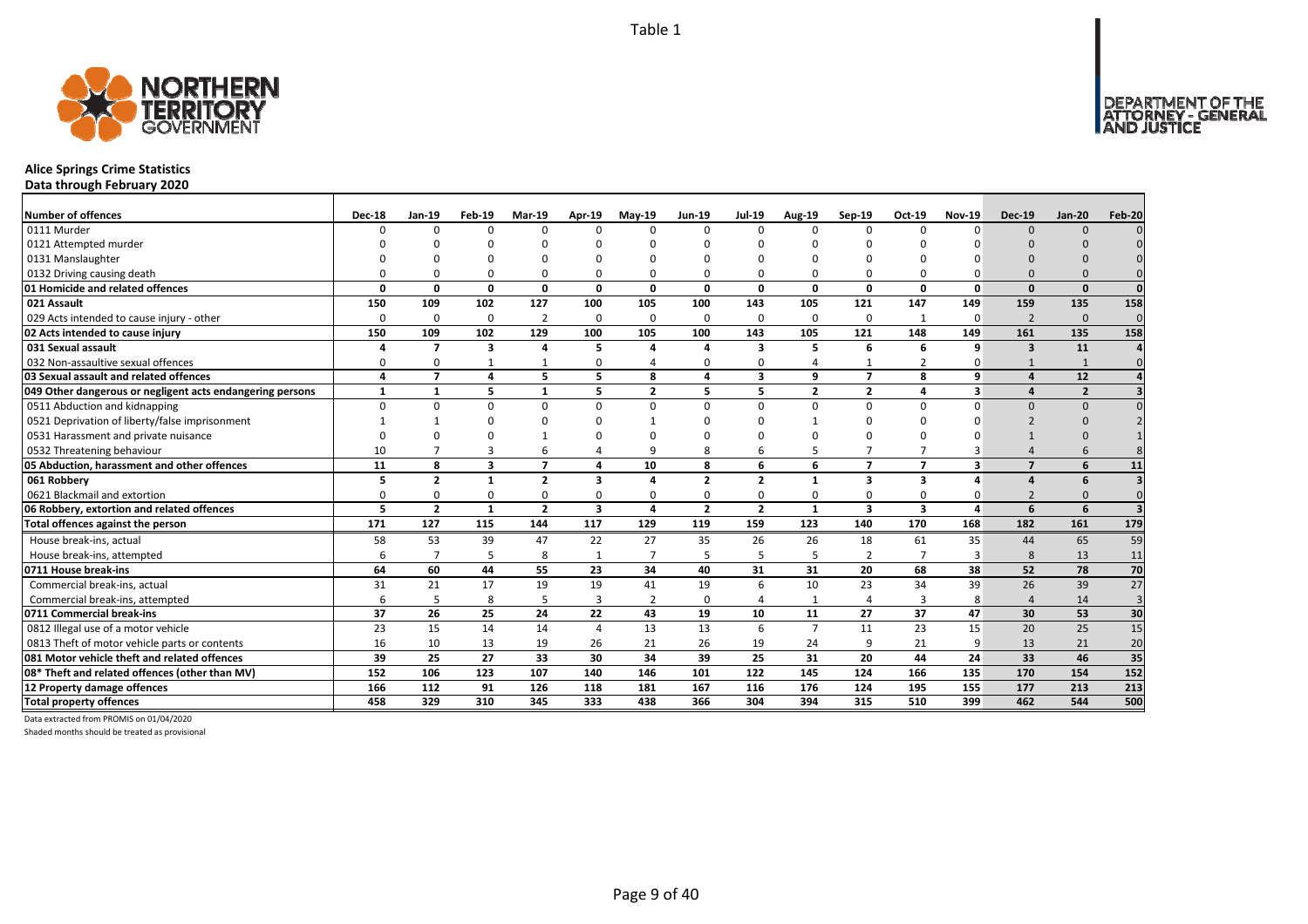Table 1

# Alice Springs Crime Statistics

**Data through February 2020**

| Number of offences | Dec-18 | Jan-19 | Feb-19 | Mar-19 | Apr-19 | May-19 | Jun-19 | Jul-19 | Aug-19 | Sep-19 | Oct-19 | Nov-19 | Dec-19 | Jan-20 | Feb-20 |
|---|---|---|---|---|---|---|---|---|---|---|---|---|---|---|---|
| 0111 Murder | 0 | 0 | 0 | 0 | 0 | 0 | 0 | 0 | 0 | 0 | 0 | 0 | 0 | 0 | 0 |
| 0121 Attempted murder | 0 | 0 | 0 | 0 | 0 | 0 | 0 | 0 | 0 | 0 | 0 | 0 | 0 | 0 | 0 |
| 0131 Manslaughter | 0 | 0 | 0 | 0 | 0 | 0 | 0 | 0 | 0 | 0 | 0 | 0 | 0 | 0 | 0 |
| 0132 Driving causing death | 0 | 0 | 0 | 0 | 0 | 0 | 0 | 0 | 0 | 0 | 0 | 0 | 0 | 0 | 0 |
| **01 Homicide and related offences** | **0** | **0** | **0** | **0** | **0** | **0** | **0** | **0** | **0** | **0** | **0** | **0** | **0** | **0** | **0** |
| **021 Assault** | **150** | **109** | **102** | **127** | **100** | **105** | **100** | **143** | **105** | **121** | **147** | **149** | **159** | **135** | **158** |
| 029 Acts intended to cause injury - other | 0 | 0 | 0 | 2 | 0 | 0 | 0 | 0 | 0 | 0 | 1 | 0 | 2 | 0 | 0 |
| **02 Acts intended to cause injury** | **150** | **109** | **102** | **129** | **100** | **105** | **100** | **143** | **105** | **121** | **148** | **149** | **161** | **135** | **158** |
| **031 Sexual assault** | **4** | **7** | **3** | **4** | **5** | **4** | **4** | **3** | **5** | **6** | **6** | **9** | **3** | **11** | **4** |
| 032 Non-assaultive sexual offences | 0 | 0 | 1 | 1 | 0 | 4 | 0 | 0 | 4 | 1 | 2 | 0 | 1 | 1 | 0 |
| **03 Sexual assault and related offences** | **4** | **7** | **4** | **5** | **5** | **8** | **4** | **3** | **9** | **7** | **8** | **9** | **4** | **12** | **4** |
| **049 Other dangerous or negligent acts endangering persons** | **1** | **1** | **5** | **1** | **5** | **2** | **5** | **5** | **2** | **2** | **4** | **3** | **4** | **2** | **3** |
| 0511 Abduction and kidnapping | 0 | 0 | 0 | 0 | 0 | 0 | 0 | 0 | 0 | 0 | 0 | 0 | 0 | 0 | 0 |
| 0521 Deprivation of liberty/false imprisonment | 1 | 1 | 0 | 0 | 0 | 1 | 0 | 0 | 1 | 0 | 0 | 0 | 2 | 0 | 2 |
| 0531 Harassment and private nuisance | 0 | 0 | 0 | 1 | 0 | 0 | 0 | 0 | 0 | 0 | 0 | 0 | 1 | 0 | 1 |
| 0532 Threatening behaviour | 10 | 7 | 3 | 6 | 4 | 9 | 8 | 6 | 5 | 7 | 7 | 3 | 4 | 6 | 8 |
| **05 Abduction, harassment and other offences** | **11** | **8** | **3** | **7** | **4** | **10** | **8** | **6** | **6** | **7** | **7** | **3** | **7** | **6** | **11** |
| **061 Robbery** | **5** | **2** | **1** | **2** | **3** | **4** | **2** | **2** | **1** | **3** | **3** | **4** | **4** | **6** | **3** |
| 0621 Blackmail and extortion | 0 | 0 | 0 | 0 | 0 | 0 | 0 | 0 | 0 | 0 | 0 | 0 | 2 | 0 | 0 |
| **06 Robbery, extortion and related offences** | **5** | **2** | **1** | **2** | **3** | **4** | **2** | **2** | **1** | **3** | **3** | **4** | **6** | **6** | **3** |
| **Total offences against the person** | **171** | **127** | **115** | **144** | **117** | **129** | **119** | **159** | **123** | **140** | **170** | **168** | **182** | **161** | **179** |
| House break-ins, actual | 58 | 53 | 39 | 47 | 22 | 27 | 35 | 26 | 26 | 18 | 61 | 35 | 44 | 65 | 59 |
| House break-ins, attempted | 6 | 7 | 5 | 8 | 1 | 7 | 5 | 5 | 5 | 2 | 7 | 3 | 8 | 13 | 11 |
| **0711 House break-ins** | **64** | **60** | **44** | **55** | **23** | **34** | **40** | **31** | **31** | **20** | **68** | **38** | **52** | **78** | **70** |
| Commercial break-ins, actual | 31 | 21 | 17 | 19 | 19 | 41 | 19 | 6 | 10 | 23 | 34 | 39 | 26 | 39 | 27 |
| Commercial break-ins, attempted | 6 | 5 | 8 | 5 | 3 | 2 | 0 | 4 | 1 | 4 | 3 | 8 | 4 | 14 | 3 |
| **0711 Commercial break-ins** | **37** | **26** | **25** | **24** | **22** | **43** | **19** | **10** | **11** | **27** | **37** | **47** | **30** | **53** | **30** |
| 0812 Illegal use of a motor vehicle | 23 | 15 | 14 | 14 | 4 | 13 | 13 | 6 | 7 | 11 | 23 | 15 | 20 | 25 | 15 |
| 0813 Theft of motor vehicle parts or contents | 16 | 10 | 13 | 19 | 26 | 21 | 26 | 19 | 24 | 9 | 21 | 9 | 13 | 21 | 20 |
| **081 Motor vehicle theft and related offences** | **39** | **25** | **27** | **33** | **30** | **34** | **39** | **25** | **31** | **20** | **44** | **24** | **33** | **46** | **35** |
| **08* Theft and related offences (other than MV)** | **152** | **106** | **123** | **107** | **140** | **146** | **101** | **122** | **145** | **124** | **166** | **135** | **170** | **154** | **152** |
| **12 Property damage offences** | **166** | **112** | **91** | **126** | **118** | **181** | **167** | **116** | **176** | **124** | **195** | **155** | **177** | **213** | **213** |
| **Total property offences** | **458** | **329** | **310** | **345** | **333** | **438** | **366** | **304** | **394** | **315** | **510** | **399** | **462** | **544** | **500** |

Data extracted from PROMIS on 01/04/2020

Shaded months should be treated as provisional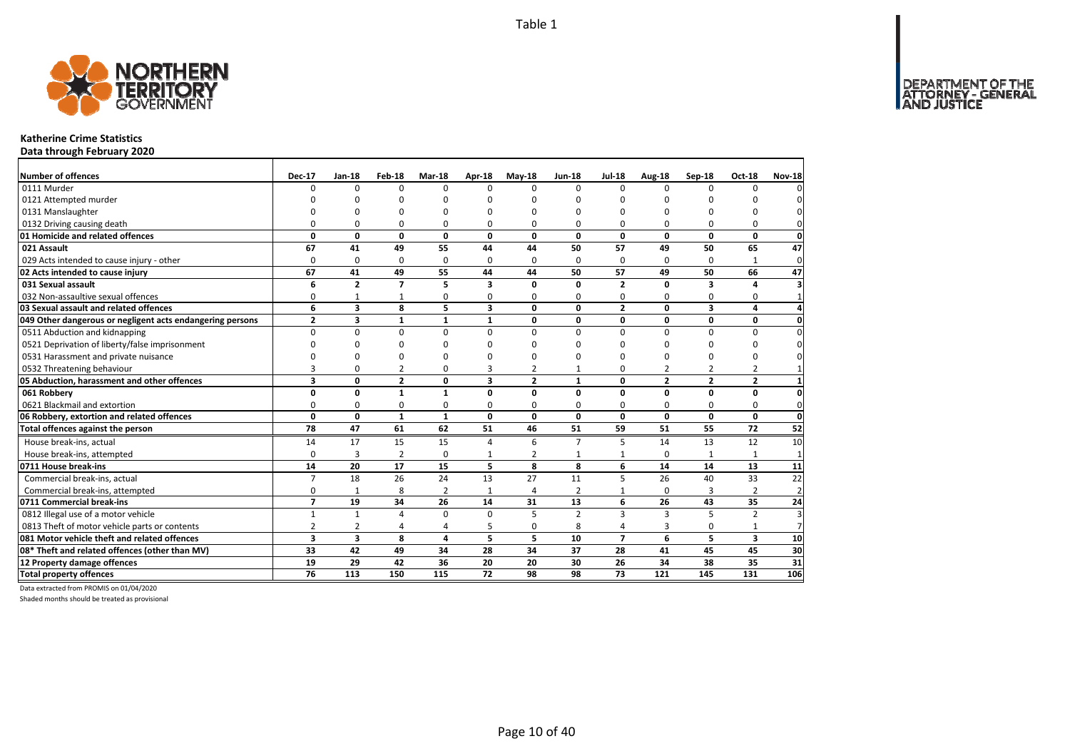Table 1

# Katherine Crime Statistics

## Data through February 2020

| Number of offences | Dec-17 | Jan-18 | Feb-18 | Mar-18 | Apr-18 | May-18 | Jun-18 | Jul-18 | Aug-18 | Sep-18 | Oct-18 | Nov-18 |
|---|---|---|---|---|---|---|---|---|---|---|---|---|
| 0111 Murder | 0 | 0 | 0 | 0 | 0 | 0 | 0 | 0 | 0 | 0 | 0 | 0 |
| 0121 Attempted murder | 0 | 0 | 0 | 0 | 0 | 0 | 0 | 0 | 0 | 0 | 0 | 0 |
| 0131 Manslaughter | 0 | 0 | 0 | 0 | 0 | 0 | 0 | 0 | 0 | 0 | 0 | 0 |
| 0132 Driving causing death | 0 | 0 | 0 | 0 | 0 | 0 | 0 | 0 | 0 | 0 | 0 | 0 |
| **01 Homicide and related offences** | **0** | **0** | **0** | **0** | **0** | **0** | **0** | **0** | **0** | **0** | **0** | **0** |
| **021 Assault** | **67** | **41** | **49** | **55** | **44** | **44** | **50** | **57** | **49** | **50** | **65** | **47** |
| 029 Acts intended to cause injury - other | 0 | 0 | 0 | 0 | 0 | 0 | 0 | 0 | 0 | 0 | 1 | 0 |
| **02 Acts intended to cause injury** | **67** | **41** | **49** | **55** | **44** | **44** | **50** | **57** | **49** | **50** | **66** | **47** |
| **031 Sexual assault** | **6** | **2** | **7** | **5** | **3** | **0** | **0** | **2** | **0** | **3** | **4** | **3** |
| 032 Non-assaultive sexual offences | 0 | 1 | 1 | 0 | 0 | 0 | 0 | 0 | 0 | 0 | 0 | 1 |
| **03 Sexual assault and related offences** | **6** | **3** | **8** | **5** | **3** | **0** | **0** | **2** | **0** | **3** | **4** | **4** |
| **049 Other dangerous or negligent acts endangering persons** | **2** | **3** | **1** | **1** | **1** | **0** | **0** | **0** | **0** | **0** | **0** | **0** |
| 0511 Abduction and kidnapping | 0 | 0 | 0 | 0 | 0 | 0 | 0 | 0 | 0 | 0 | 0 | 0 |
| 0521 Deprivation of liberty/false imprisonment | 0 | 0 | 0 | 0 | 0 | 0 | 0 | 0 | 0 | 0 | 0 | 0 |
| 0531 Harassment and private nuisance | 0 | 0 | 0 | 0 | 0 | 0 | 0 | 0 | 0 | 0 | 0 | 0 |
| 0532 Threatening behaviour | 3 | 0 | 2 | 0 | 3 | 2 | 1 | 0 | 2 | 2 | 2 | 1 |
| **05 Abduction, harassment and other offences** | **3** | **0** | **2** | **0** | **3** | **2** | **1** | **0** | **2** | **2** | **2** | **1** |
| **061 Robbery** | **0** | **0** | **1** | **1** | **0** | **0** | **0** | **0** | **0** | **0** | **0** | **0** |
| 0621 Blackmail and extortion | 0 | 0 | 0 | 0 | 0 | 0 | 0 | 0 | 0 | 0 | 0 | 0 |
| **06 Robbery, extortion and related offences** | **0** | **0** | **1** | **1** | **0** | **0** | **0** | **0** | **0** | **0** | **0** | **0** |
| **Total offences against the person** | **78** | **47** | **61** | **62** | **51** | **46** | **51** | **59** | **51** | **55** | **72** | **52** |
| House break-ins, actual | 14 | 17 | 15 | 15 | 4 | 6 | 7 | 5 | 14 | 13 | 12 | 10 |
| House break-ins, attempted | 0 | 3 | 2 | 0 | 1 | 2 | 1 | 1 | 0 | 1 | 1 | 1 |
| **0711 House break-ins** | **14** | **20** | **17** | **15** | **5** | **8** | **8** | **6** | **14** | **14** | **13** | **11** |
| Commercial break-ins, actual | 7 | 18 | 26 | 24 | 13 | 27 | 11 | 5 | 26 | 40 | 33 | 22 |
| Commercial break-ins, attempted | 0 | 1 | 8 | 2 | 1 | 4 | 2 | 1 | 0 | 3 | 2 | 2 |
| **0711 Commercial break-ins** | **7** | **19** | **34** | **26** | **14** | **31** | **13** | **6** | **26** | **43** | **35** | **24** |
| 0812 Illegal use of a motor vehicle | 1 | 1 | 4 | 0 | 0 | 5 | 2 | 3 | 3 | 5 | 2 | 3 |
| 0813 Theft of motor vehicle parts or contents | 2 | 2 | 4 | 4 | 5 | 0 | 8 | 4 | 3 | 0 | 1 | 7 |
| **081 Motor vehicle theft and related offences** | **3** | **3** | **8** | **4** | **5** | **5** | **10** | **7** | **6** | **5** | **3** | **10** |
| **08* Theft and related offences (other than MV)** | **33** | **42** | **49** | **34** | **28** | **34** | **37** | **28** | **41** | **45** | **45** | **30** |
| **12 Property damage offences** | **19** | **29** | **42** | **36** | **20** | **20** | **30** | **26** | **34** | **38** | **35** | **31** |
| **Total property offences** | **76** | **113** | **150** | **115** | **72** | **98** | **98** | **73** | **121** | **145** | **131** | **106** |

Data extracted from PROMIS on 01/04/2020

Shaded months should be treated as provisional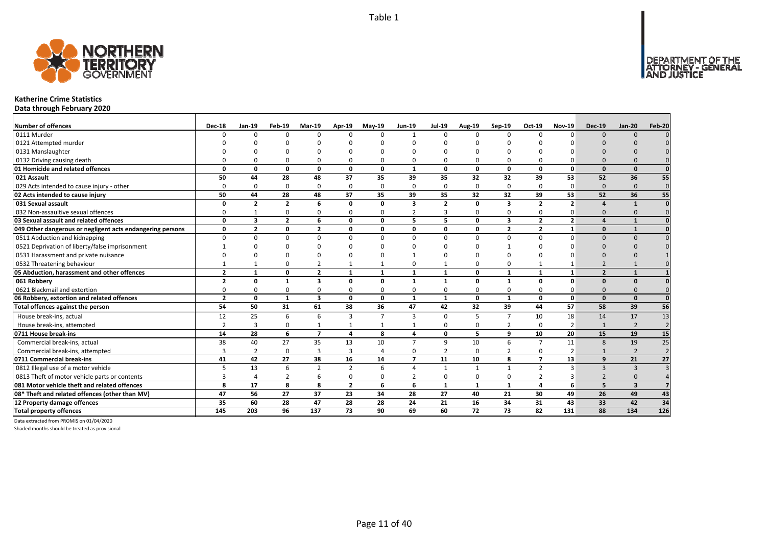# Katherine Crime Statistics

**Data through February 2020**

| Number of offences | Dec-18 | Jan-19 | Feb-19 | Mar-19 | Apr-19 | May-19 | Jun-19 | Jul-19 | Aug-19 | Sep-19 | Oct-19 | Nov-19 | Dec-19 | Jan-20 | Feb-20 |
|---|---|---|---|---|---|---|---|---|---|---|---|---|---|---|---|
| 0111 Murder | 0 | 0 | 0 | 0 | 0 | 0 | 1 | 0 | 0 | 0 | 0 | 0 | 0 | 0 | 0 |
| 0121 Attempted murder | 0 | 0 | 0 | 0 | 0 | 0 | 0 | 0 | 0 | 0 | 0 | 0 | 0 | 0 | 0 |
| 0131 Manslaughter | 0 | 0 | 0 | 0 | 0 | 0 | 0 | 0 | 0 | 0 | 0 | 0 | 0 | 0 | 0 |
| 0132 Driving causing death | 0 | 0 | 0 | 0 | 0 | 0 | 0 | 0 | 0 | 0 | 0 | 0 | 0 | 0 | 0 |
| **01 Homicide and related offences** | **0** | **0** | **0** | **0** | **0** | **0** | **1** | **0** | **0** | **0** | **0** | **0** | **0** | **0** | **0** |
| **021 Assault** | **50** | **44** | **28** | **48** | **37** | **35** | **39** | **35** | **32** | **32** | **39** | **53** | **52** | **36** | **55** |
| 029 Acts intended to cause injury - other | 0 | 0 | 0 | 0 | 0 | 0 | 0 | 0 | 0 | 0 | 0 | 0 | 0 | 0 | 0 |
| **02 Acts intended to cause injury** | **50** | **44** | **28** | **48** | **37** | **35** | **39** | **35** | **32** | **32** | **39** | **53** | **52** | **36** | **55** |
| **031 Sexual assault** | **0** | **2** | **2** | **6** | **0** | **0** | **3** | **2** | **0** | **3** | **2** | **2** | **4** | **1** | **0** |
| 032 Non-assaultive sexual offences | 0 | 1 | 0 | 0 | 0 | 0 | 2 | 3 | 0 | 0 | 0 | 0 | 0 | 0 | 0 |
| **03 Sexual assault and related offences** | **0** | **3** | **2** | **6** | **0** | **0** | **5** | **5** | **0** | **3** | **2** | **2** | **4** | **1** | **0** |
| **049 Other dangerous or negligent acts endangering persons** | **0** | **2** | **0** | **2** | **0** | **0** | **0** | **0** | **0** | **2** | **2** | **1** | **0** | **1** | **0** |
| 0511 Abduction and kidnapping | 0 | 0 | 0 | 0 | 0 | 0 | 0 | 0 | 0 | 0 | 0 | 0 | 0 | 0 | 0 |
| 0521 Deprivation of liberty/false imprisonment | 1 | 0 | 0 | 0 | 0 | 0 | 0 | 0 | 0 | 1 | 0 | 0 | 0 | 0 | 0 |
| 0531 Harassment and private nuisance | 0 | 0 | 0 | 0 | 0 | 0 | 1 | 0 | 0 | 0 | 0 | 0 | 0 | 0 | 1 |
| 0532 Threatening behaviour | 1 | 1 | 0 | 2 | 1 | 1 | 0 | 1 | 0 | 0 | 1 | 1 | 2 | 1 | 0 |
| **05 Abduction, harassment and other offences** | **2** | **1** | **0** | **2** | **1** | **1** | **1** | **1** | **0** | **1** | **1** | **1** | **2** | **1** | **1** |
| **061 Robbery** | **2** | **0** | **1** | **3** | **0** | **0** | **1** | **1** | **0** | **1** | **0** | **0** | **0** | **0** | **0** |
| 0621 Blackmail and extortion | 0 | 0 | 0 | 0 | 0 | 0 | 0 | 0 | 0 | 0 | 0 | 0 | 0 | 0 | 0 |
| **06 Robbery, extortion and related offences** | **2** | **0** | **1** | **3** | **0** | **0** | **1** | **1** | **0** | **1** | **0** | **0** | **0** | **0** | **0** |
| **Total offences against the person** | **54** | **50** | **31** | **61** | **38** | **36** | **47** | **42** | **32** | **39** | **44** | **57** | **58** | **39** | **56** |
| House break-ins, actual | 12 | 25 | 6 | 6 | 3 | 7 | 3 | 0 | 5 | 7 | 10 | 18 | 14 | 17 | 13 |
| House break-ins, attempted | 2 | 3 | 0 | 1 | 1 | 1 | 1 | 0 | 0 | 2 | 0 | 2 | 1 | 2 | 2 |
| **0711 House break-ins** | **14** | **28** | **6** | **7** | **4** | **8** | **4** | **0** | **5** | **9** | **10** | **20** | **15** | **19** | **15** |
| Commercial break-ins, actual | 38 | 40 | 27 | 35 | 13 | 10 | 7 | 9 | 10 | 6 | 7 | 11 | 8 | 19 | 25 |
| Commercial break-ins, attempted | 3 | 2 | 0 | 3 | 3 | 4 | 0 | 2 | 0 | 2 | 0 | 2 | 1 | 2 | 2 |
| **0711 Commercial break-ins** | **41** | **42** | **27** | **38** | **16** | **14** | **7** | **11** | **10** | **8** | **7** | **13** | **9** | **21** | **27** |
| 0812 Illegal use of a motor vehicle | 5 | 13 | 6 | 2 | 2 | 6 | 4 | 1 | 1 | 1 | 2 | 3 | 3 | 3 | 3 |
| 0813 Theft of motor vehicle parts or contents | 3 | 4 | 2 | 6 | 0 | 0 | 2 | 0 | 0 | 0 | 2 | 3 | 2 | 0 | 4 |
| **081 Motor vehicle theft and related offences** | **8** | **17** | **8** | **8** | **2** | **6** | **6** | **1** | **1** | **1** | **4** | **6** | **5** | **3** | **7** |
| **08* Theft and related offences (other than MV)** | **47** | **56** | **27** | **37** | **23** | **34** | **28** | **27** | **40** | **21** | **30** | **49** | **26** | **49** | **43** |
| **12 Property damage offences** | **35** | **60** | **28** | **47** | **28** | **28** | **24** | **21** | **16** | **34** | **31** | **43** | **33** | **42** | **34** |
| **Total property offences** | **145** | **203** | **96** | **137** | **73** | **90** | **69** | **60** | **72** | **73** | **82** | **131** | **88** | **134** | **126** |

Data extracted from PROMIS on 01/04/2020

Shaded months should be treated as provisional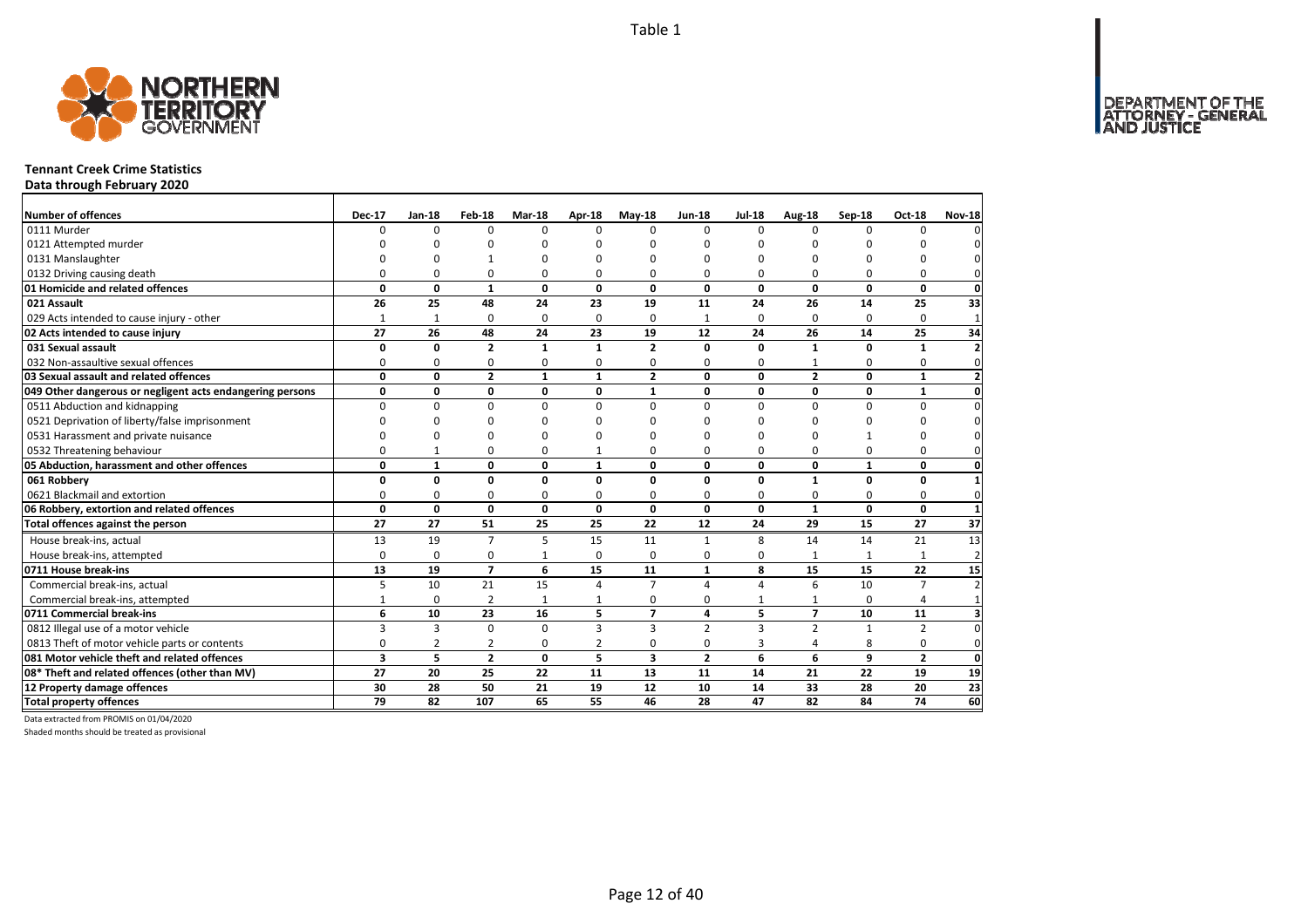Table 1

**Tennant Creek Crime Statistics**
**Data through February 2020**

| Number of offences | Dec-17 | Jan-18 | Feb-18 | Mar-18 | Apr-18 | May-18 | Jun-18 | Jul-18 | Aug-18 | Sep-18 | Oct-18 | Nov-18 |
|---|---|---|---|---|---|---|---|---|---|---|---|---|
| 0111 Murder | 0 | 0 | 0 | 0 | 0 | 0 | 0 | 0 | 0 | 0 | 0 | 0 |
| 0121 Attempted murder | 0 | 0 | 0 | 0 | 0 | 0 | 0 | 0 | 0 | 0 | 0 | 0 |
| 0131 Manslaughter | 0 | 0 | 1 | 0 | 0 | 0 | 0 | 0 | 0 | 0 | 0 | 0 |
| 0132 Driving causing death | 0 | 0 | 0 | 0 | 0 | 0 | 0 | 0 | 0 | 0 | 0 | 0 |
| **01 Homicide and related offences** | **0** | **0** | **1** | **0** | **0** | **0** | **0** | **0** | **0** | **0** | **0** | **0** |
| **021 Assault** | **26** | **25** | **48** | **24** | **23** | **19** | **11** | **24** | **26** | **14** | **25** | **33** |
| 029 Acts intended to cause injury - other | 1 | 1 | 0 | 0 | 0 | 0 | 1 | 0 | 0 | 0 | 0 | 1 |
| **02 Acts intended to cause injury** | **27** | **26** | **48** | **24** | **23** | **19** | **12** | **24** | **26** | **14** | **25** | **34** |
| **031 Sexual assault** | **0** | **0** | **2** | **1** | **1** | **2** | **0** | **0** | **1** | **0** | **1** | **2** |
| 032 Non-assaultive sexual offences | 0 | 0 | 0 | 0 | 0 | 0 | 0 | 0 | 1 | 0 | 0 | 0 |
| **03 Sexual assault and related offences** | **0** | **0** | **2** | **1** | **1** | **2** | **0** | **0** | **2** | **0** | **1** | **2** |
| **049 Other dangerous or negligent acts endangering persons** | **0** | **0** | **0** | **0** | **0** | **1** | **0** | **0** | **0** | **0** | **1** | **0** |
| 0511 Abduction and kidnapping | 0 | 0 | 0 | 0 | 0 | 0 | 0 | 0 | 0 | 0 | 0 | 0 |
| 0521 Deprivation of liberty/false imprisonment | 0 | 0 | 0 | 0 | 0 | 0 | 0 | 0 | 0 | 0 | 0 | 0 |
| 0531 Harassment and private nuisance | 0 | 0 | 0 | 0 | 0 | 0 | 0 | 0 | 0 | 1 | 0 | 0 |
| 0532 Threatening behaviour | 0 | 1 | 0 | 0 | 1 | 0 | 0 | 0 | 0 | 0 | 0 | 0 |
| **05 Abduction, harassment and other offences** | **0** | **1** | **0** | **0** | **1** | **0** | **0** | **0** | **0** | **1** | **0** | **0** |
| **061 Robbery** | **0** | **0** | **0** | **0** | **0** | **0** | **0** | **0** | **1** | **0** | **0** | **1** |
| 0621 Blackmail and extortion | 0 | 0 | 0 | 0 | 0 | 0 | 0 | 0 | 0 | 0 | 0 | 0 |
| **06 Robbery, extortion and related offences** | **0** | **0** | **0** | **0** | **0** | **0** | **0** | **0** | **1** | **0** | **0** | **1** |
| **Total offences against the person** | **27** | **27** | **51** | **25** | **25** | **22** | **12** | **24** | **29** | **15** | **27** | **37** |
| House break-ins, actual | 13 | 19 | 7 | 5 | 15 | 11 | 1 | 8 | 14 | 14 | 21 | 13 |
| House break-ins, attempted | 0 | 0 | 0 | 1 | 0 | 0 | 0 | 0 | 1 | 1 | 1 | 2 |
| **0711 House break-ins** | **13** | **19** | **7** | **6** | **15** | **11** | **1** | **8** | **15** | **15** | **22** | **15** |
| Commercial break-ins, actual | 5 | 10 | 21 | 15 | 4 | 7 | 4 | 4 | 6 | 10 | 7 | 2 |
| Commercial break-ins, attempted | 1 | 0 | 2 | 1 | 1 | 0 | 0 | 1 | 1 | 0 | 4 | 1 |
| **0711 Commercial break-ins** | **6** | **10** | **23** | **16** | **5** | **7** | **4** | **5** | **7** | **10** | **11** | **3** |
| 0812 Illegal use of a motor vehicle | 3 | 3 | 0 | 0 | 3 | 3 | 2 | 3 | 2 | 1 | 2 | 0 |
| 0813 Theft of motor vehicle parts or contents | 0 | 2 | 2 | 0 | 2 | 0 | 0 | 3 | 4 | 8 | 0 | 0 |
| **081 Motor vehicle theft and related offences** | **3** | **5** | **2** | **0** | **5** | **3** | **2** | **6** | **6** | **9** | **2** | **0** |
| **08\* Theft and related offences (other than MV)** | **27** | **20** | **25** | **22** | **11** | **13** | **11** | **14** | **21** | **22** | **19** | **19** |
| **12 Property damage offences** | **30** | **28** | **50** | **21** | **19** | **12** | **10** | **14** | **33** | **28** | **20** | **23** |
| **Total property offences** | **79** | **82** | **107** | **65** | **55** | **46** | **28** | **47** | **82** | **84** | **74** | **60** |

Data extracted from PROMIS on 01/04/2020

Shaded months should be treated as provisional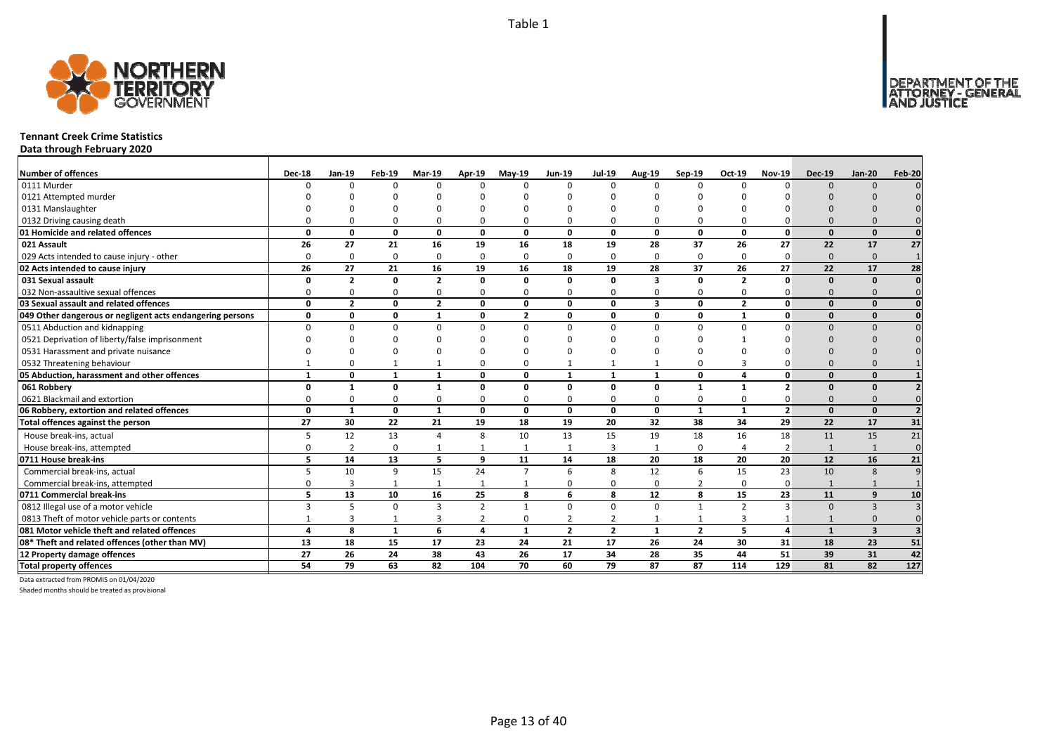Table 1

# Tennant Creek Crime Statistics

**Data through February 2020**

| Number of offences | Dec-18 | Jan-19 | Feb-19 | Mar-19 | Apr-19 | May-19 | Jun-19 | Jul-19 | Aug-19 | Sep-19 | Oct-19 | Nov-19 | Dec-19 | Jan-20 | Feb-20 |
|---|---|---|---|---|---|---|---|---|---|---|---|---|---|---|---|
| 0111 Murder | 0 | 0 | 0 | 0 | 0 | 0 | 0 | 0 | 0 | 0 | 0 | 0 | 0 | 0 | 0 |
| 0121 Attempted murder | 0 | 0 | 0 | 0 | 0 | 0 | 0 | 0 | 0 | 0 | 0 | 0 | 0 | 0 | 0 |
| 0131 Manslaughter | 0 | 0 | 0 | 0 | 0 | 0 | 0 | 0 | 0 | 0 | 0 | 0 | 0 | 0 | 0 |
| 0132 Driving causing death | 0 | 0 | 0 | 0 | 0 | 0 | 0 | 0 | 0 | 0 | 0 | 0 | 0 | 0 | 0 |
| **01 Homicide and related offences** | **0** | **0** | **0** | **0** | **0** | **0** | **0** | **0** | **0** | **0** | **0** | **0** | **0** | **0** | **0** |
| **021 Assault** | **26** | **27** | **21** | **16** | **19** | **16** | **18** | **19** | **28** | **37** | **26** | **27** | **22** | **17** | **27** |
| 029 Acts intended to cause injury - other | 0 | 0 | 0 | 0 | 0 | 0 | 0 | 0 | 0 | 0 | 0 | 0 | 0 | 0 | 1 |
| **02 Acts intended to cause injury** | **26** | **27** | **21** | **16** | **19** | **16** | **18** | **19** | **28** | **37** | **26** | **27** | **22** | **17** | **28** |
| **031 Sexual assault** | **0** | **2** | **0** | **2** | **0** | **0** | **0** | **0** | **3** | **0** | **2** | **0** | **0** | **0** | **0** |
| 032 Non-assaultive sexual offences | 0 | 0 | 0 | 0 | 0 | 0 | 0 | 0 | 0 | 0 | 0 | 0 | 0 | 0 | 0 |
| **03 Sexual assault and related offences** | **0** | **2** | **0** | **2** | **0** | **0** | **0** | **0** | **3** | **0** | **2** | **0** | **0** | **0** | **0** |
| **049 Other dangerous or negligent acts endangering persons** | **0** | **0** | **0** | **1** | **0** | **2** | **0** | **0** | **0** | **0** | **1** | **0** | **0** | **0** | **0** |
| 0511 Abduction and kidnapping | 0 | 0 | 0 | 0 | 0 | 0 | 0 | 0 | 0 | 0 | 0 | 0 | 0 | 0 | 0 |
| 0521 Deprivation of liberty/false imprisonment | 0 | 0 | 0 | 0 | 0 | 0 | 0 | 0 | 0 | 0 | 1 | 0 | 0 | 0 | 0 |
| 0531 Harassment and private nuisance | 0 | 0 | 0 | 0 | 0 | 0 | 0 | 0 | 0 | 0 | 0 | 0 | 0 | 0 | 0 |
| 0532 Threatening behaviour | 1 | 0 | 1 | 1 | 0 | 0 | 1 | 1 | 1 | 0 | 3 | 0 | 0 | 0 | 1 |
| **05 Abduction, harassment and other offences** | **1** | **0** | **1** | **1** | **0** | **0** | **1** | **1** | **1** | **0** | **4** | **0** | **0** | **0** | **1** |
| **061 Robbery** | **0** | **1** | **0** | **1** | **0** | **0** | **0** | **0** | **0** | **1** | **1** | **2** | **0** | **0** | **2** |
| 0621 Blackmail and extortion | 0 | 0 | 0 | 0 | 0 | 0 | 0 | 0 | 0 | 0 | 0 | 0 | 0 | 0 | 0 |
| **06 Robbery, extortion and related offences** | **0** | **1** | **0** | **1** | **0** | **0** | **0** | **0** | **0** | **1** | **1** | **2** | **0** | **0** | **2** |
| **Total offences against the person** | **27** | **30** | **22** | **21** | **19** | **18** | **19** | **20** | **32** | **38** | **34** | **29** | **22** | **17** | **31** |
| House break-ins, actual | 5 | 12 | 13 | 4 | 8 | 10 | 13 | 15 | 19 | 18 | 16 | 18 | 11 | 15 | 21 |
| House break-ins, attempted | 0 | 2 | 0 | 1 | 1 | 1 | 1 | 3 | 1 | 0 | 4 | 2 | 1 | 1 | 0 |
| **0711 House break-ins** | **5** | **14** | **13** | **5** | **9** | **11** | **14** | **18** | **20** | **18** | **20** | **20** | **12** | **16** | **21** |
| Commercial break-ins, actual | 5 | 10 | 9 | 15 | 24 | 7 | 6 | 8 | 12 | 6 | 15 | 23 | 10 | 8 | 9 |
| Commercial break-ins, attempted | 0 | 3 | 1 | 1 | 1 | 1 | 0 | 0 | 0 | 2 | 0 | 0 | 1 | 1 | 1 |
| **0711 Commercial break-ins** | **5** | **13** | **10** | **16** | **25** | **8** | **6** | **8** | **12** | **8** | **15** | **23** | **11** | **9** | **10** |
| 0812 Illegal use of a motor vehicle | 3 | 5 | 0 | 3 | 2 | 1 | 0 | 0 | 0 | 1 | 2 | 3 | 0 | 3 | 3 |
| 0813 Theft of motor vehicle parts or contents | 1 | 3 | 1 | 3 | 2 | 0 | 2 | 2 | 1 | 1 | 3 | 1 | 1 | 0 | 0 |
| **081 Motor vehicle theft and related offences** | **4** | **8** | **1** | **6** | **4** | **1** | **2** | **2** | **1** | **2** | **5** | **4** | **1** | **3** | **3** |
| **08* Theft and related offences (other than MV)** | **13** | **18** | **15** | **17** | **23** | **24** | **21** | **17** | **26** | **24** | **30** | **31** | **18** | **23** | **51** |
| **12 Property damage offences** | **27** | **26** | **24** | **38** | **43** | **26** | **17** | **34** | **28** | **35** | **44** | **51** | **39** | **31** | **42** |
| **Total property offences** | **54** | **79** | **63** | **82** | **104** | **70** | **60** | **79** | **87** | **87** | **114** | **129** | **81** | **82** | **127** |

Data extracted from PROMIS on 01/04/2020

Shaded months should be treated as provisional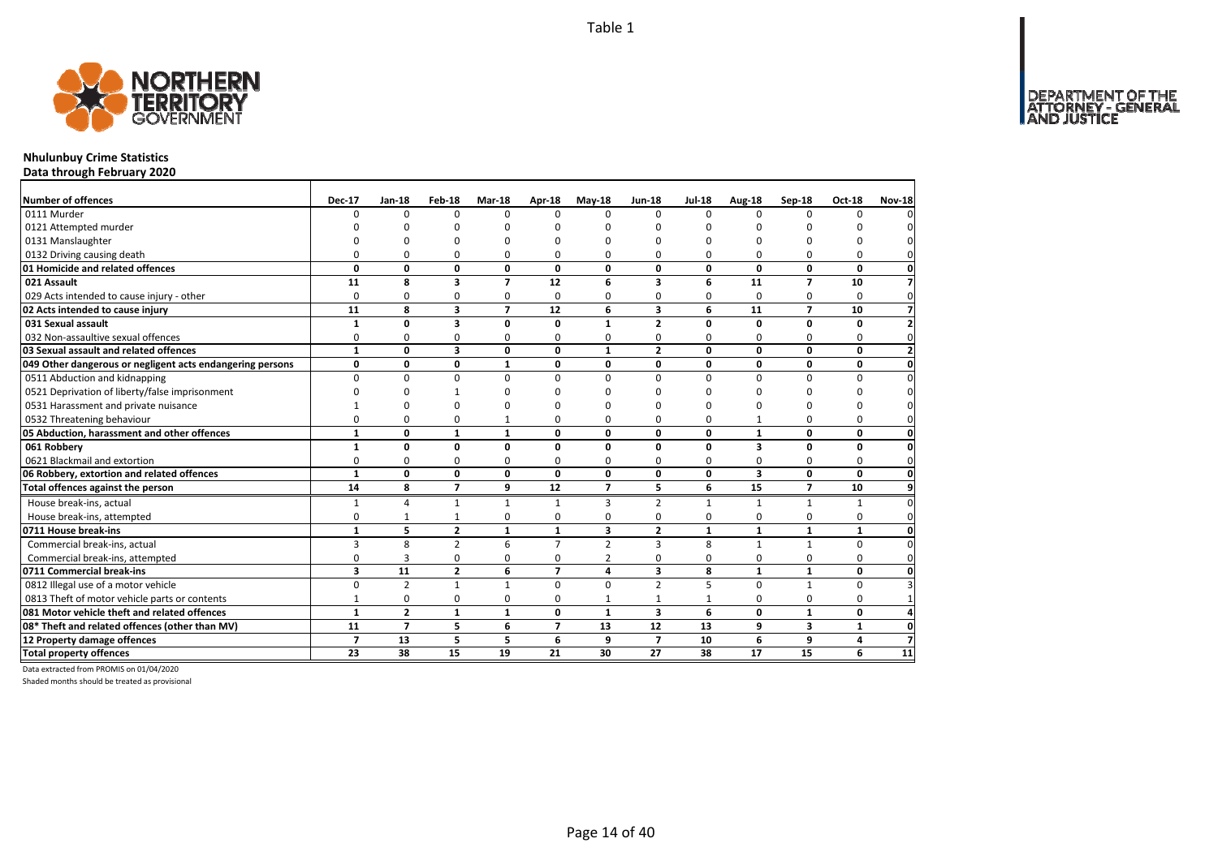Table 1

## Nhulunbuy Crime Statistics

**Data through February 2020**

| Number of offences | Dec-17 | Jan-18 | Feb-18 | Mar-18 | Apr-18 | May-18 | Jun-18 | Jul-18 | Aug-18 | Sep-18 | Oct-18 | Nov-18 |
|---|---|---|---|---|---|---|---|---|---|---|---|---|
| 0111 Murder | 0 | 0 | 0 | 0 | 0 | 0 | 0 | 0 | 0 | 0 | 0 | 0 |
| 0121 Attempted murder | 0 | 0 | 0 | 0 | 0 | 0 | 0 | 0 | 0 | 0 | 0 | 0 |
| 0131 Manslaughter | 0 | 0 | 0 | 0 | 0 | 0 | 0 | 0 | 0 | 0 | 0 | 0 |
| 0132 Driving causing death | 0 | 0 | 0 | 0 | 0 | 0 | 0 | 0 | 0 | 0 | 0 | 0 |
| **01 Homicide and related offences** | **0** | **0** | **0** | **0** | **0** | **0** | **0** | **0** | **0** | **0** | **0** | **0** |
| **021 Assault** | **11** | **8** | **3** | **7** | **12** | **6** | **3** | **6** | **11** | **7** | **10** | **7** |
| 029 Acts intended to cause injury - other | 0 | 0 | 0 | 0 | 0 | 0 | 0 | 0 | 0 | 0 | 0 | 0 |
| **02 Acts intended to cause injury** | **11** | **8** | **3** | **7** | **12** | **6** | **3** | **6** | **11** | **7** | **10** | **7** |
| **031 Sexual assault** | **1** | **0** | **3** | **0** | **0** | **1** | **2** | **0** | **0** | **0** | **0** | **2** |
| 032 Non-assaultive sexual offences | 0 | 0 | 0 | 0 | 0 | 0 | 0 | 0 | 0 | 0 | 0 | 0 |
| **03 Sexual assault and related offences** | **1** | **0** | **3** | **0** | **0** | **1** | **2** | **0** | **0** | **0** | **0** | **2** |
| **049 Other dangerous or negligent acts endangering persons** | **0** | **0** | **0** | **1** | **0** | **0** | **0** | **0** | **0** | **0** | **0** | **0** |
| 0511 Abduction and kidnapping | 0 | 0 | 0 | 0 | 0 | 0 | 0 | 0 | 0 | 0 | 0 | 0 |
| 0521 Deprivation of liberty/false imprisonment | 0 | 0 | 1 | 0 | 0 | 0 | 0 | 0 | 0 | 0 | 0 | 0 |
| 0531 Harassment and private nuisance | 1 | 0 | 0 | 0 | 0 | 0 | 0 | 0 | 0 | 0 | 0 | 0 |
| 0532 Threatening behaviour | 0 | 0 | 0 | 1 | 0 | 0 | 0 | 0 | 1 | 0 | 0 | 0 |
| **05 Abduction, harassment and other offences** | **1** | **0** | **1** | **1** | **0** | **0** | **0** | **0** | **1** | **0** | **0** | **0** |
| **061 Robbery** | **1** | **0** | **0** | **0** | **0** | **0** | **0** | **0** | **3** | **0** | **0** | **0** |
| 0621 Blackmail and extortion | 0 | 0 | 0 | 0 | 0 | 0 | 0 | 0 | 0 | 0 | 0 | 0 |
| **06 Robbery, extortion and related offences** | **1** | **0** | **0** | **0** | **0** | **0** | **0** | **0** | **3** | **0** | **0** | **0** |
| **Total offences against the person** | **14** | **8** | **7** | **9** | **12** | **7** | **5** | **6** | **15** | **7** | **10** | **9** |
| House break-ins, actual | 1 | 4 | 1 | 1 | 1 | 3 | 2 | 1 | 1 | 1 | 1 | 0 |
| House break-ins, attempted | 0 | 1 | 1 | 0 | 0 | 0 | 0 | 0 | 0 | 0 | 0 | 0 |
| **0711 House break-ins** | **1** | **5** | **2** | **1** | **1** | **3** | **2** | **1** | **1** | **1** | **1** | **0** |
| Commercial break-ins, actual | 3 | 8 | 2 | 6 | 7 | 2 | 3 | 8 | 1 | 1 | 0 | 0 |
| Commercial break-ins, attempted | 0 | 3 | 0 | 0 | 0 | 2 | 0 | 0 | 0 | 0 | 0 | 0 |
| **0711 Commercial break-ins** | **3** | **11** | **2** | **6** | **7** | **4** | **3** | **8** | **1** | **1** | **0** | **0** |
| 0812 Illegal use of a motor vehicle | 0 | 2 | 1 | 1 | 0 | 0 | 2 | 5 | 0 | 1 | 0 | 3 |
| 0813 Theft of motor vehicle parts or contents | 1 | 0 | 0 | 0 | 0 | 1 | 1 | 1 | 0 | 0 | 0 | 1 |
| **081 Motor vehicle theft and related offences** | **1** | **2** | **1** | **1** | **0** | **1** | **3** | **6** | **0** | **1** | **0** | **4** |
| **08* Theft and related offences (other than MV)** | **11** | **7** | **5** | **6** | **7** | **13** | **12** | **13** | **9** | **3** | **1** | **0** |
| **12 Property damage offences** | **7** | **13** | **5** | **5** | **6** | **9** | **7** | **10** | **6** | **9** | **4** | **7** |
| **Total property offences** | **23** | **38** | **15** | **19** | **21** | **30** | **27** | **38** | **17** | **15** | **6** | **11** |

Data extracted from PROMIS on 01/04/2020

Shaded months should be treated as provisional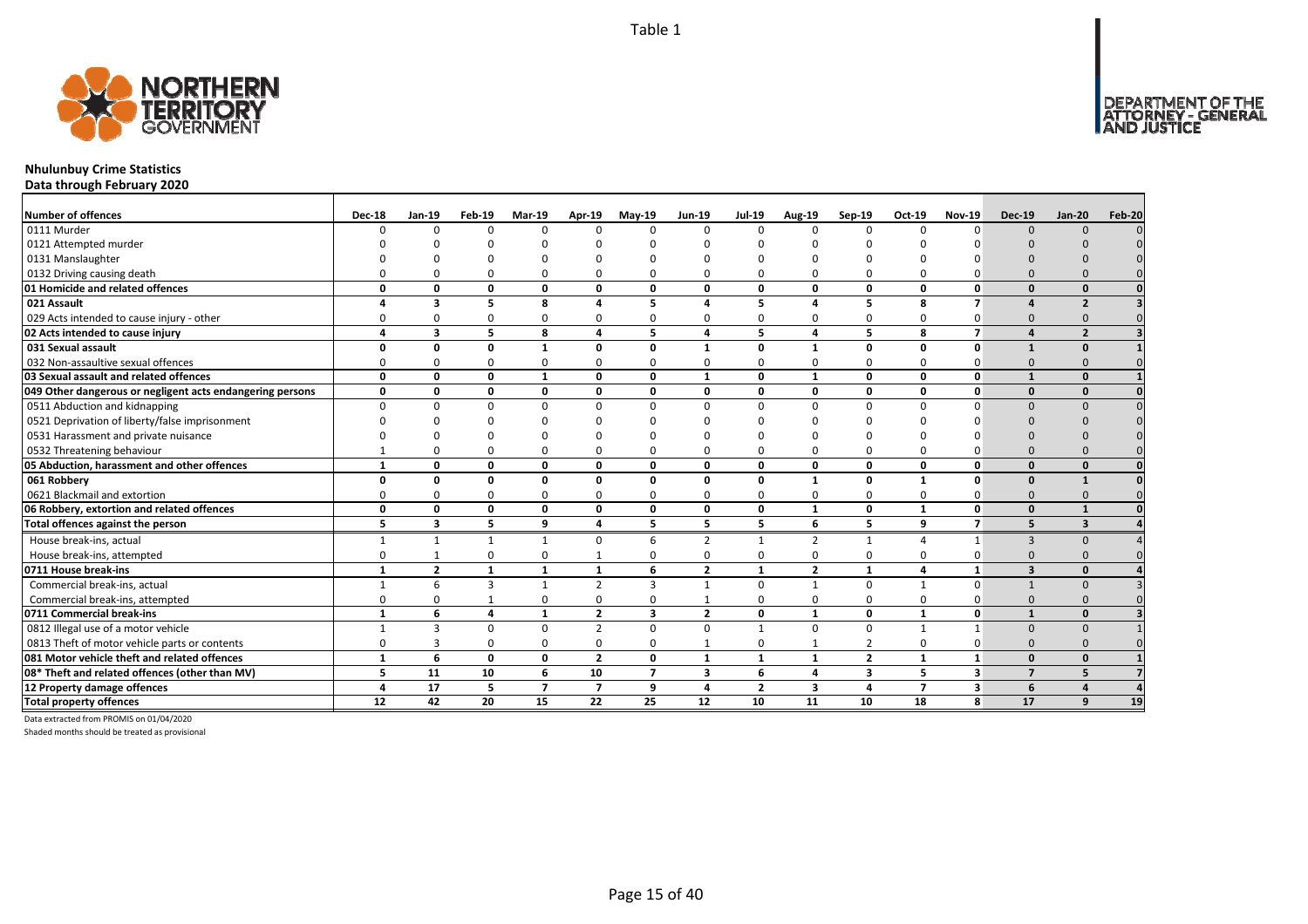Table 1

**Nhulunbuy Crime Statistics**
**Data through February 2020**

| Number of offences | Dec-18 | Jan-19 | Feb-19 | Mar-19 | Apr-19 | May-19 | Jun-19 | Jul-19 | Aug-19 | Sep-19 | Oct-19 | Nov-19 | Dec-19 | Jan-20 | Feb-20 |
|---|---|---|---|---|---|---|---|---|---|---|---|---|---|---|---|
| 0111 Murder | 0 | 0 | 0 | 0 | 0 | 0 | 0 | 0 | 0 | 0 | 0 | 0 | 0 | 0 | 0 |
| 0121 Attempted murder | 0 | 0 | 0 | 0 | 0 | 0 | 0 | 0 | 0 | 0 | 0 | 0 | 0 | 0 | 0 |
| 0131 Manslaughter | 0 | 0 | 0 | 0 | 0 | 0 | 0 | 0 | 0 | 0 | 0 | 0 | 0 | 0 | 0 |
| 0132 Driving causing death | 0 | 0 | 0 | 0 | 0 | 0 | 0 | 0 | 0 | 0 | 0 | 0 | 0 | 0 | 0 |
| **01 Homicide and related offences** | **0** | **0** | **0** | **0** | **0** | **0** | **0** | **0** | **0** | **0** | **0** | **0** | **0** | **0** | **0** |
| **021 Assault** | **4** | **3** | **5** | **8** | **4** | **5** | **4** | **5** | **4** | **5** | **8** | **7** | **4** | **2** | **3** |
| 029 Acts intended to cause injury - other | 0 | 0 | 0 | 0 | 0 | 0 | 0 | 0 | 0 | 0 | 0 | 0 | 0 | 0 | 0 |
| **02 Acts intended to cause injury** | **4** | **3** | **5** | **8** | **4** | **5** | **4** | **5** | **4** | **5** | **8** | **7** | **4** | **2** | **3** |
| **031 Sexual assault** | **0** | **0** | **0** | **1** | **0** | **0** | **1** | **0** | **1** | **0** | **0** | **0** | **1** | **0** | **1** |
| 032 Non-assaultive sexual offences | 0 | 0 | 0 | 0 | 0 | 0 | 0 | 0 | 0 | 0 | 0 | 0 | 0 | 0 | 0 |
| **03 Sexual assault and related offences** | **0** | **0** | **0** | **1** | **0** | **0** | **1** | **0** | **1** | **0** | **0** | **0** | **1** | **0** | **1** |
| **049 Other dangerous or negligent acts endangering persons** | **0** | **0** | **0** | **0** | **0** | **0** | **0** | **0** | **0** | **0** | **0** | **0** | **0** | **0** | **0** |
| 0511 Abduction and kidnapping | 0 | 0 | 0 | 0 | 0 | 0 | 0 | 0 | 0 | 0 | 0 | 0 | 0 | 0 | 0 |
| 0521 Deprivation of liberty/false imprisonment | 0 | 0 | 0 | 0 | 0 | 0 | 0 | 0 | 0 | 0 | 0 | 0 | 0 | 0 | 0 |
| 0531 Harassment and private nuisance | 0 | 0 | 0 | 0 | 0 | 0 | 0 | 0 | 0 | 0 | 0 | 0 | 0 | 0 | 0 |
| 0532 Threatening behaviour | 1 | 0 | 0 | 0 | 0 | 0 | 0 | 0 | 0 | 0 | 0 | 0 | 0 | 0 | 0 |
| **05 Abduction, harassment and other offences** | **1** | **0** | **0** | **0** | **0** | **0** | **0** | **0** | **0** | **0** | **0** | **0** | **0** | **0** | **0** |
| **061 Robbery** | **0** | **0** | **0** | **0** | **0** | **0** | **0** | **0** | **1** | **0** | **1** | **0** | **0** | **1** | **0** |
| 0621 Blackmail and extortion | 0 | 0 | 0 | 0 | 0 | 0 | 0 | 0 | 0 | 0 | 0 | 0 | 0 | 0 | 0 |
| **06 Robbery, extortion and related offences** | **0** | **0** | **0** | **0** | **0** | **0** | **0** | **0** | **1** | **0** | **1** | **0** | **0** | **1** | **0** |
| **Total offences against the person** | **5** | **3** | **5** | **9** | **4** | **5** | **5** | **5** | **6** | **5** | **9** | **7** | **5** | **3** | **4** |
| House break-ins, actual | 1 | 1 | 1 | 1 | 0 | 6 | 2 | 1 | 2 | 1 | 4 | 1 | 3 | 0 | 4 |
| House break-ins, attempted | 0 | 1 | 0 | 0 | 1 | 0 | 0 | 0 | 0 | 0 | 0 | 0 | 0 | 0 | 0 |
| **0711 House break-ins** | **1** | **2** | **1** | **1** | **1** | **6** | **2** | **1** | **2** | **1** | **4** | **1** | **3** | **0** | **4** |
| Commercial break-ins, actual | 1 | 6 | 3 | 1 | 2 | 3 | 1 | 0 | 1 | 0 | 1 | 0 | 1 | 0 | 3 |
| Commercial break-ins, attempted | 0 | 0 | 1 | 0 | 0 | 0 | 1 | 0 | 0 | 0 | 0 | 0 | 0 | 0 | 0 |
| **0711 Commercial break-ins** | **1** | **6** | **4** | **1** | **2** | **3** | **2** | **0** | **1** | **0** | **1** | **0** | **1** | **0** | **3** |
| 0812 Illegal use of a motor vehicle | 1 | 3 | 0 | 0 | 2 | 0 | 0 | 1 | 0 | 0 | 1 | 1 | 0 | 0 | 1 |
| 0813 Theft of motor vehicle parts or contents | 0 | 3 | 0 | 0 | 0 | 0 | 1 | 0 | 1 | 2 | 0 | 0 | 0 | 0 | 0 |
| **081 Motor vehicle theft and related offences** | **1** | **6** | **0** | **0** | **2** | **0** | **1** | **1** | **1** | **2** | **1** | **1** | **0** | **0** | **1** |
| **08* Theft and related offences (other than MV)** | **5** | **11** | **10** | **6** | **10** | **7** | **3** | **6** | **4** | **3** | **5** | **3** | **7** | **5** | **7** |
| **12 Property damage offences** | **4** | **17** | **5** | **7** | **7** | **9** | **4** | **2** | **3** | **4** | **7** | **3** | **6** | **4** | **4** |
| **Total property offences** | **12** | **42** | **20** | **15** | **22** | **25** | **12** | **10** | **11** | **10** | **18** | **8** | **17** | **9** | **19** |

Data extracted from PROMIS on 01/04/2020

Shaded months should be treated as provisional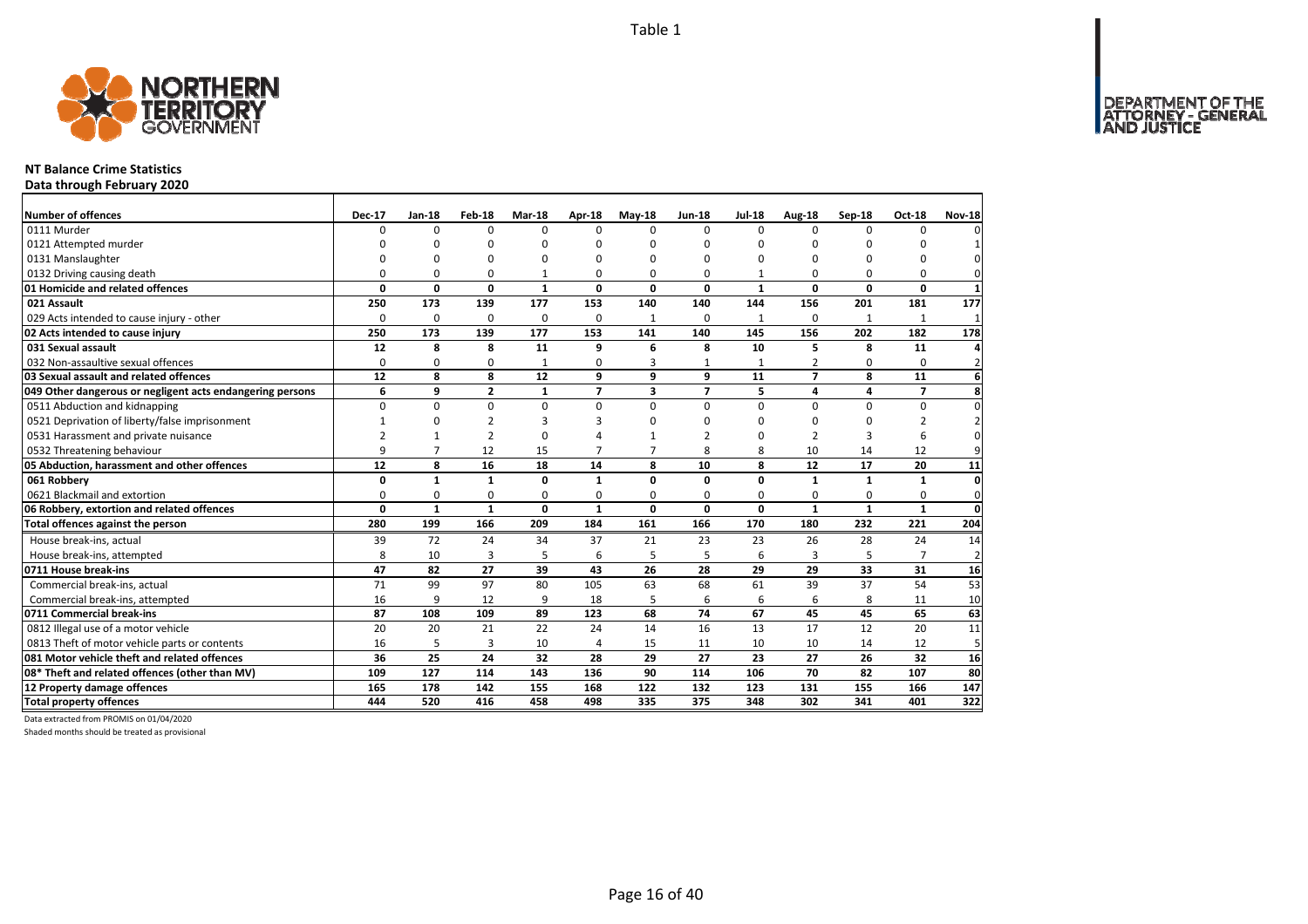Table 1

## NT Balance Crime Statistics

**Data through February 2020**

| Number of offences | Dec-17 | Jan-18 | Feb-18 | Mar-18 | Apr-18 | May-18 | Jun-18 | Jul-18 | Aug-18 | Sep-18 | Oct-18 | Nov-18 |
|---|---|---|---|---|---|---|---|---|---|---|---|---|
| 0111 Murder | 0 | 0 | 0 | 0 | 0 | 0 | 0 | 0 | 0 | 0 | 0 | 0 |
| 0121 Attempted murder | 0 | 0 | 0 | 0 | 0 | 0 | 0 | 0 | 0 | 0 | 0 | 1 |
| 0131 Manslaughter | 0 | 0 | 0 | 0 | 0 | 0 | 0 | 0 | 0 | 0 | 0 | 0 |
| 0132 Driving causing death | 0 | 0 | 0 | 1 | 0 | 0 | 0 | 1 | 0 | 0 | 0 | 0 |
| **01 Homicide and related offences** | **0** | **0** | **0** | **1** | **0** | **0** | **0** | **1** | **0** | **0** | **0** | **1** |
| **021 Assault** | **250** | **173** | **139** | **177** | **153** | **140** | **140** | **144** | **156** | **201** | **181** | **177** |
| 029 Acts intended to cause injury - other | 0 | 0 | 0 | 0 | 0 | 1 | 0 | 1 | 0 | 1 | 1 | 1 |
| **02 Acts intended to cause injury** | **250** | **173** | **139** | **177** | **153** | **141** | **140** | **145** | **156** | **202** | **182** | **178** |
| **031 Sexual assault** | **12** | **8** | **8** | **11** | **9** | **6** | **8** | **10** | **5** | **8** | **11** | **4** |
| 032 Non-assaultive sexual offences | 0 | 0 | 0 | 1 | 0 | 3 | 1 | 1 | 2 | 0 | 0 | 2 |
| **03 Sexual assault and related offences** | **12** | **8** | **8** | **12** | **9** | **9** | **9** | **11** | **7** | **8** | **11** | **6** |
| **049 Other dangerous or negligent acts endangering persons** | **6** | **9** | **2** | **1** | **7** | **3** | **7** | **5** | **4** | **4** | **7** | **8** |
| 0511 Abduction and kidnapping | 0 | 0 | 0 | 0 | 0 | 0 | 0 | 0 | 0 | 0 | 0 | 0 |
| 0521 Deprivation of liberty/false imprisonment | 1 | 0 | 2 | 3 | 3 | 0 | 0 | 0 | 0 | 0 | 2 | 2 |
| 0531 Harassment and private nuisance | 2 | 1 | 2 | 0 | 4 | 1 | 2 | 0 | 2 | 3 | 6 | 0 |
| 0532 Threatening behaviour | 9 | 7 | 12 | 15 | 7 | 7 | 8 | 8 | 10 | 14 | 12 | 9 |
| **05 Abduction, harassment and other offences** | **12** | **8** | **16** | **18** | **14** | **8** | **10** | **8** | **12** | **17** | **20** | **11** |
| **061 Robbery** | **0** | **1** | **1** | **0** | **1** | **0** | **0** | **0** | **1** | **1** | **1** | **0** |
| 0621 Blackmail and extortion | 0 | 0 | 0 | 0 | 0 | 0 | 0 | 0 | 0 | 0 | 0 | 0 |
| **06 Robbery, extortion and related offences** | **0** | **1** | **1** | **0** | **1** | **0** | **0** | **0** | **1** | **1** | **1** | **0** |
| **Total offences against the person** | **280** | **199** | **166** | **209** | **184** | **161** | **166** | **170** | **180** | **232** | **221** | **204** |
| House break-ins, actual | 39 | 72 | 24 | 34 | 37 | 21 | 23 | 23 | 26 | 28 | 24 | 14 |
| House break-ins, attempted | 8 | 10 | 3 | 5 | 6 | 5 | 5 | 6 | 3 | 5 | 7 | 2 |
| **0711 House break-ins** | **47** | **82** | **27** | **39** | **43** | **26** | **28** | **29** | **29** | **33** | **31** | **16** |
| Commercial break-ins, actual | 71 | 99 | 97 | 80 | 105 | 63 | 68 | 61 | 39 | 37 | 54 | 53 |
| Commercial break-ins, attempted | 16 | 9 | 12 | 9 | 18 | 5 | 6 | 6 | 6 | 8 | 11 | 10 |
| **0711 Commercial break-ins** | **87** | **108** | **109** | **89** | **123** | **68** | **74** | **67** | **45** | **45** | **65** | **63** |
| 0812 Illegal use of a motor vehicle | 20 | 20 | 21 | 22 | 24 | 14 | 16 | 13 | 17 | 12 | 20 | 11 |
| 0813 Theft of motor vehicle parts or contents | 16 | 5 | 3 | 10 | 4 | 15 | 11 | 10 | 10 | 14 | 12 | 5 |
| **081 Motor vehicle theft and related offences** | **36** | **25** | **24** | **32** | **28** | **29** | **27** | **23** | **27** | **26** | **32** | **16** |
| **08* Theft and related offences (other than MV)** | **109** | **127** | **114** | **143** | **136** | **90** | **114** | **106** | **70** | **82** | **107** | **80** |
| **12 Property damage offences** | **165** | **178** | **142** | **155** | **168** | **122** | **132** | **123** | **131** | **155** | **166** | **147** |
| **Total property offences** | **444** | **520** | **416** | **458** | **498** | **335** | **375** | **348** | **302** | **341** | **401** | **322** |

Data extracted from PROMIS on 01/04/2020

Shaded months should be treated as provisional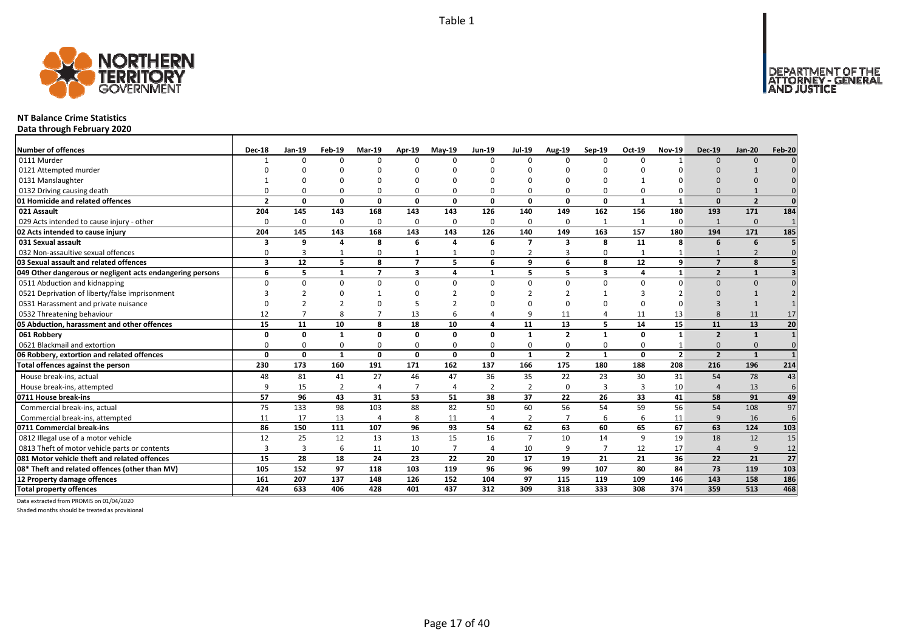Table 1

# NT Balance Crime Statistics

## Data through February 2020

| Number of offences | Dec-18 | Jan-19 | Feb-19 | Mar-19 | Apr-19 | May-19 | Jun-19 | Jul-19 | Aug-19 | Sep-19 | Oct-19 | Nov-19 | Dec-19 | Jan-20 | Feb-20 |
|---|---|---|---|---|---|---|---|---|---|---|---|---|---|---|---|
| 0111 Murder | 1 | 0 | 0 | 0 | 0 | 0 | 0 | 0 | 0 | 0 | 0 | 1 | 0 | 0 | 0 |
| 0121 Attempted murder | 0 | 0 | 0 | 0 | 0 | 0 | 0 | 0 | 0 | 0 | 0 | 0 | 0 | 1 | 0 |
| 0131 Manslaughter | 1 | 0 | 0 | 0 | 0 | 0 | 0 | 0 | 0 | 0 | 1 | 0 | 0 | 0 | 0 |
| 0132 Driving causing death | 0 | 0 | 0 | 0 | 0 | 0 | 0 | 0 | 0 | 0 | 0 | 0 | 0 | 1 | 0 |
| **01 Homicide and related offences** | **2** | **0** | **0** | **0** | **0** | **0** | **0** | **0** | **0** | **0** | **1** | **1** | **0** | **2** | **0** |
| **021 Assault** | **204** | **145** | **143** | **168** | **143** | **143** | **126** | **140** | **149** | **162** | **156** | **180** | **193** | **171** | **184** |
| 029 Acts intended to cause injury - other | 0 | 0 | 0 | 0 | 0 | 0 | 0 | 0 | 0 | 1 | 1 | 0 | 1 | 0 | 1 |
| **02 Acts intended to cause injury** | **204** | **145** | **143** | **168** | **143** | **143** | **126** | **140** | **149** | **163** | **157** | **180** | **194** | **171** | **185** |
| **031 Sexual assault** | **3** | **9** | **4** | **8** | **6** | **4** | **6** | **7** | **3** | **8** | **11** | **8** | **6** | **6** | **5** |
| 032 Non-assaultive sexual offences | 0 | 3 | 1 | 0 | 1 | 1 | 0 | 2 | 3 | 0 | 1 | 1 | 1 | 2 | 0 |
| **03 Sexual assault and related offences** | **3** | **12** | **5** | **8** | **7** | **5** | **6** | **9** | **6** | **8** | **12** | **9** | **7** | **8** | **5** |
| **049 Other dangerous or negligent acts endangering persons** | **6** | **5** | **1** | **7** | **3** | **4** | **1** | **5** | **5** | **3** | **4** | **1** | **2** | **1** | **3** |
| 0511 Abduction and kidnapping | 0 | 0 | 0 | 0 | 0 | 0 | 0 | 0 | 0 | 0 | 0 | 0 | 0 | 0 | 0 |
| 0521 Deprivation of liberty/false imprisonment | 3 | 2 | 0 | 1 | 0 | 2 | 0 | 2 | 2 | 1 | 3 | 2 | 0 | 1 | 2 |
| 0531 Harassment and private nuisance | 0 | 2 | 2 | 0 | 5 | 2 | 0 | 0 | 0 | 0 | 0 | 0 | 3 | 1 | 1 |
| 0532 Threatening behaviour | 12 | 7 | 8 | 7 | 13 | 6 | 4 | 9 | 11 | 4 | 11 | 13 | 8 | 11 | 17 |
| **05 Abduction, harassment and other offences** | **15** | **11** | **10** | **8** | **18** | **10** | **4** | **11** | **13** | **5** | **14** | **15** | **11** | **13** | **20** |
| **061 Robbery** | **0** | **0** | **1** | **0** | **0** | **0** | **0** | **1** | **2** | **1** | **0** | **1** | **2** | **1** | **1** |
| 0621 Blackmail and extortion | 0 | 0 | 0 | 0 | 0 | 0 | 0 | 0 | 0 | 0 | 0 | 1 | 0 | 0 | 0 |
| **06 Robbery, extortion and related offences** | **0** | **0** | **1** | **0** | **0** | **0** | **0** | **1** | **2** | **1** | **0** | **2** | **2** | **1** | **1** |
| **Total offences against the person** | **230** | **173** | **160** | **191** | **171** | **162** | **137** | **166** | **175** | **180** | **188** | **208** | **216** | **196** | **214** |
| House break-ins, actual | 48 | 81 | 41 | 27 | 46 | 47 | 36 | 35 | 22 | 23 | 30 | 31 | 54 | 78 | 43 |
| House break-ins, attempted | 9 | 15 | 2 | 4 | 7 | 4 | 2 | 2 | 0 | 3 | 3 | 10 | 4 | 13 | 6 |
| **0711 House break-ins** | **57** | **96** | **43** | **31** | **53** | **51** | **38** | **37** | **22** | **26** | **33** | **41** | **58** | **91** | **49** |
| Commercial break-ins, actual | 75 | 133 | 98 | 103 | 88 | 82 | 50 | 60 | 56 | 54 | 59 | 56 | 54 | 108 | 97 |
| Commercial break-ins, attempted | 11 | 17 | 13 | 4 | 8 | 11 | 4 | 2 | 7 | 6 | 6 | 11 | 9 | 16 | 6 |
| **0711 Commercial break-ins** | **86** | **150** | **111** | **107** | **96** | **93** | **54** | **62** | **63** | **60** | **65** | **67** | **63** | **124** | **103** |
| 0812 Illegal use of a motor vehicle | 12 | 25 | 12 | 13 | 13 | 15 | 16 | 7 | 10 | 14 | 9 | 19 | 18 | 12 | 15 |
| 0813 Theft of motor vehicle parts or contents | 3 | 3 | 6 | 11 | 10 | 7 | 4 | 10 | 9 | 7 | 12 | 17 | 4 | 9 | 12 |
| **081 Motor vehicle theft and related offences** | **15** | **28** | **18** | **24** | **23** | **22** | **20** | **17** | **19** | **21** | **21** | **36** | **22** | **21** | **27** |
| **08* Theft and related offences (other than MV)** | **105** | **152** | **97** | **118** | **103** | **119** | **96** | **96** | **99** | **107** | **80** | **84** | **73** | **119** | **103** |
| **12 Property damage offences** | **161** | **207** | **137** | **148** | **126** | **152** | **104** | **97** | **115** | **119** | **109** | **146** | **143** | **158** | **186** |
| **Total property offences** | **424** | **633** | **406** | **428** | **401** | **437** | **312** | **309** | **318** | **333** | **308** | **374** | **359** | **513** | **468** |

Data extracted from PROMIS on 01/04/2020

Shaded months should be treated as provisional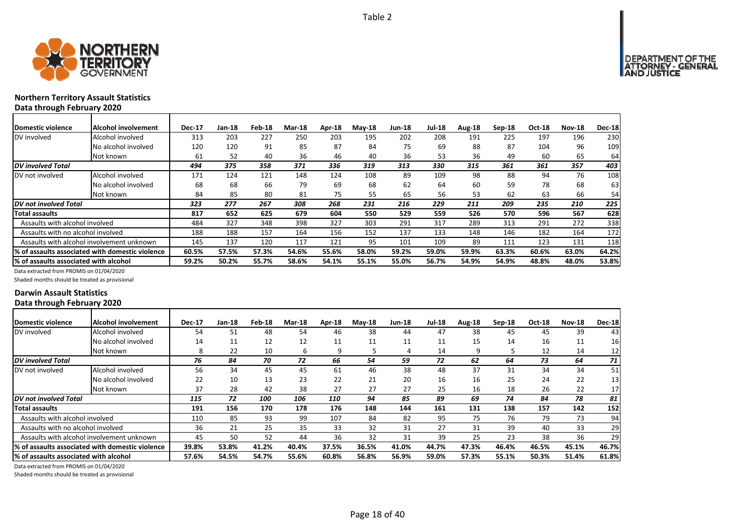Table 2

## Northern Territory Assault Statistics
### Data through February 2020

| Domestic violence | Alcohol involvement | Dec-17 | Jan-18 | Feb-18 | Mar-18 | Apr-18 | May-18 | Jun-18 | Jul-18 | Aug-18 | Sep-18 | Oct-18 | Nov-18 | Dec-18 |
|---|---|---|---|---|---|---|---|---|---|---|---|---|---|---|
| DV involved | Alcohol involved | 313 | 203 | 227 | 250 | 203 | 195 | 202 | 208 | 191 | 225 | 197 | 196 | 230 |
| | No alcohol involved | 120 | 120 | 91 | 85 | 87 | 84 | 75 | 69 | 88 | 87 | 104 | 96 | 109 |
| | Not known | 61 | 52 | 40 | 36 | 46 | 40 | 36 | 53 | 36 | 49 | 60 | 65 | 64 |
| ***DV involved Total*** | | ***494*** | ***375*** | ***358*** | ***371*** | ***336*** | ***319*** | ***313*** | ***330*** | ***315*** | ***361*** | ***361*** | ***357*** | ***403*** |
| DV not involved | Alcohol involved | 171 | 124 | 121 | 148 | 124 | 108 | 89 | 109 | 98 | 88 | 94 | 76 | 108 |
| | No alcohol involved | 68 | 68 | 66 | 79 | 69 | 68 | 62 | 64 | 60 | 59 | 78 | 68 | 63 |
| | Not known | 84 | 85 | 80 | 81 | 75 | 55 | 65 | 56 | 53 | 62 | 63 | 66 | 54 |
| ***DV not involved Total*** | | ***323*** | ***277*** | ***267*** | ***308*** | ***268*** | ***231*** | ***216*** | ***229*** | ***211*** | ***209*** | ***235*** | ***210*** | ***225*** |
| **Total assaults** | | **817** | **652** | **625** | **679** | **604** | **550** | **529** | **559** | **526** | **570** | **596** | **567** | **628** |
| Assaults with alcohol involved | | 484 | 327 | 348 | 398 | 327 | 303 | 291 | 317 | 289 | 313 | 291 | 272 | 338 |
| Assaults with no alcohol involved | | 188 | 188 | 157 | 164 | 156 | 152 | 137 | 133 | 148 | 146 | 182 | 164 | 172 |
| Assaults with alcohol involvement unknown | | 145 | 137 | 120 | 117 | 121 | 95 | 101 | 109 | 89 | 111 | 123 | 131 | 118 |
| **% of assaults associated with domestic violence** | | **60.5%** | **57.5%** | **57.3%** | **54.6%** | **55.6%** | **58.0%** | **59.2%** | **59.0%** | **59.9%** | **63.3%** | **60.6%** | **63.0%** | **64.2%** |
| **% of assaults associated with alcohol** | | **59.2%** | **50.2%** | **55.7%** | **58.6%** | **54.1%** | **55.1%** | **55.0%** | **56.7%** | **54.9%** | **54.9%** | **48.8%** | **48.0%** | **53.8%** |

Data extracted from PROMIS on 01/04/2020

Shaded months should be treated as provisional

## Darwin Assault Statistics
### Data through February 2020

| Domestic violence | Alcohol involvement | Dec-17 | Jan-18 | Feb-18 | Mar-18 | Apr-18 | May-18 | Jun-18 | Jul-18 | Aug-18 | Sep-18 | Oct-18 | Nov-18 | Dec-18 |
|---|---|---|---|---|---|---|---|---|---|---|---|---|---|---|
| DV involved | Alcohol involved | 54 | 51 | 48 | 54 | 46 | 38 | 44 | 47 | 38 | 45 | 45 | 39 | 43 |
| | No alcohol involved | 14 | 11 | 12 | 12 | 11 | 11 | 11 | 11 | 15 | 14 | 16 | 11 | 16 |
| | Not known | 8 | 22 | 10 | 6 | 9 | 5 | 4 | 14 | 9 | 5 | 12 | 14 | 12 |
| ***DV involved Total*** | | ***76*** | ***84*** | ***70*** | ***72*** | ***66*** | ***54*** | ***59*** | ***72*** | ***62*** | ***64*** | ***73*** | ***64*** | ***71*** |
| DV not involved | Alcohol involved | 56 | 34 | 45 | 45 | 61 | 46 | 38 | 48 | 37 | 31 | 34 | 34 | 51 |
| | No alcohol involved | 22 | 10 | 13 | 23 | 22 | 21 | 20 | 16 | 16 | 25 | 24 | 22 | 13 |
| | Not known | 37 | 28 | 42 | 38 | 27 | 27 | 27 | 25 | 16 | 18 | 26 | 22 | 17 |
| ***DV not involved Total*** | | ***115*** | ***72*** | ***100*** | ***106*** | ***110*** | ***94*** | ***85*** | ***89*** | ***69*** | ***74*** | ***84*** | ***78*** | ***81*** |
| **Total assaults** | | **191** | **156** | **170** | **178** | **176** | **148** | **144** | **161** | **131** | **138** | **157** | **142** | **152** |
| Assaults with alcohol involved | | 110 | 85 | 93 | 99 | 107 | 84 | 82 | 95 | 75 | 76 | 79 | 73 | 94 |
| Assaults with no alcohol involved | | 36 | 21 | 25 | 35 | 33 | 32 | 31 | 27 | 31 | 39 | 40 | 33 | 29 |
| Assaults with alcohol involvement unknown | | 45 | 50 | 52 | 44 | 36 | 32 | 31 | 39 | 25 | 23 | 38 | 36 | 29 |
| **% of assaults associated with domestic violence** | | **39.8%** | **53.8%** | **41.2%** | **40.4%** | **37.5%** | **36.5%** | **41.0%** | **44.7%** | **47.3%** | **46.4%** | **46.5%** | **45.1%** | **46.7%** |
| **% of assaults associated with alcohol** | | **57.6%** | **54.5%** | **54.7%** | **55.6%** | **60.8%** | **56.8%** | **56.9%** | **59.0%** | **57.3%** | **55.1%** | **50.3%** | **51.4%** | **61.8%** |

Data extracted from PROMIS on 01/04/2020

Shaded months should be treated as provisional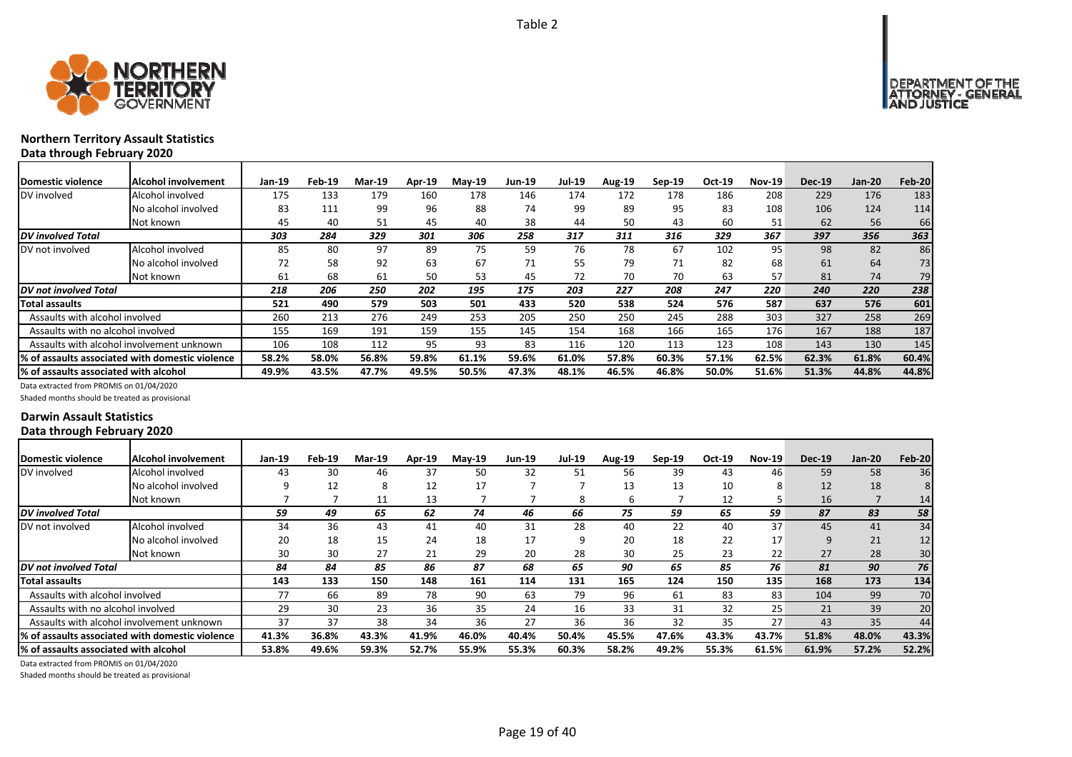Table 2

### Northern Territory Assault Statistics
**Data through February 2020**

| Domestic violence | Alcohol involvement | Jan-19 | Feb-19 | Mar-19 | Apr-19 | May-19 | Jun-19 | Jul-19 | Aug-19 | Sep-19 | Oct-19 | Nov-19 | Dec-19 | Jan-20 | Feb-20 |
|---|---|---|---|---|---|---|---|---|---|---|---|---|---|---|---|
| DV involved | Alcohol involved | 175 | 133 | 179 | 160 | 178 | 146 | 174 | 172 | 178 | 186 | 208 | 229 | 176 | 183 |
| | No alcohol involved | 83 | 111 | 99 | 96 | 88 | 74 | 99 | 89 | 95 | 83 | 108 | 106 | 124 | 114 |
| | Not known | 45 | 40 | 51 | 45 | 40 | 38 | 44 | 50 | 43 | 60 | 51 | 62 | 56 | 66 |
| ***DV involved Total*** | | *303* | *284* | *329* | *301* | *306* | *258* | *317* | *311* | *316* | *329* | *367* | *397* | *356* | *363* |
| DV not involved | Alcohol involved | 85 | 80 | 97 | 89 | 75 | 59 | 76 | 78 | 67 | 102 | 95 | 98 | 82 | 86 |
| | No alcohol involved | 72 | 58 | 92 | 63 | 67 | 71 | 55 | 79 | 71 | 82 | 68 | 61 | 64 | 73 |
| | Not known | 61 | 68 | 61 | 50 | 53 | 45 | 72 | 70 | 70 | 63 | 57 | 81 | 74 | 79 |
| ***DV not involved Total*** | | *218* | *206* | *250* | *202* | *195* | *175* | *203* | *227* | *208* | *247* | *220* | *240* | *220* | *238* |
| **Total assaults** | | **521** | **490** | **579** | **503** | **501** | **433** | **520** | **538** | **524** | **576** | **587** | **637** | **576** | **601** |
| Assaults with alcohol involved | | 260 | 213 | 276 | 249 | 253 | 205 | 250 | 250 | 245 | 288 | 303 | 327 | 258 | 269 |
| Assaults with no alcohol involved | | 155 | 169 | 191 | 159 | 155 | 145 | 154 | 168 | 166 | 165 | 176 | 167 | 188 | 187 |
| Assaults with alcohol involvement unknown | | 106 | 108 | 112 | 95 | 93 | 83 | 116 | 120 | 113 | 123 | 108 | 143 | 130 | 145 |
| **% of assaults associated with domestic violence** | | **58.2%** | **58.0%** | **56.8%** | **59.8%** | **61.1%** | **59.6%** | **61.0%** | **57.8%** | **60.3%** | **57.1%** | **62.5%** | **62.3%** | **61.8%** | **60.4%** |
| **% of assaults associated with alcohol** | | **49.9%** | **43.5%** | **47.7%** | **49.5%** | **50.5%** | **47.3%** | **48.1%** | **46.5%** | **46.8%** | **50.0%** | **51.6%** | **51.3%** | **44.8%** | **44.8%** |

Data extracted from PROMIS on 01/04/2020

Shaded months should be treated as provisional

### Darwin Assault Statistics
**Data through February 2020**

| Domestic violence | Alcohol involvement | Jan-19 | Feb-19 | Mar-19 | Apr-19 | May-19 | Jun-19 | Jul-19 | Aug-19 | Sep-19 | Oct-19 | Nov-19 | Dec-19 | Jan-20 | Feb-20 |
|---|---|---|---|---|---|---|---|---|---|---|---|---|---|---|---|
| DV involved | Alcohol involved | 43 | 30 | 46 | 37 | 50 | 32 | 51 | 56 | 39 | 43 | 46 | 59 | 58 | 36 |
| | No alcohol involved | 9 | 12 | 8 | 12 | 17 | 7 | 7 | 13 | 13 | 10 | 8 | 12 | 18 | 8 |
| | Not known | 7 | 7 | 11 | 13 | 7 | 7 | 8 | 6 | 7 | 12 | 5 | 16 | 7 | 14 |
| ***DV involved Total*** | | *59* | *49* | *65* | *62* | *74* | *46* | *66* | *75* | *59* | *65* | *59* | *87* | *83* | *58* |
| DV not involved | Alcohol involved | 34 | 36 | 43 | 41 | 40 | 31 | 28 | 40 | 22 | 40 | 37 | 45 | 41 | 34 |
| | No alcohol involved | 20 | 18 | 15 | 24 | 18 | 17 | 9 | 20 | 18 | 22 | 17 | 9 | 21 | 12 |
| | Not known | 30 | 30 | 27 | 21 | 29 | 20 | 28 | 30 | 25 | 23 | 22 | 27 | 28 | 30 |
| ***DV not involved Total*** | | *84* | *84* | *85* | *86* | *87* | *68* | *65* | *90* | *65* | *85* | *76* | *81* | *90* | *76* |
| **Total assaults** | | **143** | **133** | **150** | **148** | **161** | **114** | **131** | **165** | **124** | **150** | **135** | **168** | **173** | **134** |
| Assaults with alcohol involved | | 77 | 66 | 89 | 78 | 90 | 63 | 79 | 96 | 61 | 83 | 83 | 104 | 99 | 70 |
| Assaults with no alcohol involved | | 29 | 30 | 23 | 36 | 35 | 24 | 16 | 33 | 31 | 32 | 25 | 21 | 39 | 20 |
| Assaults with alcohol involvement unknown | | 37 | 37 | 38 | 34 | 36 | 27 | 36 | 36 | 32 | 35 | 27 | 43 | 35 | 44 |
| **% of assaults associated with domestic violence** | | **41.3%** | **36.8%** | **43.3%** | **41.9%** | **46.0%** | **40.4%** | **50.4%** | **45.5%** | **47.6%** | **43.3%** | **43.7%** | **51.8%** | **48.0%** | **43.3%** |
| **% of assaults associated with alcohol** | | **53.8%** | **49.6%** | **59.3%** | **52.7%** | **55.9%** | **55.3%** | **60.3%** | **58.2%** | **49.2%** | **55.3%** | **61.5%** | **61.9%** | **57.2%** | **52.2%** |

Data extracted from PROMIS on 01/04/2020

Shaded months should be treated as provisional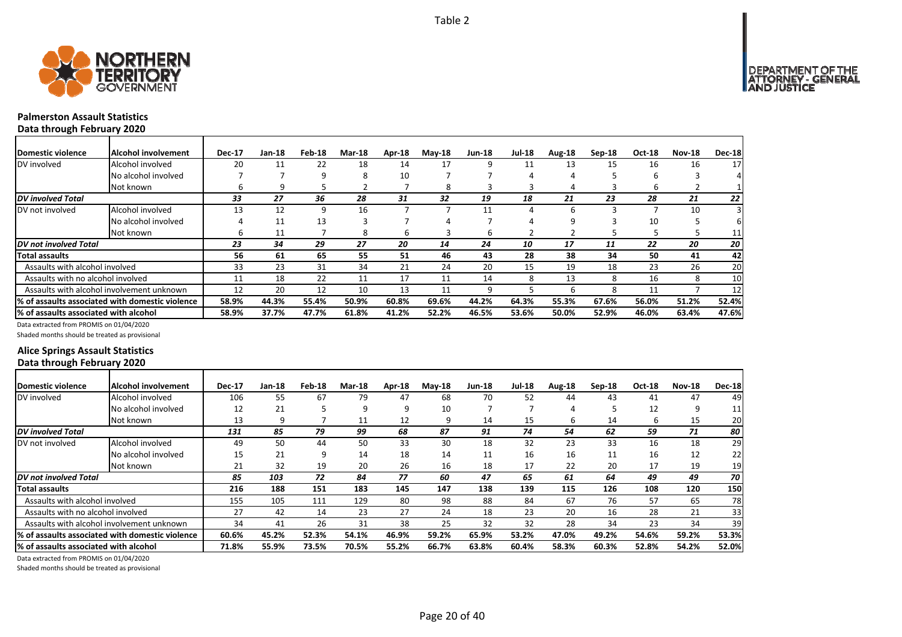Table 2

## Palmerston Assault Statistics

**Data through February 2020**

| Domestic violence | Alcohol involvement | Dec-17 | Jan-18 | Feb-18 | Mar-18 | Apr-18 | May-18 | Jun-18 | Jul-18 | Aug-18 | Sep-18 | Oct-18 | Nov-18 | Dec-18 |
|---|---|---|---|---|---|---|---|---|---|---|---|---|---|---|
| DV involved | Alcohol involved | 20 | 11 | 22 | 18 | 14 | 17 | 9 | 11 | 13 | 15 | 16 | 16 | 17 |
| | No alcohol involved | 7 | 7 | 9 | 8 | 10 | 7 | 7 | 4 | 4 | 5 | 6 | 3 | 4 |
| | Not known | 6 | 9 | 5 | 2 | 7 | 8 | 3 | 3 | 4 | 3 | 6 | 2 | 1 |
| ***DV involved Total*** | | ***33*** | ***27*** | ***36*** | ***28*** | ***31*** | ***32*** | ***19*** | ***18*** | ***21*** | ***23*** | ***28*** | ***21*** | ***22*** |
| DV not involved | Alcohol involved | 13 | 12 | 9 | 16 | 7 | 7 | 11 | 4 | 6 | 3 | 7 | 10 | 3 |
| | No alcohol involved | 4 | 11 | 13 | 3 | 7 | 4 | 7 | 4 | 9 | 3 | 10 | 5 | 6 |
| | Not known | 6 | 11 | 7 | 8 | 6 | 3 | 6 | 2 | 2 | 5 | 5 | 5 | 11 |
| ***DV not involved Total*** | | ***23*** | ***34*** | ***29*** | ***27*** | ***20*** | ***14*** | ***24*** | ***10*** | ***17*** | ***11*** | ***22*** | ***20*** | ***20*** |
| **Total assaults** | | **56** | **61** | **65** | **55** | **51** | **46** | **43** | **28** | **38** | **34** | **50** | **41** | **42** |
| Assaults with alcohol involved | | 33 | 23 | 31 | 34 | 21 | 24 | 20 | 15 | 19 | 18 | 23 | 26 | 20 |
| Assaults with no alcohol involved | | 11 | 18 | 22 | 11 | 17 | 11 | 14 | 8 | 13 | 8 | 16 | 8 | 10 |
| Assaults with alcohol involvement unknown | | 12 | 20 | 12 | 10 | 13 | 11 | 9 | 5 | 6 | 8 | 11 | 7 | 12 |
| **% of assaults associated with domestic violence** | | **58.9%** | **44.3%** | **55.4%** | **50.9%** | **60.8%** | **69.6%** | **44.2%** | **64.3%** | **55.3%** | **67.6%** | **56.0%** | **51.2%** | **52.4%** |
| **% of assaults associated with alcohol** | | **58.9%** | **37.7%** | **47.7%** | **61.8%** | **41.2%** | **52.2%** | **46.5%** | **53.6%** | **50.0%** | **52.9%** | **46.0%** | **63.4%** | **47.6%** |

Data extracted from PROMIS on 01/04/2020

Shaded months should be treated as provisional

## Alice Springs Assault Statistics

**Data through February 2020**

| Domestic violence | Alcohol involvement | Dec-17 | Jan-18 | Feb-18 | Mar-18 | Apr-18 | May-18 | Jun-18 | Jul-18 | Aug-18 | Sep-18 | Oct-18 | Nov-18 | Dec-18 |
|---|---|---|---|---|---|---|---|---|---|---|---|---|---|---|
| DV involved | Alcohol involved | 106 | 55 | 67 | 79 | 47 | 68 | 70 | 52 | 44 | 43 | 41 | 47 | 49 |
| | No alcohol involved | 12 | 21 | 5 | 9 | 9 | 10 | 7 | 7 | 4 | 5 | 12 | 9 | 11 |
| | Not known | 13 | 9 | 7 | 11 | 12 | 9 | 14 | 15 | 6 | 14 | 6 | 15 | 20 |
| ***DV involved Total*** | | ***131*** | ***85*** | ***79*** | ***99*** | ***68*** | ***87*** | ***91*** | ***74*** | ***54*** | ***62*** | ***59*** | ***71*** | ***80*** |
| DV not involved | Alcohol involved | 49 | 50 | 44 | 50 | 33 | 30 | 18 | 32 | 23 | 33 | 16 | 18 | 29 |
| | No alcohol involved | 15 | 21 | 9 | 14 | 18 | 14 | 11 | 16 | 16 | 11 | 16 | 12 | 22 |
| | Not known | 21 | 32 | 19 | 20 | 26 | 16 | 18 | 17 | 22 | 20 | 17 | 19 | 19 |
| ***DV not involved Total*** | | ***85*** | ***103*** | ***72*** | ***84*** | ***77*** | ***60*** | ***47*** | ***65*** | ***61*** | ***64*** | ***49*** | ***49*** | ***70*** |
| **Total assaults** | | **216** | **188** | **151** | **183** | **145** | **147** | **138** | **139** | **115** | **126** | **108** | **120** | **150** |
| Assaults with alcohol involved | | 155 | 105 | 111 | 129 | 80 | 98 | 88 | 84 | 67 | 76 | 57 | 65 | 78 |
| Assaults with no alcohol involved | | 27 | 42 | 14 | 23 | 27 | 24 | 18 | 23 | 20 | 16 | 28 | 21 | 33 |
| Assaults with alcohol involvement unknown | | 34 | 41 | 26 | 31 | 38 | 25 | 32 | 32 | 28 | 34 | 23 | 34 | 39 |
| **% of assaults associated with domestic violence** | | **60.6%** | **45.2%** | **52.3%** | **54.1%** | **46.9%** | **59.2%** | **65.9%** | **53.2%** | **47.0%** | **49.2%** | **54.6%** | **59.2%** | **53.3%** |
| **% of assaults associated with alcohol** | | **71.8%** | **55.9%** | **73.5%** | **70.5%** | **55.2%** | **66.7%** | **63.8%** | **60.4%** | **58.3%** | **60.3%** | **52.8%** | **54.2%** | **52.0%** |

Data extracted from PROMIS on 01/04/2020

Shaded months should be treated as provisional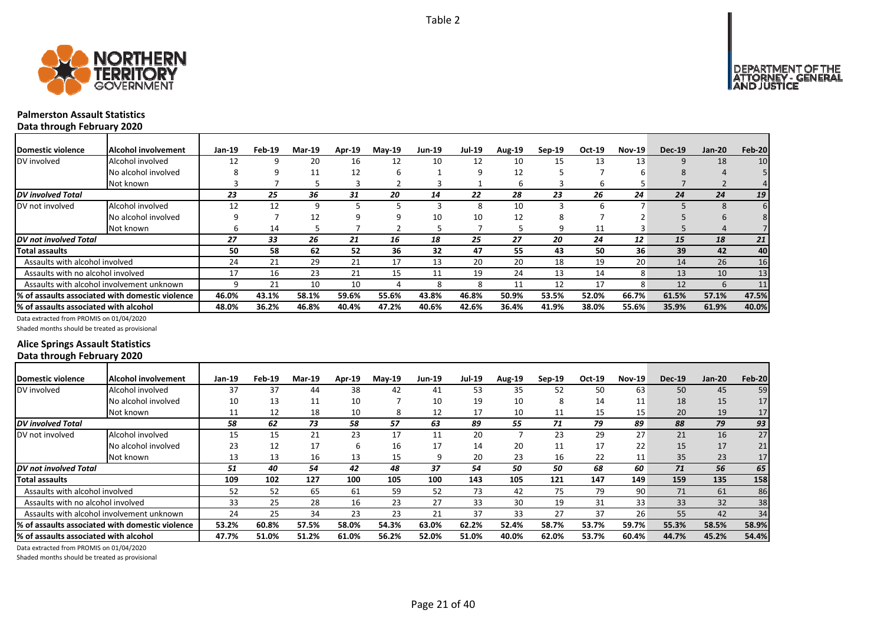Table 2

## Palmerston Assault Statistics
### Data through February 2020

| Domestic violence | Alcohol involvement | Jan-19 | Feb-19 | Mar-19 | Apr-19 | May-19 | Jun-19 | Jul-19 | Aug-19 | Sep-19 | Oct-19 | Nov-19 | Dec-19 | Jan-20 | Feb-20 |
|---|---|---|---|---|---|---|---|---|---|---|---|---|---|---|---|
| DV involved | Alcohol involved | 12 | 9 | 20 | 16 | 12 | 10 | 12 | 10 | 15 | 13 | 13 | 9 | 18 | 10 |
| | No alcohol involved | 8 | 9 | 11 | 12 | 6 | 1 | 9 | 12 | 5 | 7 | 6 | 8 | 4 | 5 |
| | Not known | 3 | 7 | 5 | 3 | 2 | 3 | 1 | 6 | 3 | 6 | 5 | 7 | 2 | 4 |
| ***DV involved Total*** | | *23* | *25* | *36* | *31* | *20* | *14* | *22* | *28* | *23* | *26* | *24* | *24* | *24* | *19* |
| DV not involved | Alcohol involved | 12 | 12 | 9 | 5 | 5 | 3 | 8 | 10 | 3 | 6 | 7 | 5 | 8 | 6 |
| | No alcohol involved | 9 | 7 | 12 | 9 | 9 | 10 | 10 | 12 | 8 | 7 | 2 | 5 | 6 | 8 |
| | Not known | 6 | 14 | 5 | 7 | 2 | 5 | 7 | 5 | 9 | 11 | 3 | 5 | 4 | 7 |
| ***DV not involved Total*** | | *27* | *33* | *26* | *21* | *16* | *18* | *25* | *27* | *20* | *24* | *12* | *15* | *18* | *21* |
| **Total assaults** | | **50** | **58** | **62** | **52** | **36** | **32** | **47** | **55** | **43** | **50** | **36** | **39** | **42** | **40** |
| Assaults with alcohol involved | | 24 | 21 | 29 | 21 | 17 | 13 | 20 | 20 | 18 | 19 | 20 | 14 | 26 | 16 |
| Assaults with no alcohol involved | | 17 | 16 | 23 | 21 | 15 | 11 | 19 | 24 | 13 | 14 | 8 | 13 | 10 | 13 |
| Assaults with alcohol involvement unknown | | 9 | 21 | 10 | 10 | 4 | 8 | 8 | 11 | 12 | 17 | 8 | 12 | 6 | 11 |
| **% of assaults associated with domestic violence** | | **46.0%** | **43.1%** | **58.1%** | **59.6%** | **55.6%** | **43.8%** | **46.8%** | **50.9%** | **53.5%** | **52.0%** | **66.7%** | **61.5%** | **57.1%** | **47.5%** |
| **% of assaults associated with alcohol** | | **48.0%** | **36.2%** | **46.8%** | **40.4%** | **47.2%** | **40.6%** | **42.6%** | **36.4%** | **41.9%** | **38.0%** | **55.6%** | **35.9%** | **61.9%** | **40.0%** |

Data extracted from PROMIS on 01/04/2020

Shaded months should be treated as provisional

## Alice Springs Assault Statistics
### Data through February 2020

| Domestic violence | Alcohol involvement | Jan-19 | Feb-19 | Mar-19 | Apr-19 | May-19 | Jun-19 | Jul-19 | Aug-19 | Sep-19 | Oct-19 | Nov-19 | Dec-19 | Jan-20 | Feb-20 |
|---|---|---|---|---|---|---|---|---|---|---|---|---|---|---|---|
| DV involved | Alcohol involved | 37 | 37 | 44 | 38 | 42 | 41 | 53 | 35 | 52 | 50 | 63 | 50 | 45 | 59 |
| | No alcohol involved | 10 | 13 | 11 | 10 | 7 | 10 | 19 | 10 | 8 | 14 | 11 | 18 | 15 | 17 |
| | Not known | 11 | 12 | 18 | 10 | 8 | 12 | 17 | 10 | 11 | 15 | 15 | 20 | 19 | 17 |
| ***DV involved Total*** | | *58* | *62* | *73* | *58* | *57* | *63* | *89* | *55* | *71* | *79* | *89* | *88* | *79* | *93* |
| DV not involved | Alcohol involved | 15 | 15 | 21 | 23 | 17 | 11 | 20 | 7 | 23 | 29 | 27 | 21 | 16 | 27 |
| | No alcohol involved | 23 | 12 | 17 | 6 | 16 | 17 | 14 | 20 | 11 | 17 | 22 | 15 | 17 | 21 |
| | Not known | 13 | 13 | 16 | 13 | 15 | 9 | 20 | 23 | 16 | 22 | 11 | 35 | 23 | 17 |
| ***DV not involved Total*** | | *51* | *40* | *54* | *42* | *48* | *37* | *54* | *50* | *50* | *68* | *60* | *71* | *56* | *65* |
| **Total assaults** | | **109** | **102** | **127** | **100** | **105** | **100** | **143** | **105** | **121** | **147** | **149** | **159** | **135** | **158** |
| Assaults with alcohol involved | | 52 | 52 | 65 | 61 | 59 | 52 | 73 | 42 | 75 | 79 | 90 | 71 | 61 | 86 |
| Assaults with no alcohol involved | | 33 | 25 | 28 | 16 | 23 | 27 | 33 | 30 | 19 | 31 | 33 | 33 | 32 | 38 |
| Assaults with alcohol involvement unknown | | 24 | 25 | 34 | 23 | 23 | 21 | 37 | 33 | 27 | 37 | 26 | 55 | 42 | 34 |
| **% of assaults associated with domestic violence** | | **53.2%** | **60.8%** | **57.5%** | **58.0%** | **54.3%** | **63.0%** | **62.2%** | **52.4%** | **58.7%** | **53.7%** | **59.7%** | **55.3%** | **58.5%** | **58.9%** |
| **% of assaults associated with alcohol** | | **47.7%** | **51.0%** | **51.2%** | **61.0%** | **56.2%** | **52.0%** | **51.0%** | **40.0%** | **62.0%** | **53.7%** | **60.4%** | **44.7%** | **45.2%** | **54.4%** |

Data extracted from PROMIS on 01/04/2020

Shaded months should be treated as provisional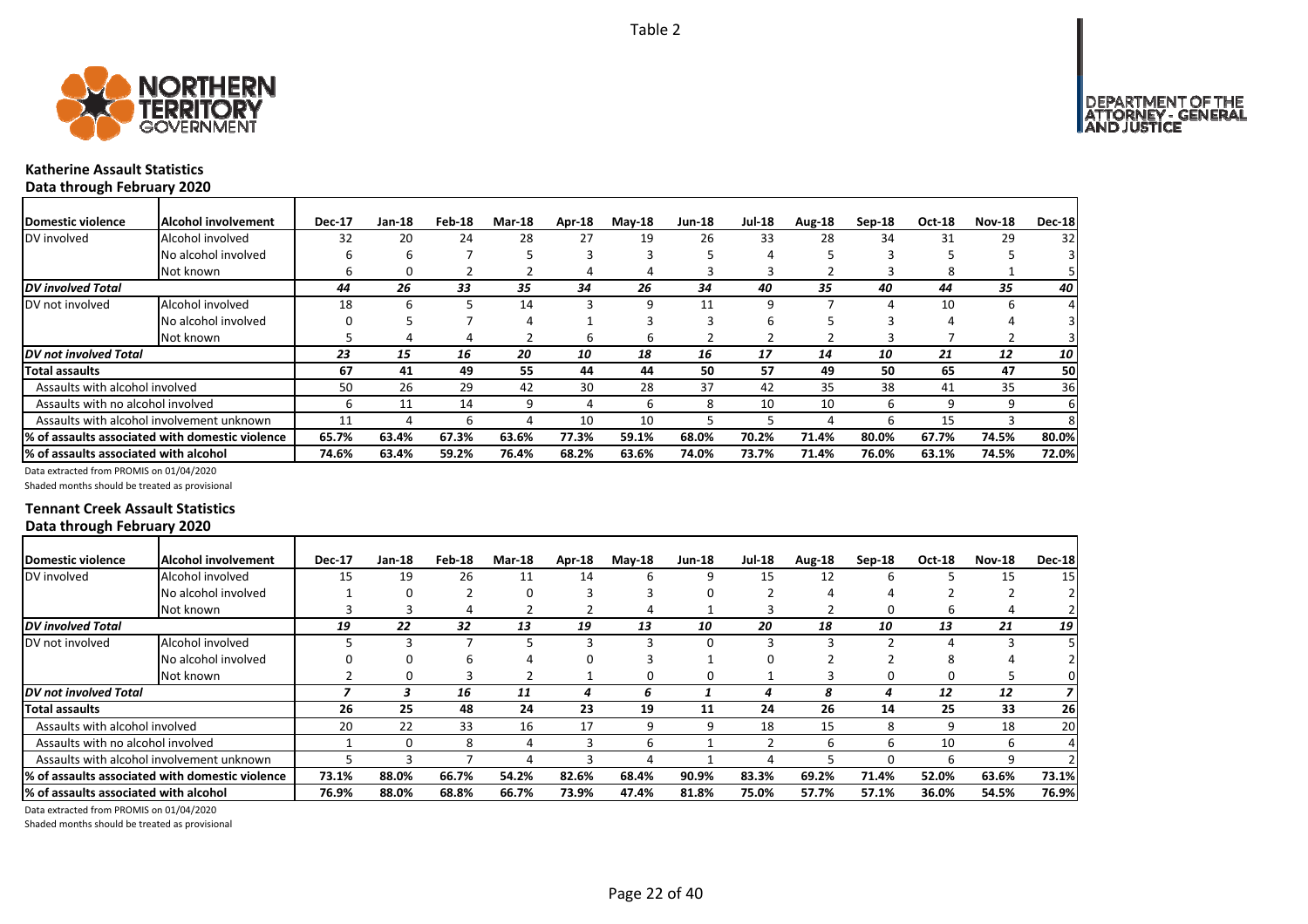Table 2

## Katherine Assault Statistics

### Data through February 2020

| Domestic violence | Alcohol involvement | Dec-17 | Jan-18 | Feb-18 | Mar-18 | Apr-18 | May-18 | Jun-18 | Jul-18 | Aug-18 | Sep-18 | Oct-18 | Nov-18 | Dec-18 |
|---|---|---|---|---|---|---|---|---|---|---|---|---|---|---|
| DV involved | Alcohol involved | 32 | 20 | 24 | 28 | 27 | 19 | 26 | 33 | 28 | 34 | 31 | 29 | 32 |
| | No alcohol involved | 6 | 6 | 7 | 5 | 3 | 3 | 5 | 4 | 5 | 3 | 5 | 5 | 3 |
| | Not known | 6 | 0 | 2 | 2 | 4 | 4 | 3 | 3 | 2 | 3 | 8 | 1 | 5 |
| ***DV involved Total*** | | ***44*** | ***26*** | ***33*** | ***35*** | ***34*** | ***26*** | ***34*** | ***40*** | ***35*** | ***40*** | ***44*** | ***35*** | ***40*** |
| DV not involved | Alcohol involved | 18 | 6 | 5 | 14 | 3 | 9 | 11 | 9 | 7 | 4 | 10 | 6 | 4 |
| | No alcohol involved | 0 | 5 | 7 | 4 | 1 | 3 | 3 | 6 | 5 | 3 | 4 | 4 | 3 |
| | Not known | 5 | 4 | 4 | 2 | 6 | 6 | 2 | 2 | 2 | 3 | 7 | 2 | 3 |
| ***DV not involved Total*** | | ***23*** | ***15*** | ***16*** | ***20*** | ***10*** | ***18*** | ***16*** | ***17*** | ***14*** | ***10*** | ***21*** | ***12*** | ***10*** |
| **Total assaults** | | **67** | **41** | **49** | **55** | **44** | **44** | **50** | **57** | **49** | **50** | **65** | **47** | **50** |
| Assaults with alcohol involved | | 50 | 26 | 29 | 42 | 30 | 28 | 37 | 42 | 35 | 38 | 41 | 35 | 36 |
| Assaults with no alcohol involved | | 6 | 11 | 14 | 9 | 4 | 6 | 8 | 10 | 10 | 6 | 9 | 9 | 6 |
| Assaults with alcohol involvement unknown | | 11 | 4 | 6 | 4 | 10 | 10 | 5 | 5 | 4 | 6 | 15 | 3 | 8 |
| **% of assaults associated with domestic violence** | | **65.7%** | **63.4%** | **67.3%** | **63.6%** | **77.3%** | **59.1%** | **68.0%** | **70.2%** | **71.4%** | **80.0%** | **67.7%** | **74.5%** | **80.0%** |
| **% of assaults associated with alcohol** | | **74.6%** | **63.4%** | **59.2%** | **76.4%** | **68.2%** | **63.6%** | **74.0%** | **73.7%** | **71.4%** | **76.0%** | **63.1%** | **74.5%** | **72.0%** |

Data extracted from PROMIS on 01/04/2020

Shaded months should be treated as provisional

## Tennant Creek Assault Statistics

### Data through February 2020

| Domestic violence | Alcohol involvement | Dec-17 | Jan-18 | Feb-18 | Mar-18 | Apr-18 | May-18 | Jun-18 | Jul-18 | Aug-18 | Sep-18 | Oct-18 | Nov-18 | Dec-18 |
|---|---|---|---|---|---|---|---|---|---|---|---|---|---|---|
| DV involved | Alcohol involved | 15 | 19 | 26 | 11 | 14 | 6 | 9 | 15 | 12 | 6 | 5 | 15 | 15 |
| | No alcohol involved | 1 | 0 | 2 | 0 | 3 | 3 | 0 | 2 | 4 | 4 | 2 | 2 | 2 |
| | Not known | 3 | 3 | 4 | 2 | 2 | 4 | 1 | 3 | 2 | 0 | 6 | 4 | 2 |
| ***DV involved Total*** | | ***19*** | ***22*** | ***32*** | ***13*** | ***19*** | ***13*** | ***10*** | ***20*** | ***18*** | ***10*** | ***13*** | ***21*** | ***19*** |
| DV not involved | Alcohol involved | 5 | 3 | 7 | 5 | 3 | 3 | 0 | 3 | 3 | 2 | 4 | 3 | 5 |
| | No alcohol involved | 0 | 0 | 6 | 4 | 0 | 3 | 1 | 0 | 2 | 2 | 8 | 4 | 2 |
| | Not known | 2 | 0 | 3 | 2 | 1 | 0 | 0 | 1 | 3 | 0 | 0 | 5 | 0 |
| ***DV not involved Total*** | | ***7*** | ***3*** | ***16*** | ***11*** | ***4*** | ***6*** | ***1*** | ***4*** | ***8*** | ***4*** | ***12*** | ***12*** | ***7*** |
| **Total assaults** | | **26** | **25** | **48** | **24** | **23** | **19** | **11** | **24** | **26** | **14** | **25** | **33** | **26** |
| Assaults with alcohol involved | | 20 | 22 | 33 | 16 | 17 | 9 | 9 | 18 | 15 | 8 | 9 | 18 | 20 |
| Assaults with no alcohol involved | | 1 | 0 | 8 | 4 | 3 | 6 | 1 | 2 | 6 | 6 | 10 | 6 | 4 |
| Assaults with alcohol involvement unknown | | 5 | 3 | 7 | 4 | 3 | 4 | 1 | 4 | 5 | 0 | 6 | 9 | 2 |
| **% of assaults associated with domestic violence** | | **73.1%** | **88.0%** | **66.7%** | **54.2%** | **82.6%** | **68.4%** | **90.9%** | **83.3%** | **69.2%** | **71.4%** | **52.0%** | **63.6%** | **73.1%** |
| **% of assaults associated with alcohol** | | **76.9%** | **88.0%** | **68.8%** | **66.7%** | **73.9%** | **47.4%** | **81.8%** | **75.0%** | **57.7%** | **57.1%** | **36.0%** | **54.5%** | **76.9%** |

Data extracted from PROMIS on 01/04/2020

Shaded months should be treated as provisional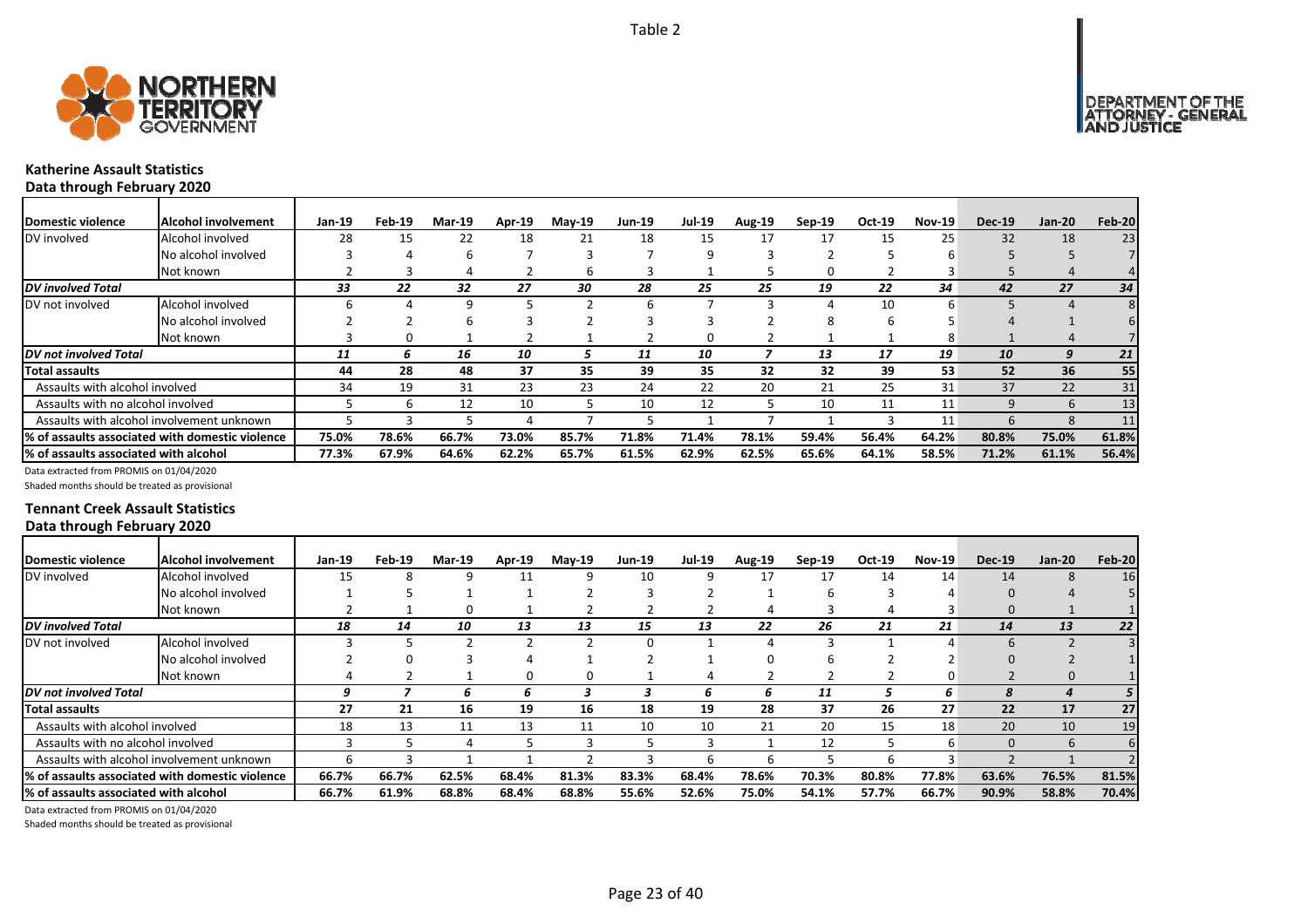Table 2

## Katherine Assault Statistics
### Data through February 2020

| Domestic violence | Alcohol involvement | Jan-19 | Feb-19 | Mar-19 | Apr-19 | May-19 | Jun-19 | Jul-19 | Aug-19 | Sep-19 | Oct-19 | Nov-19 | Dec-19 | Jan-20 | Feb-20 |
|---|---|---|---|---|---|---|---|---|---|---|---|---|---|---|---|
| DV involved | Alcohol involved | 28 | 15 | 22 | 18 | 21 | 18 | 15 | 17 | 17 | 15 | 25 | 32 | 18 | 23 |
| | No alcohol involved | 3 | 4 | 6 | 7 | 3 | 7 | 9 | 3 | 2 | 5 | 6 | 5 | 5 | 7 |
| | Not known | 2 | 3 | 4 | 2 | 6 | 3 | 1 | 5 | 0 | 2 | 3 | 5 | 4 | 4 |
| ***DV involved Total*** | | ***33*** | ***22*** | ***32*** | ***27*** | ***30*** | ***28*** | ***25*** | ***25*** | ***19*** | ***22*** | ***34*** | ***42*** | ***27*** | ***34*** |
| DV not involved | Alcohol involved | 6 | 4 | 9 | 5 | 2 | 6 | 7 | 3 | 4 | 10 | 6 | 5 | 4 | 8 |
| | No alcohol involved | 2 | 2 | 6 | 3 | 2 | 3 | 3 | 2 | 8 | 6 | 5 | 4 | 1 | 6 |
| | Not known | 3 | 0 | 1 | 2 | 1 | 2 | 0 | 2 | 1 | 1 | 8 | 1 | 4 | 7 |
| ***DV not involved Total*** | | ***11*** | ***6*** | ***16*** | ***10*** | ***5*** | ***11*** | ***10*** | ***7*** | ***13*** | ***17*** | ***19*** | ***10*** | ***9*** | ***21*** |
| **Total assaults** | | **44** | **28** | **48** | **37** | **35** | **39** | **35** | **32** | **32** | **39** | **53** | **52** | **36** | **55** |
| Assaults with alcohol involved | | 34 | 19 | 31 | 23 | 23 | 24 | 22 | 20 | 21 | 25 | 31 | 37 | 22 | 31 |
| Assaults with no alcohol involved | | 5 | 6 | 12 | 10 | 5 | 10 | 12 | 5 | 10 | 11 | 11 | 9 | 6 | 13 |
| Assaults with alcohol involvement unknown | | 5 | 3 | 5 | 4 | 7 | 5 | 1 | 7 | 1 | 3 | 11 | 6 | 8 | 11 |
| **% of assaults associated with domestic violence** | | **75.0%** | **78.6%** | **66.7%** | **73.0%** | **85.7%** | **71.8%** | **71.4%** | **78.1%** | **59.4%** | **56.4%** | **64.2%** | **80.8%** | **75.0%** | **61.8%** |
| **% of assaults associated with alcohol** | | **77.3%** | **67.9%** | **64.6%** | **62.2%** | **65.7%** | **61.5%** | **62.9%** | **62.5%** | **65.6%** | **64.1%** | **58.5%** | **71.2%** | **61.1%** | **56.4%** |

Data extracted from PROMIS on 01/04/2020

Shaded months should be treated as provisional

## Tennant Creek Assault Statistics
### Data through February 2020

| Domestic violence | Alcohol involvement | Jan-19 | Feb-19 | Mar-19 | Apr-19 | May-19 | Jun-19 | Jul-19 | Aug-19 | Sep-19 | Oct-19 | Nov-19 | Dec-19 | Jan-20 | Feb-20 |
|---|---|---|---|---|---|---|---|---|---|---|---|---|---|---|---|
| DV involved | Alcohol involved | 15 | 8 | 9 | 11 | 9 | 10 | 9 | 17 | 17 | 14 | 14 | 14 | 8 | 16 |
| | No alcohol involved | 1 | 5 | 1 | 1 | 2 | 3 | 2 | 1 | 6 | 3 | 4 | 0 | 4 | 5 |
| | Not known | 2 | 1 | 0 | 1 | 2 | 2 | 2 | 4 | 3 | 4 | 3 | 0 | 1 | 1 |
| ***DV involved Total*** | | ***18*** | ***14*** | ***10*** | ***13*** | ***13*** | ***15*** | ***13*** | ***22*** | ***26*** | ***21*** | ***21*** | ***14*** | ***13*** | ***22*** |
| DV not involved | Alcohol involved | 3 | 5 | 2 | 2 | 2 | 0 | 1 | 4 | 3 | 1 | 4 | 6 | 2 | 3 |
| | No alcohol involved | 2 | 0 | 3 | 4 | 1 | 2 | 1 | 0 | 6 | 2 | 2 | 0 | 2 | 1 |
| | Not known | 4 | 2 | 1 | 0 | 0 | 1 | 4 | 2 | 2 | 2 | 0 | 2 | 0 | 1 |
| ***DV not involved Total*** | | ***9*** | ***7*** | ***6*** | ***6*** | ***3*** | ***3*** | ***6*** | ***6*** | ***11*** | ***5*** | ***6*** | ***8*** | ***4*** | ***5*** |
| **Total assaults** | | **27** | **21** | **16** | **19** | **16** | **18** | **19** | **28** | **37** | **26** | **27** | **22** | **17** | **27** |
| Assaults with alcohol involved | | 18 | 13 | 11 | 13 | 11 | 10 | 10 | 21 | 20 | 15 | 18 | 20 | 10 | 19 |
| Assaults with no alcohol involved | | 3 | 5 | 4 | 5 | 3 | 5 | 3 | 1 | 12 | 5 | 6 | 0 | 6 | 6 |
| Assaults with alcohol involvement unknown | | 6 | 3 | 1 | 1 | 2 | 3 | 6 | 6 | 5 | 6 | 3 | 2 | 1 | 2 |
| **% of assaults associated with domestic violence** | | **66.7%** | **66.7%** | **62.5%** | **68.4%** | **81.3%** | **83.3%** | **68.4%** | **78.6%** | **70.3%** | **80.8%** | **77.8%** | **63.6%** | **76.5%** | **81.5%** |
| **% of assaults associated with alcohol** | | **66.7%** | **61.9%** | **68.8%** | **68.4%** | **68.8%** | **55.6%** | **52.6%** | **75.0%** | **54.1%** | **57.7%** | **66.7%** | **90.9%** | **58.8%** | **70.4%** |

Data extracted from PROMIS on 01/04/2020

Shaded months should be treated as provisional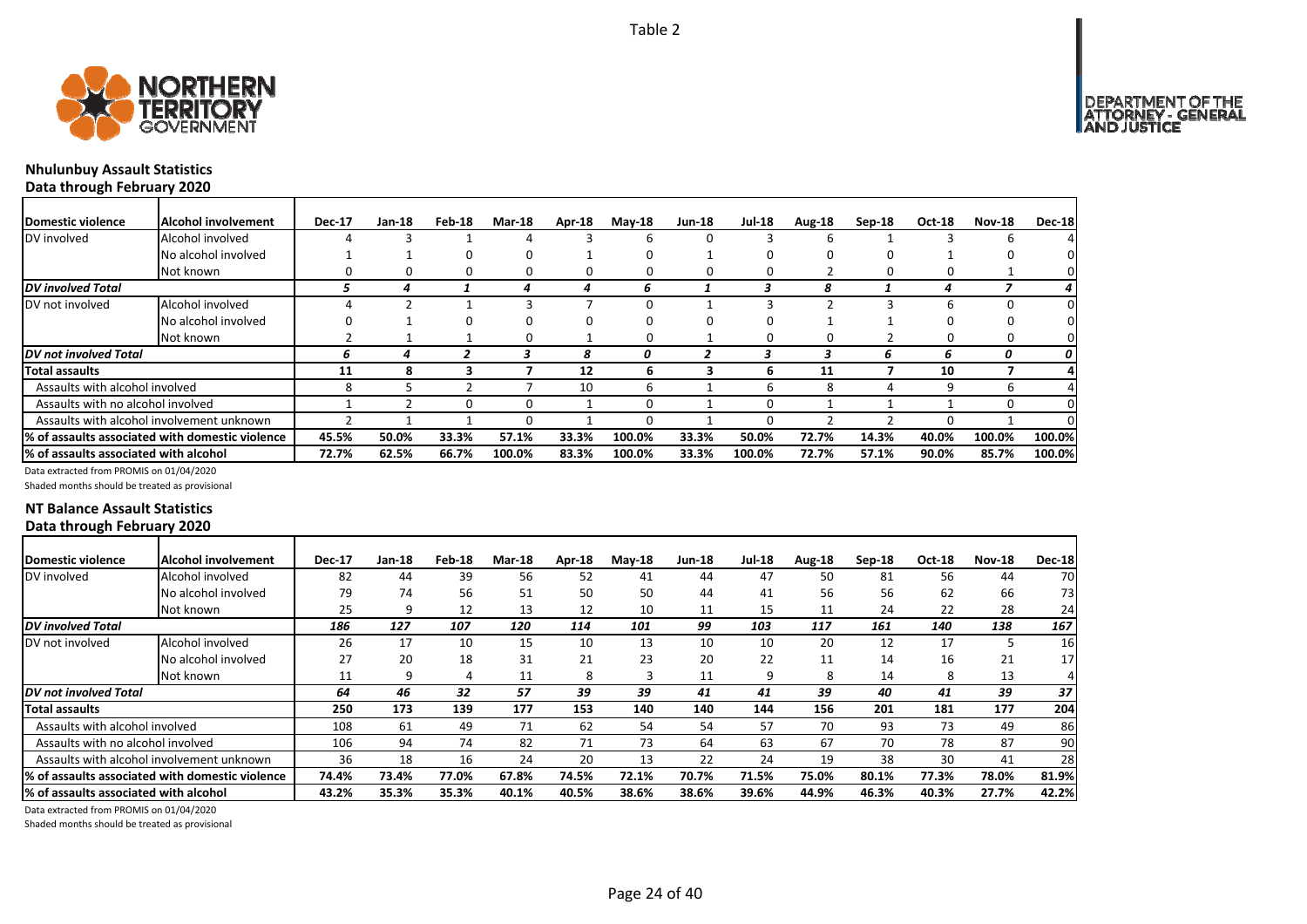Table 2

## Nhulunbuy Assault Statistics
### Data through February 2020

| Domestic violence | Alcohol involvement | Dec-17 | Jan-18 | Feb-18 | Mar-18 | Apr-18 | May-18 | Jun-18 | Jul-18 | Aug-18 | Sep-18 | Oct-18 | Nov-18 | Dec-18 |
|---|---|---|---|---|---|---|---|---|---|---|---|---|---|---|
| DV involved | Alcohol involved | 4 | 3 | 1 | 4 | 3 | 6 | 0 | 3 | 6 | 1 | 3 | 6 | 4 |
| | No alcohol involved | 1 | 1 | 0 | 0 | 1 | 0 | 1 | 0 | 0 | 0 | 1 | 0 | 0 |
| | Not known | 0 | 0 | 0 | 0 | 0 | 0 | 0 | 0 | 2 | 0 | 0 | 1 | 0 |
| *DV involved Total* | | *5* | *4* | *1* | *4* | *4* | *6* | *1* | *3* | *8* | *1* | *4* | *7* | *4* |
| DV not involved | Alcohol involved | 4 | 2 | 1 | 3 | 7 | 0 | 1 | 3 | 2 | 3 | 6 | 0 | 0 |
| | No alcohol involved | 0 | 1 | 0 | 0 | 0 | 0 | 0 | 0 | 1 | 1 | 0 | 0 | 0 |
| | Not known | 2 | 1 | 1 | 0 | 1 | 0 | 1 | 0 | 0 | 2 | 0 | 0 | 0 |
| *DV not involved Total* | | *6* | *4* | *2* | *3* | *8* | *0* | *2* | *3* | *3* | *6* | *6* | *0* | *0* |
| **Total assaults** | | **11** | **8** | **3** | **7** | **12** | **6** | **3** | **6** | **11** | **7** | **10** | **7** | **4** |
| Assaults with alcohol involved | | 8 | 5 | 2 | 7 | 10 | 6 | 1 | 6 | 8 | 4 | 9 | 6 | 4 |
| Assaults with no alcohol involved | | 1 | 2 | 0 | 0 | 1 | 0 | 1 | 0 | 1 | 1 | 1 | 0 | 0 |
| Assaults with alcohol involvement unknown | | 2 | 1 | 1 | 0 | 1 | 0 | 1 | 0 | 2 | 2 | 0 | 1 | 0 |
| **% of assaults associated with domestic violence** | | **45.5%** | **50.0%** | **33.3%** | **57.1%** | **33.3%** | **100.0%** | **33.3%** | **50.0%** | **72.7%** | **14.3%** | **40.0%** | **100.0%** | **100.0%** |
| **% of assaults associated with alcohol** | | **72.7%** | **62.5%** | **66.7%** | **100.0%** | **83.3%** | **100.0%** | **33.3%** | **100.0%** | **72.7%** | **57.1%** | **90.0%** | **85.7%** | **100.0%** |

Data extracted from PROMIS on 01/04/2020

Shaded months should be treated as provisional

## NT Balance Assault Statistics
### Data through February 2020

| Domestic violence | Alcohol involvement | Dec-17 | Jan-18 | Feb-18 | Mar-18 | Apr-18 | May-18 | Jun-18 | Jul-18 | Aug-18 | Sep-18 | Oct-18 | Nov-18 | Dec-18 |
|---|---|---|---|---|---|---|---|---|---|---|---|---|---|---|
| DV involved | Alcohol involved | 82 | 44 | 39 | 56 | 52 | 41 | 44 | 47 | 50 | 81 | 56 | 44 | 70 |
| | No alcohol involved | 79 | 74 | 56 | 51 | 50 | 50 | 44 | 41 | 56 | 56 | 62 | 66 | 73 |
| | Not known | 25 | 9 | 12 | 13 | 12 | 10 | 11 | 15 | 11 | 24 | 22 | 28 | 24 |
| *DV involved Total* | | *186* | *127* | *107* | *120* | *114* | *101* | *99* | *103* | *117* | *161* | *140* | *138* | *167* |
| DV not involved | Alcohol involved | 26 | 17 | 10 | 15 | 10 | 13 | 10 | 10 | 20 | 12 | 17 | 5 | 16 |
| | No alcohol involved | 27 | 20 | 18 | 31 | 21 | 23 | 20 | 22 | 11 | 14 | 16 | 21 | 17 |
| | Not known | 11 | 9 | 4 | 11 | 8 | 3 | 11 | 9 | 8 | 14 | 8 | 13 | 4 |
| *DV not involved Total* | | *64* | *46* | *32* | *57* | *39* | *39* | *41* | *41* | *39* | *40* | *41* | *39* | *37* |
| **Total assaults** | | **250** | **173** | **139** | **177** | **153** | **140** | **140** | **144** | **156** | **201** | **181** | **177** | **204** |
| Assaults with alcohol involved | | 108 | 61 | 49 | 71 | 62 | 54 | 54 | 57 | 70 | 93 | 73 | 49 | 86 |
| Assaults with no alcohol involved | | 106 | 94 | 74 | 82 | 71 | 73 | 64 | 63 | 67 | 70 | 78 | 87 | 90 |
| Assaults with alcohol involvement unknown | | 36 | 18 | 16 | 24 | 20 | 13 | 22 | 24 | 19 | 38 | 30 | 41 | 28 |
| **% of assaults associated with domestic violence** | | **74.4%** | **73.4%** | **77.0%** | **67.8%** | **74.5%** | **72.1%** | **70.7%** | **71.5%** | **75.0%** | **80.1%** | **77.3%** | **78.0%** | **81.9%** |
| **% of assaults associated with alcohol** | | **43.2%** | **35.3%** | **35.3%** | **40.1%** | **40.5%** | **38.6%** | **38.6%** | **39.6%** | **44.9%** | **46.3%** | **40.3%** | **27.7%** | **42.2%** |

Data extracted from PROMIS on 01/04/2020

Shaded months should be treated as provisional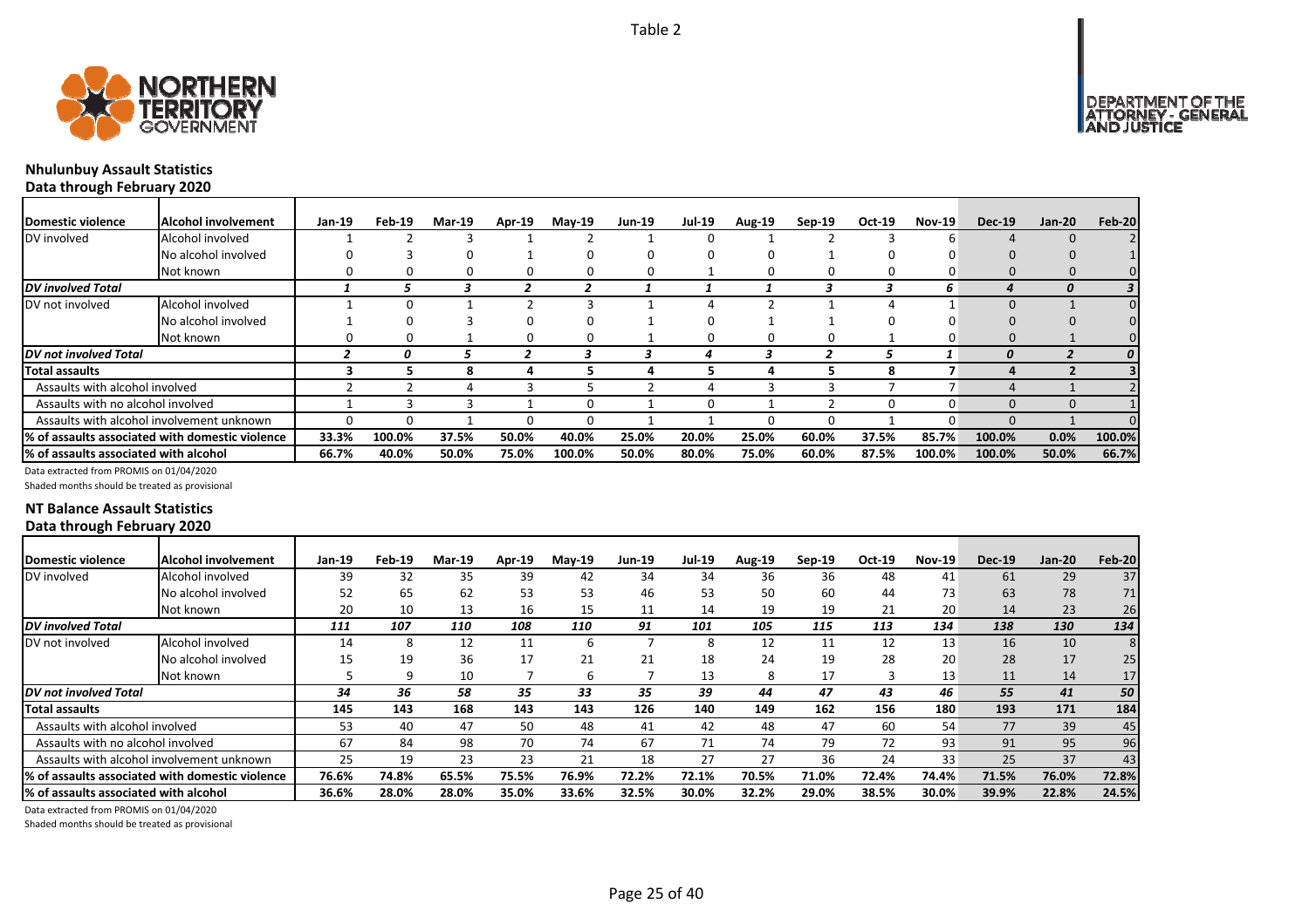Table 2

## Nhulunbuy Assault Statistics

### Data through February 2020

| Domestic violence | Alcohol involvement | Jan-19 | Feb-19 | Mar-19 | Apr-19 | May-19 | Jun-19 | Jul-19 | Aug-19 | Sep-19 | Oct-19 | Nov-19 | Dec-19 | Jan-20 | Feb-20 |
|---|---|---|---|---|---|---|---|---|---|---|---|---|---|---|---|
| DV involved | Alcohol involved | 1 | 2 | 3 | 1 | 2 | 1 | 0 | 1 | 2 | 3 | 6 | 4 | 0 | 2 |
| | No alcohol involved | 0 | 3 | 0 | 1 | 0 | 0 | 0 | 0 | 1 | 0 | 0 | 0 | 0 | 1 |
| | Not known | 0 | 0 | 0 | 0 | 0 | 0 | 1 | 0 | 0 | 0 | 0 | 0 | 0 | 0 |
| *DV involved Total* | | *1* | *5* | *3* | *2* | *2* | *1* | *1* | *1* | *3* | *3* | *6* | *4* | *0* | *3* |
| DV not involved | Alcohol involved | 1 | 0 | 1 | 2 | 3 | 1 | 4 | 2 | 1 | 4 | 1 | 0 | 1 | 0 |
| | No alcohol involved | 1 | 0 | 3 | 0 | 0 | 1 | 0 | 1 | 1 | 0 | 0 | 0 | 0 | 0 |
| | Not known | 0 | 0 | 1 | 0 | 0 | 1 | 0 | 0 | 0 | 1 | 0 | 0 | 1 | 0 |
| *DV not involved Total* | | *2* | *0* | *5* | *2* | *3* | *3* | *4* | *3* | *2* | *5* | *1* | *0* | *2* | *0* |
| **Total assaults** | | **3** | **5** | **8** | **4** | **5** | **4** | **5** | **4** | **5** | **8** | **7** | **4** | **2** | **3** |
| Assaults with alcohol involved | | 2 | 2 | 4 | 3 | 5 | 2 | 4 | 3 | 3 | 7 | 7 | 4 | 1 | 2 |
| Assaults with no alcohol involved | | 1 | 3 | 3 | 1 | 0 | 1 | 0 | 1 | 2 | 0 | 0 | 0 | 0 | 1 |
| Assaults with alcohol involvement unknown | | 0 | 0 | 1 | 0 | 0 | 1 | 1 | 0 | 0 | 1 | 0 | 0 | 1 | 0 |
| **% of assaults associated with domestic violence** | | **33.3%** | **100.0%** | **37.5%** | **50.0%** | **40.0%** | **25.0%** | **20.0%** | **25.0%** | **60.0%** | **37.5%** | **85.7%** | **100.0%** | **0.0%** | **100.0%** |
| **% of assaults associated with alcohol** | | **66.7%** | **40.0%** | **50.0%** | **75.0%** | **100.0%** | **50.0%** | **80.0%** | **75.0%** | **60.0%** | **87.5%** | **100.0%** | **100.0%** | **50.0%** | **66.7%** |

Data extracted from PROMIS on 01/04/2020

Shaded months should be treated as provisional

## NT Balance Assault Statistics

### Data through February 2020

| Domestic violence | Alcohol involvement | Jan-19 | Feb-19 | Mar-19 | Apr-19 | May-19 | Jun-19 | Jul-19 | Aug-19 | Sep-19 | Oct-19 | Nov-19 | Dec-19 | Jan-20 | Feb-20 |
|---|---|---|---|---|---|---|---|---|---|---|---|---|---|---|---|
| DV involved | Alcohol involved | 39 | 32 | 35 | 39 | 42 | 34 | 34 | 36 | 36 | 48 | 41 | 61 | 29 | 37 |
| | No alcohol involved | 52 | 65 | 62 | 53 | 53 | 46 | 53 | 50 | 60 | 44 | 73 | 63 | 78 | 71 |
| | Not known | 20 | 10 | 13 | 16 | 15 | 11 | 14 | 19 | 19 | 21 | 20 | 14 | 23 | 26 |
| *DV involved Total* | | *111* | *107* | *110* | *108* | *110* | *91* | *101* | *105* | *115* | *113* | *134* | *138* | *130* | *134* |
| DV not involved | Alcohol involved | 14 | 8 | 12 | 11 | 6 | 7 | 8 | 12 | 11 | 12 | 13 | 16 | 10 | 8 |
| | No alcohol involved | 15 | 19 | 36 | 17 | 21 | 21 | 18 | 24 | 19 | 28 | 20 | 28 | 17 | 25 |
| | Not known | 5 | 9 | 10 | 7 | 6 | 7 | 13 | 8 | 17 | 3 | 13 | 11 | 14 | 17 |
| *DV not involved Total* | | *34* | *36* | *58* | *35* | *33* | *35* | *39* | *44* | *47* | *43* | *46* | *55* | *41* | *50* |
| **Total assaults** | | **145** | **143** | **168** | **143** | **143** | **126** | **140** | **149** | **162** | **156** | **180** | **193** | **171** | **184** |
| Assaults with alcohol involved | | 53 | 40 | 47 | 50 | 48 | 41 | 42 | 48 | 47 | 60 | 54 | 77 | 39 | 45 |
| Assaults with no alcohol involved | | 67 | 84 | 98 | 70 | 74 | 67 | 71 | 74 | 79 | 72 | 93 | 91 | 95 | 96 |
| Assaults with alcohol involvement unknown | | 25 | 19 | 23 | 23 | 21 | 18 | 27 | 27 | 36 | 24 | 33 | 25 | 37 | 43 |
| **% of assaults associated with domestic violence** | | **76.6%** | **74.8%** | **65.5%** | **75.5%** | **76.9%** | **72.2%** | **72.1%** | **70.5%** | **71.0%** | **72.4%** | **74.4%** | **71.5%** | **76.0%** | **72.8%** |
| **% of assaults associated with alcohol** | | **36.6%** | **28.0%** | **28.0%** | **35.0%** | **33.6%** | **32.5%** | **30.0%** | **32.2%** | **29.0%** | **38.5%** | **30.0%** | **39.9%** | **22.8%** | **24.5%** |

Data extracted from PROMIS on 01/04/2020

Shaded months should be treated as provisional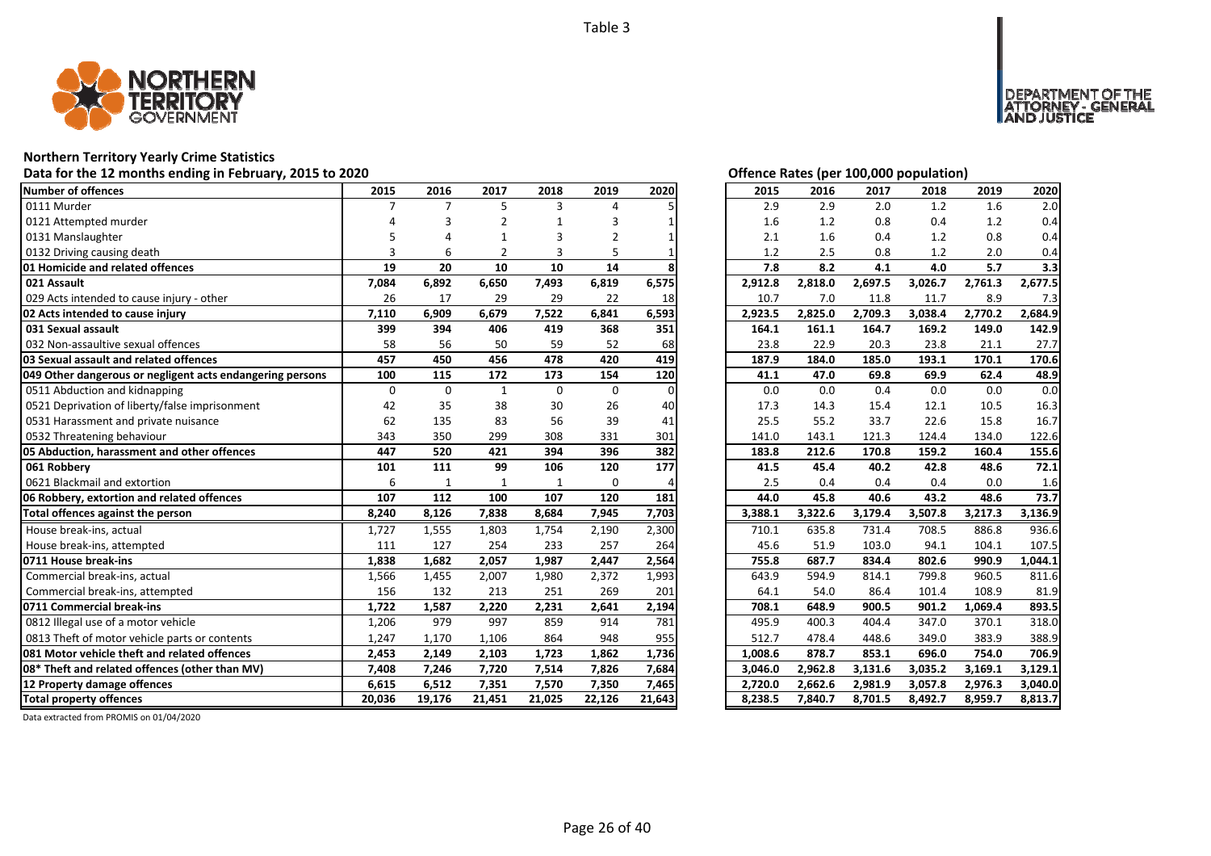Table 3

**Northern Territory Yearly Crime Statistics**

**Data for the 12 months ending in February, 2015 to 2020**

| Number of offences | 2015 | 2016 | 2017 | 2018 | 2019 | 2020 |
|---|---|---|---|---|---|---|
| 0111 Murder | 7 | 7 | 5 | 3 | 4 | 5 |
| 0121 Attempted murder | 4 | 3 | 2 | 1 | 3 | 1 |
| 0131 Manslaughter | 5 | 4 | 1 | 3 | 2 | 1 |
| 0132 Driving causing death | 3 | 6 | 2 | 3 | 5 | 1 |
| **01 Homicide and related offences** | **19** | **20** | **10** | **10** | **14** | **8** |
| **021 Assault** | **7,084** | **6,892** | **6,650** | **7,493** | **6,819** | **6,575** |
| 029 Acts intended to cause injury - other | 26 | 17 | 29 | 29 | 22 | 18 |
| **02 Acts intended to cause injury** | **7,110** | **6,909** | **6,679** | **7,522** | **6,841** | **6,593** |
| **031 Sexual assault** | **399** | **394** | **406** | **419** | **368** | **351** |
| 032 Non-assaultive sexual offences | 58 | 56 | 50 | 59 | 52 | 68 |
| **03 Sexual assault and related offences** | **457** | **450** | **456** | **478** | **420** | **419** |
| **049 Other dangerous or negligent acts endangering persons** | **100** | **115** | **172** | **173** | **154** | **120** |
| 0511 Abduction and kidnapping | 0 | 0 | 1 | 0 | 0 | 0 |
| 0521 Deprivation of liberty/false imprisonment | 42 | 35 | 38 | 30 | 26 | 40 |
| 0531 Harassment and private nuisance | 62 | 135 | 83 | 56 | 39 | 41 |
| 0532 Threatening behaviour | 343 | 350 | 299 | 308 | 331 | 301 |
| **05 Abduction, harassment and other offences** | **447** | **520** | **421** | **394** | **396** | **382** |
| **061 Robbery** | **101** | **111** | **99** | **106** | **120** | **177** |
| 0621 Blackmail and extortion | 6 | 1 | 1 | 1 | 0 | 4 |
| **06 Robbery, extortion and related offences** | **107** | **112** | **100** | **107** | **120** | **181** |
| **Total offences against the person** | **8,240** | **8,126** | **7,838** | **8,684** | **7,945** | **7,703** |
| House break-ins, actual | 1,727 | 1,555 | 1,803 | 1,754 | 2,190 | 2,300 |
| House break-ins, attempted | 111 | 127 | 254 | 233 | 257 | 264 |
| **0711 House break-ins** | **1,838** | **1,682** | **2,057** | **1,987** | **2,447** | **2,564** |
| Commercial break-ins, actual | 1,566 | 1,455 | 2,007 | 1,980 | 2,372 | 1,993 |
| Commercial break-ins, attempted | 156 | 132 | 213 | 251 | 269 | 201 |
| **0711 Commercial break-ins** | **1,722** | **1,587** | **2,220** | **2,231** | **2,641** | **2,194** |
| 0812 Illegal use of a motor vehicle | 1,206 | 979 | 997 | 859 | 914 | 781 |
| 0813 Theft of motor vehicle parts or contents | 1,247 | 1,170 | 1,106 | 864 | 948 | 955 |
| **081 Motor vehicle theft and related offences** | **2,453** | **2,149** | **2,103** | **1,723** | **1,862** | **1,736** |
| **08* Theft and related offences (other than MV)** | **7,408** | **7,246** | **7,720** | **7,514** | **7,826** | **7,684** |
| **12 Property damage offences** | **6,615** | **6,512** | **7,351** | **7,570** | **7,350** | **7,465** |
| **Total property offences** | **20,036** | **19,176** | **21,451** | **21,025** | **22,126** | **21,643** |

**Offence Rates (per 100,000 population)**

| Number of offences | 2015 | 2016 | 2017 | 2018 | 2019 | 2020 |
|---|---|---|---|---|---|---|
| 0111 Murder | 2.9 | 2.9 | 2.0 | 1.2 | 1.6 | 2.0 |
| 0121 Attempted murder | 1.6 | 1.2 | 0.8 | 0.4 | 1.2 | 0.4 |
| 0131 Manslaughter | 2.1 | 1.6 | 0.4 | 1.2 | 0.8 | 0.4 |
| 0132 Driving causing death | 1.2 | 2.5 | 0.8 | 1.2 | 2.0 | 0.4 |
| **01 Homicide and related offences** | **7.8** | **8.2** | **4.1** | **4.0** | **5.7** | **3.3** |
| **021 Assault** | **2,912.8** | **2,818.0** | **2,697.5** | **3,026.7** | **2,761.3** | **2,677.5** |
| 029 Acts intended to cause injury - other | 10.7 | 7.0 | 11.8 | 11.7 | 8.9 | 7.3 |
| **02 Acts intended to cause injury** | **2,923.5** | **2,825.0** | **2,709.3** | **3,038.4** | **2,770.2** | **2,684.9** |
| **031 Sexual assault** | **164.1** | **161.1** | **164.7** | **169.2** | **149.0** | **142.9** |
| 032 Non-assaultive sexual offences | 23.8 | 22.9 | 20.3 | 23.8 | 21.1 | 27.7 |
| **03 Sexual assault and related offences** | **187.9** | **184.0** | **185.0** | **193.1** | **170.1** | **170.6** |
| **049 Other dangerous or negligent acts endangering persons** | **41.1** | **47.0** | **69.8** | **69.9** | **62.4** | **48.9** |
| 0511 Abduction and kidnapping | 0.0 | 0.0 | 0.4 | 0.0 | 0.0 | 0.0 |
| 0521 Deprivation of liberty/false imprisonment | 17.3 | 14.3 | 15.4 | 12.1 | 10.5 | 16.3 |
| 0531 Harassment and private nuisance | 25.5 | 55.2 | 33.7 | 22.6 | 15.8 | 16.7 |
| 0532 Threatening behaviour | 141.0 | 143.1 | 121.3 | 124.4 | 134.0 | 122.6 |
| **05 Abduction, harassment and other offences** | **183.8** | **212.6** | **170.8** | **159.2** | **160.4** | **155.6** |
| **061 Robbery** | **41.5** | **45.4** | **40.2** | **42.8** | **48.6** | **72.1** |
| 0621 Blackmail and extortion | 2.5 | 0.4 | 0.4 | 0.4 | 0.0 | 1.6 |
| **06 Robbery, extortion and related offences** | **44.0** | **45.8** | **40.6** | **43.2** | **48.6** | **73.7** |
| **Total offences against the person** | **3,388.1** | **3,322.6** | **3,179.4** | **3,507.8** | **3,217.3** | **3,136.9** |
| House break-ins, actual | 710.1 | 635.8 | 731.4 | 708.5 | 886.8 | 936.6 |
| House break-ins, attempted | 45.6 | 51.9 | 103.0 | 94.1 | 104.1 | 107.5 |
| **0711 House break-ins** | **755.8** | **687.7** | **834.4** | **802.6** | **990.9** | **1,044.1** |
| Commercial break-ins, actual | 643.9 | 594.9 | 814.1 | 799.8 | 960.5 | 811.6 |
| Commercial break-ins, attempted | 64.1 | 54.0 | 86.4 | 101.4 | 108.9 | 81.9 |
| **0711 Commercial break-ins** | **708.1** | **648.9** | **900.5** | **901.2** | **1,069.4** | **893.5** |
| 0812 Illegal use of a motor vehicle | 495.9 | 400.3 | 404.4 | 347.0 | 370.1 | 318.0 |
| 0813 Theft of motor vehicle parts or contents | 512.7 | 478.4 | 448.6 | 349.0 | 383.9 | 388.9 |
| **081 Motor vehicle theft and related offences** | **1,008.6** | **878.7** | **853.1** | **696.0** | **754.0** | **706.9** |
| **08* Theft and related offences (other than MV)** | **3,046.0** | **2,962.8** | **3,131.6** | **3,035.2** | **3,169.1** | **3,129.1** |
| **12 Property damage offences** | **2,720.0** | **2,662.6** | **2,981.9** | **3,057.8** | **2,976.3** | **3,040.0** |
| **Total property offences** | **8,238.5** | **7,840.7** | **8,701.5** | **8,492.7** | **8,959.7** | **8,813.7** |

Data extracted from PROMIS on 01/04/2020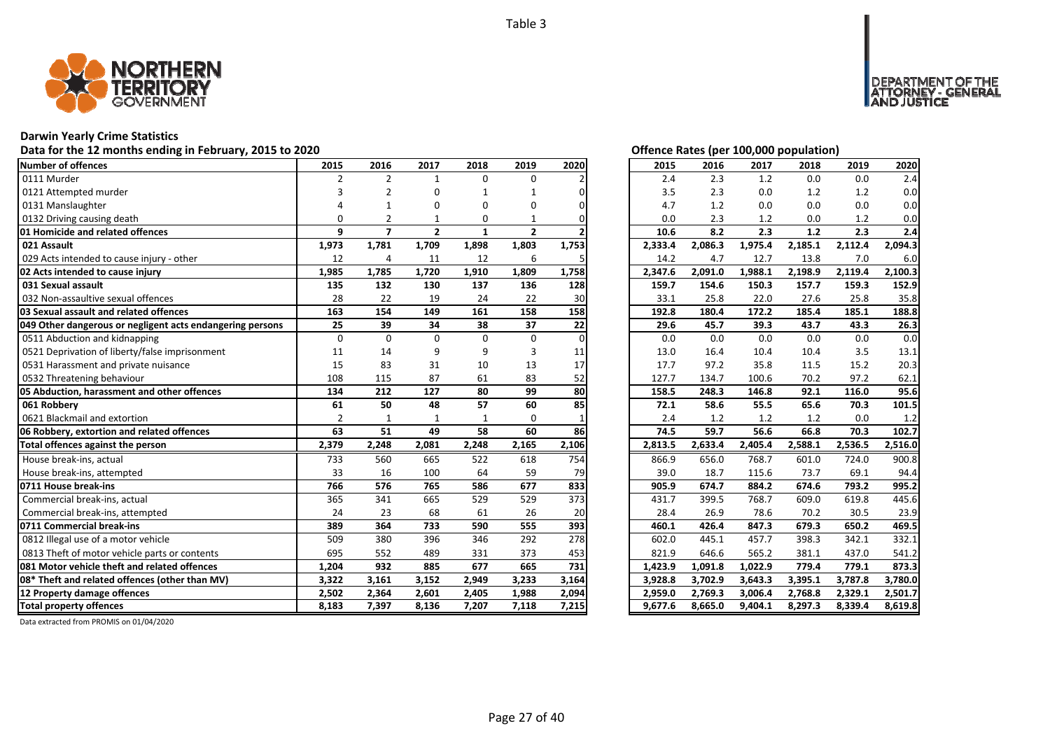Table 3

**Darwin Yearly Crime Statistics**

**Data for the 12 months ending in February, 2015 to 2020**

**Offence Rates (per 100,000 population)**

| Number of offences | 2015 | 2016 | 2017 | 2018 | 2019 | 2020 | 2015 | 2016 | 2017 | 2018 | 2019 | 2020 |
|---|---|---|---|---|---|---|---|---|---|---|---|---|
| 0111 Murder | 2 | 2 | 1 | 0 | 0 | 2 | 2.4 | 2.3 | 1.2 | 0.0 | 0.0 | 2.4 |
| 0121 Attempted murder | 3 | 2 | 0 | 1 | 1 | 0 | 3.5 | 2.3 | 0.0 | 1.2 | 1.2 | 0.0 |
| 0131 Manslaughter | 4 | 1 | 0 | 0 | 0 | 0 | 4.7 | 1.2 | 0.0 | 0.0 | 0.0 | 0.0 |
| 0132 Driving causing death | 0 | 2 | 1 | 0 | 1 | 0 | 0.0 | 2.3 | 1.2 | 0.0 | 1.2 | 0.0 |
| **01 Homicide and related offences** | **9** | **7** | **2** | **1** | **2** | **2** | **10.6** | **8.2** | **2.3** | **1.2** | **2.3** | **2.4** |
| **021 Assault** | **1,973** | **1,781** | **1,709** | **1,898** | **1,803** | **1,753** | **2,333.4** | **2,086.3** | **1,975.4** | **2,185.1** | **2,112.4** | **2,094.3** |
| 029 Acts intended to cause injury - other | 12 | 4 | 11 | 12 | 6 | 5 | 14.2 | 4.7 | 12.7 | 13.8 | 7.0 | 6.0 |
| **02 Acts intended to cause injury** | **1,985** | **1,785** | **1,720** | **1,910** | **1,809** | **1,758** | **2,347.6** | **2,091.0** | **1,988.1** | **2,198.9** | **2,119.4** | **2,100.3** |
| **031 Sexual assault** | **135** | **132** | **130** | **137** | **136** | **128** | **159.7** | **154.6** | **150.3** | **157.7** | **159.3** | **152.9** |
| 032 Non-assaultive sexual offences | 28 | 22 | 19 | 24 | 22 | 30 | 33.1 | 25.8 | 22.0 | 27.6 | 25.8 | 35.8 |
| **03 Sexual assault and related offences** | **163** | **154** | **149** | **161** | **158** | **158** | **192.8** | **180.4** | **172.2** | **185.4** | **185.1** | **188.8** |
| **049 Other dangerous or negligent acts endangering persons** | **25** | **39** | **34** | **38** | **37** | **22** | **29.6** | **45.7** | **39.3** | **43.7** | **43.3** | **26.3** |
| 0511 Abduction and kidnapping | 0 | 0 | 0 | 0 | 0 | 0 | 0.0 | 0.0 | 0.0 | 0.0 | 0.0 | 0.0 |
| 0521 Deprivation of liberty/false imprisonment | 11 | 14 | 9 | 9 | 3 | 11 | 13.0 | 16.4 | 10.4 | 10.4 | 3.5 | 13.1 |
| 0531 Harassment and private nuisance | 15 | 83 | 31 | 10 | 13 | 17 | 17.7 | 97.2 | 35.8 | 11.5 | 15.2 | 20.3 |
| 0532 Threatening behaviour | 108 | 115 | 87 | 61 | 83 | 52 | 127.7 | 134.7 | 100.6 | 70.2 | 97.2 | 62.1 |
| **05 Abduction, harassment and other offences** | **134** | **212** | **127** | **80** | **99** | **80** | **158.5** | **248.3** | **146.8** | **92.1** | **116.0** | **95.6** |
| **061 Robbery** | **61** | **50** | **48** | **57** | **60** | **85** | **72.1** | **58.6** | **55.5** | **65.6** | **70.3** | **101.5** |
| 0621 Blackmail and extortion | 2 | 1 | 1 | 1 | 0 | 1 | 2.4 | 1.2 | 1.2 | 1.2 | 0.0 | 1.2 |
| **06 Robbery, extortion and related offences** | **63** | **51** | **49** | **58** | **60** | **86** | **74.5** | **59.7** | **56.6** | **66.8** | **70.3** | **102.7** |
| **Total offences against the person** | **2,379** | **2,248** | **2,081** | **2,248** | **2,165** | **2,106** | **2,813.5** | **2,633.4** | **2,405.4** | **2,588.1** | **2,536.5** | **2,516.0** |
| House break-ins, actual | 733 | 560 | 665 | 522 | 618 | 754 | 866.9 | 656.0 | 768.7 | 601.0 | 724.0 | 900.8 |
| House break-ins, attempted | 33 | 16 | 100 | 64 | 59 | 79 | 39.0 | 18.7 | 115.6 | 73.7 | 69.1 | 94.4 |
| **0711 House break-ins** | **766** | **576** | **765** | **586** | **677** | **833** | **905.9** | **674.7** | **884.2** | **674.6** | **793.2** | **995.2** |
| Commercial break-ins, actual | 365 | 341 | 665 | 529 | 529 | 373 | 431.7 | 399.5 | 768.7 | 609.0 | 619.8 | 445.6 |
| Commercial break-ins, attempted | 24 | 23 | 68 | 61 | 26 | 20 | 28.4 | 26.9 | 78.6 | 70.2 | 30.5 | 23.9 |
| **0711 Commercial break-ins** | **389** | **364** | **733** | **590** | **555** | **393** | **460.1** | **426.4** | **847.3** | **679.3** | **650.2** | **469.5** |
| 0812 Illegal use of a motor vehicle | 509 | 380 | 396 | 346 | 292 | 278 | 602.0 | 445.1 | 457.7 | 398.3 | 342.1 | 332.1 |
| 0813 Theft of motor vehicle parts or contents | 695 | 552 | 489 | 331 | 373 | 453 | 821.9 | 646.6 | 565.2 | 381.1 | 437.0 | 541.2 |
| **081 Motor vehicle theft and related offences** | **1,204** | **932** | **885** | **677** | **665** | **731** | **1,423.9** | **1,091.8** | **1,022.9** | **779.4** | **779.1** | **873.3** |
| **08* Theft and related offences (other than MV)** | **3,322** | **3,161** | **3,152** | **2,949** | **3,233** | **3,164** | **3,928.8** | **3,702.9** | **3,643.3** | **3,395.1** | **3,787.8** | **3,780.0** |
| **12 Property damage offences** | **2,502** | **2,364** | **2,601** | **2,405** | **1,988** | **2,094** | **2,959.0** | **2,769.3** | **3,006.4** | **2,768.8** | **2,329.1** | **2,501.7** |
| **Total property offences** | **8,183** | **7,397** | **8,136** | **7,207** | **7,118** | **7,215** | **9,677.6** | **8,665.0** | **9,404.1** | **8,297.3** | **8,339.4** | **8,619.8** |

Data extracted from PROMIS on 01/04/2020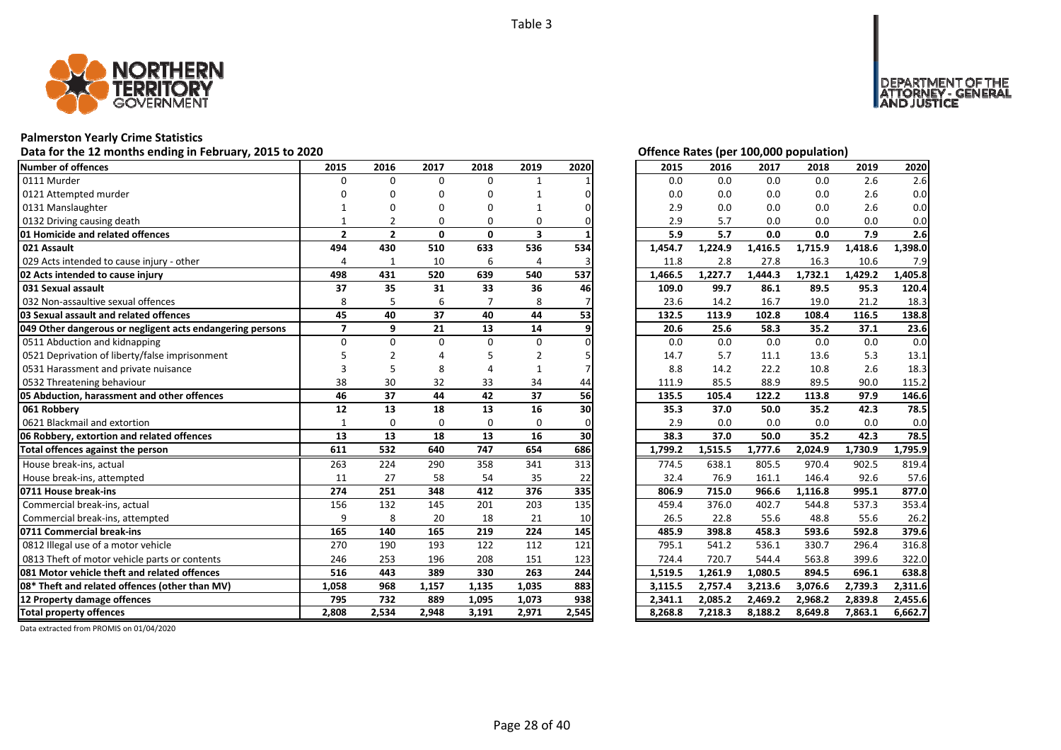Table 3

## Palmerston Yearly Crime Statistics

**Data for the 12 months ending in February, 2015 to 2020**

**Offence Rates (per 100,000 population)**

| Number of offences | 2015 | 2016 | 2017 | 2018 | 2019 | 2020 | 2015 | 2016 | 2017 | 2018 | 2019 | 2020 |
|---|---|---|---|---|---|---|---|---|---|---|---|---|
| 0111 Murder | 0 | 0 | 0 | 0 | 1 | 1 | 0.0 | 0.0 | 0.0 | 0.0 | 2.6 | 2.6 |
| 0121 Attempted murder | 0 | 0 | 0 | 0 | 1 | 0 | 0.0 | 0.0 | 0.0 | 0.0 | 2.6 | 0.0 |
| 0131 Manslaughter | 1 | 0 | 0 | 0 | 1 | 0 | 2.9 | 0.0 | 0.0 | 0.0 | 2.6 | 0.0 |
| 0132 Driving causing death | 1 | 2 | 0 | 0 | 0 | 0 | 2.9 | 5.7 | 0.0 | 0.0 | 0.0 | 0.0 |
| **01 Homicide and related offences** | **2** | **2** | **0** | **0** | **3** | **1** | **5.9** | **5.7** | **0.0** | **0.0** | **7.9** | **2.6** |
| **021 Assault** | **494** | **430** | **510** | **633** | **536** | **534** | **1,454.7** | **1,224.9** | **1,416.5** | **1,715.9** | **1,418.6** | **1,398.0** |
| 029 Acts intended to cause injury - other | 4 | 1 | 10 | 6 | 4 | 3 | 11.8 | 2.8 | 27.8 | 16.3 | 10.6 | 7.9 |
| **02 Acts intended to cause injury** | **498** | **431** | **520** | **639** | **540** | **537** | **1,466.5** | **1,227.7** | **1,444.3** | **1,732.1** | **1,429.2** | **1,405.8** |
| **031 Sexual assault** | **37** | **35** | **31** | **33** | **36** | **46** | **109.0** | **99.7** | **86.1** | **89.5** | **95.3** | **120.4** |
| 032 Non-assaultive sexual offences | 8 | 5 | 6 | 7 | 8 | 7 | 23.6 | 14.2 | 16.7 | 19.0 | 21.2 | 18.3 |
| **03 Sexual assault and related offences** | **45** | **40** | **37** | **40** | **44** | **53** | **132.5** | **113.9** | **102.8** | **108.4** | **116.5** | **138.8** |
| **049 Other dangerous or negligent acts endangering persons** | **7** | **9** | **21** | **13** | **14** | **9** | **20.6** | **25.6** | **58.3** | **35.2** | **37.1** | **23.6** |
| 0511 Abduction and kidnapping | 0 | 0 | 0 | 0 | 0 | 0 | 0.0 | 0.0 | 0.0 | 0.0 | 0.0 | 0.0 |
| 0521 Deprivation of liberty/false imprisonment | 5 | 2 | 4 | 5 | 2 | 5 | 14.7 | 5.7 | 11.1 | 13.6 | 5.3 | 13.1 |
| 0531 Harassment and private nuisance | 3 | 5 | 8 | 4 | 1 | 7 | 8.8 | 14.2 | 22.2 | 10.8 | 2.6 | 18.3 |
| 0532 Threatening behaviour | 38 | 30 | 32 | 33 | 34 | 44 | 111.9 | 85.5 | 88.9 | 89.5 | 90.0 | 115.2 |
| **05 Abduction, harassment and other offences** | **46** | **37** | **44** | **42** | **37** | **56** | **135.5** | **105.4** | **122.2** | **113.8** | **97.9** | **146.6** |
| **061 Robbery** | **12** | **13** | **18** | **13** | **16** | **30** | **35.3** | **37.0** | **50.0** | **35.2** | **42.3** | **78.5** |
| 0621 Blackmail and extortion | 1 | 0 | 0 | 0 | 0 | 0 | 2.9 | 0.0 | 0.0 | 0.0 | 0.0 | 0.0 |
| **06 Robbery, extortion and related offences** | **13** | **13** | **18** | **13** | **16** | **30** | **38.3** | **37.0** | **50.0** | **35.2** | **42.3** | **78.5** |
| **Total offences against the person** | **611** | **532** | **640** | **747** | **654** | **686** | **1,799.2** | **1,515.5** | **1,777.6** | **2,024.9** | **1,730.9** | **1,795.9** |
| House break-ins, actual | 263 | 224 | 290 | 358 | 341 | 313 | 774.5 | 638.1 | 805.5 | 970.4 | 902.5 | 819.4 |
| House break-ins, attempted | 11 | 27 | 58 | 54 | 35 | 22 | 32.4 | 76.9 | 161.1 | 146.4 | 92.6 | 57.6 |
| **0711 House break-ins** | **274** | **251** | **348** | **412** | **376** | **335** | **806.9** | **715.0** | **966.6** | **1,116.8** | **995.1** | **877.0** |
| Commercial break-ins, actual | 156 | 132 | 145 | 201 | 203 | 135 | 459.4 | 376.0 | 402.7 | 544.8 | 537.3 | 353.4 |
| Commercial break-ins, attempted | 9 | 8 | 20 | 18 | 21 | 10 | 26.5 | 22.8 | 55.6 | 48.8 | 55.6 | 26.2 |
| **0711 Commercial break-ins** | **165** | **140** | **165** | **219** | **224** | **145** | **485.9** | **398.8** | **458.3** | **593.6** | **592.8** | **379.6** |
| 0812 Illegal use of a motor vehicle | 270 | 190 | 193 | 122 | 112 | 121 | 795.1 | 541.2 | 536.1 | 330.7 | 296.4 | 316.8 |
| 0813 Theft of motor vehicle parts or contents | 246 | 253 | 196 | 208 | 151 | 123 | 724.4 | 720.7 | 544.4 | 563.8 | 399.6 | 322.0 |
| **081 Motor vehicle theft and related offences** | **516** | **443** | **389** | **330** | **263** | **244** | **1,519.5** | **1,261.9** | **1,080.5** | **894.5** | **696.1** | **638.8** |
| **08* Theft and related offences (other than MV)** | **1,058** | **968** | **1,157** | **1,135** | **1,035** | **883** | **3,115.5** | **2,757.4** | **3,213.6** | **3,076.6** | **2,739.3** | **2,311.6** |
| **12 Property damage offences** | **795** | **732** | **889** | **1,095** | **1,073** | **938** | **2,341.1** | **2,085.2** | **2,469.2** | **2,968.2** | **2,839.8** | **2,455.6** |
| **Total property offences** | **2,808** | **2,534** | **2,948** | **3,191** | **2,971** | **2,545** | **8,268.8** | **7,218.3** | **8,188.2** | **8,649.8** | **7,863.1** | **6,662.7** |

Data extracted from PROMIS on 01/04/2020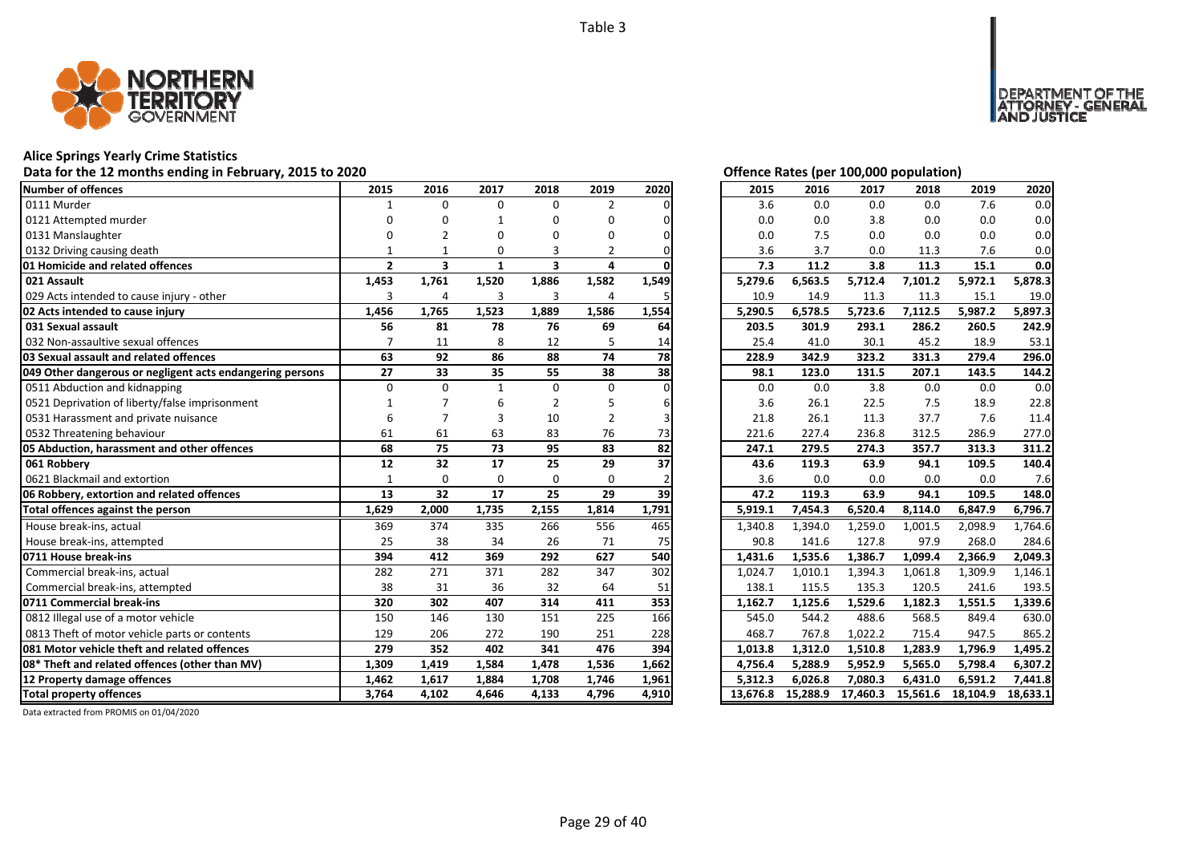Table 3

## Alice Springs Yearly Crime Statistics

### Data for the 12 months ending in February, 2015 to 2020

Offence Rates (per 100,000 population)

| Number of offences | 2015 | 2016 | 2017 | 2018 | 2019 | 2020 | 2015 | 2016 | 2017 | 2018 | 2019 | 2020 |
|---|---|---|---|---|---|---|---|---|---|---|---|---|
| 0111 Murder | 1 | 0 | 0 | 0 | 2 | 0 | 3.6 | 0.0 | 0.0 | 0.0 | 7.6 | 0.0 |
| 0121 Attempted murder | 0 | 0 | 1 | 0 | 0 | 0 | 0.0 | 0.0 | 3.8 | 0.0 | 0.0 | 0.0 |
| 0131 Manslaughter | 0 | 2 | 0 | 0 | 0 | 0 | 0.0 | 7.5 | 0.0 | 0.0 | 0.0 | 0.0 |
| 0132 Driving causing death | 1 | 1 | 0 | 3 | 2 | 0 | 3.6 | 3.7 | 0.0 | 11.3 | 7.6 | 0.0 |
| **01 Homicide and related offences** | **2** | **3** | **1** | **3** | **4** | **0** | **7.3** | **11.2** | **3.8** | **11.3** | **15.1** | **0.0** |
| **021 Assault** | **1,453** | **1,761** | **1,520** | **1,886** | **1,582** | **1,549** | **5,279.6** | **6,563.5** | **5,712.4** | **7,101.2** | **5,972.1** | **5,878.3** |
| 029 Acts intended to cause injury - other | 3 | 4 | 3 | 3 | 4 | 5 | 10.9 | 14.9 | 11.3 | 11.3 | 15.1 | 19.0 |
| **02 Acts intended to cause injury** | **1,456** | **1,765** | **1,523** | **1,889** | **1,586** | **1,554** | **5,290.5** | **6,578.5** | **5,723.6** | **7,112.5** | **5,987.2** | **5,897.3** |
| **031 Sexual assault** | **56** | **81** | **78** | **76** | **69** | **64** | **203.5** | **301.9** | **293.1** | **286.2** | **260.5** | **242.9** |
| 032 Non-assaultive sexual offences | 7 | 11 | 8 | 12 | 5 | 14 | 25.4 | 41.0 | 30.1 | 45.2 | 18.9 | 53.1 |
| **03 Sexual assault and related offences** | **63** | **92** | **86** | **88** | **74** | **78** | **228.9** | **342.9** | **323.2** | **331.3** | **279.4** | **296.0** |
| **049 Other dangerous or negligent acts endangering persons** | **27** | **33** | **35** | **55** | **38** | **38** | **98.1** | **123.0** | **131.5** | **207.1** | **143.5** | **144.2** |
| 0511 Abduction and kidnapping | 0 | 0 | 1 | 0 | 0 | 0 | 0.0 | 0.0 | 3.8 | 0.0 | 0.0 | 0.0 |
| 0521 Deprivation of liberty/false imprisonment | 1 | 7 | 6 | 2 | 5 | 6 | 3.6 | 26.1 | 22.5 | 7.5 | 18.9 | 22.8 |
| 0531 Harassment and private nuisance | 6 | 7 | 3 | 10 | 2 | 3 | 21.8 | 26.1 | 11.3 | 37.7 | 7.6 | 11.4 |
| 0532 Threatening behaviour | 61 | 61 | 63 | 83 | 76 | 73 | 221.6 | 227.4 | 236.8 | 312.5 | 286.9 | 277.0 |
| **05 Abduction, harassment and other offences** | **68** | **75** | **73** | **95** | **83** | **82** | **247.1** | **279.5** | **274.3** | **357.7** | **313.3** | **311.2** |
| **061 Robbery** | **12** | **32** | **17** | **25** | **29** | **37** | **43.6** | **119.3** | **63.9** | **94.1** | **109.5** | **140.4** |
| 0621 Blackmail and extortion | 1 | 0 | 0 | 0 | 0 | 2 | 3.6 | 0.0 | 0.0 | 0.0 | 0.0 | 7.6 |
| **06 Robbery, extortion and related offences** | **13** | **32** | **17** | **25** | **29** | **39** | **47.2** | **119.3** | **63.9** | **94.1** | **109.5** | **148.0** |
| **Total offences against the person** | **1,629** | **2,000** | **1,735** | **2,155** | **1,814** | **1,791** | **5,919.1** | **7,454.3** | **6,520.4** | **8,114.0** | **6,847.9** | **6,796.7** |
| House break-ins, actual | 369 | 374 | 335 | 266 | 556 | 465 | 1,340.8 | 1,394.0 | 1,259.0 | 1,001.5 | 2,098.9 | 1,764.6 |
| House break-ins, attempted | 25 | 38 | 34 | 26 | 71 | 75 | 90.8 | 141.6 | 127.8 | 97.9 | 268.0 | 284.6 |
| **0711 House break-ins** | **394** | **412** | **369** | **292** | **627** | **540** | **1,431.6** | **1,535.6** | **1,386.7** | **1,099.4** | **2,366.9** | **2,049.3** |
| Commercial break-ins, actual | 282 | 271 | 371 | 282 | 347 | 302 | 1,024.7 | 1,010.1 | 1,394.3 | 1,061.8 | 1,309.9 | 1,146.1 |
| Commercial break-ins, attempted | 38 | 31 | 36 | 32 | 64 | 51 | 138.1 | 115.5 | 135.3 | 120.5 | 241.6 | 193.5 |
| **0711 Commercial break-ins** | **320** | **302** | **407** | **314** | **411** | **353** | **1,162.7** | **1,125.6** | **1,529.6** | **1,182.3** | **1,551.5** | **1,339.6** |
| 0812 Illegal use of a motor vehicle | 150 | 146 | 130 | 151 | 225 | 166 | 545.0 | 544.2 | 488.6 | 568.5 | 849.4 | 630.0 |
| 0813 Theft of motor vehicle parts or contents | 129 | 206 | 272 | 190 | 251 | 228 | 468.7 | 767.8 | 1,022.2 | 715.4 | 947.5 | 865.2 |
| **081 Motor vehicle theft and related offences** | **279** | **352** | **402** | **341** | **476** | **394** | **1,013.8** | **1,312.0** | **1,510.8** | **1,283.9** | **1,796.9** | **1,495.2** |
| **08* Theft and related offences (other than MV)** | **1,309** | **1,419** | **1,584** | **1,478** | **1,536** | **1,662** | **4,756.4** | **5,288.9** | **5,952.9** | **5,565.0** | **5,798.4** | **6,307.2** |
| **12 Property damage offences** | **1,462** | **1,617** | **1,884** | **1,708** | **1,746** | **1,961** | **5,312.3** | **6,026.8** | **7,080.3** | **6,431.0** | **6,591.2** | **7,441.8** |
| **Total property offences** | **3,764** | **4,102** | **4,646** | **4,133** | **4,796** | **4,910** | **13,676.8** | **15,288.9** | **17,460.3** | **15,561.6** | **18,104.9** | **18,633.1** |

Data extracted from PROMIS on 01/04/2020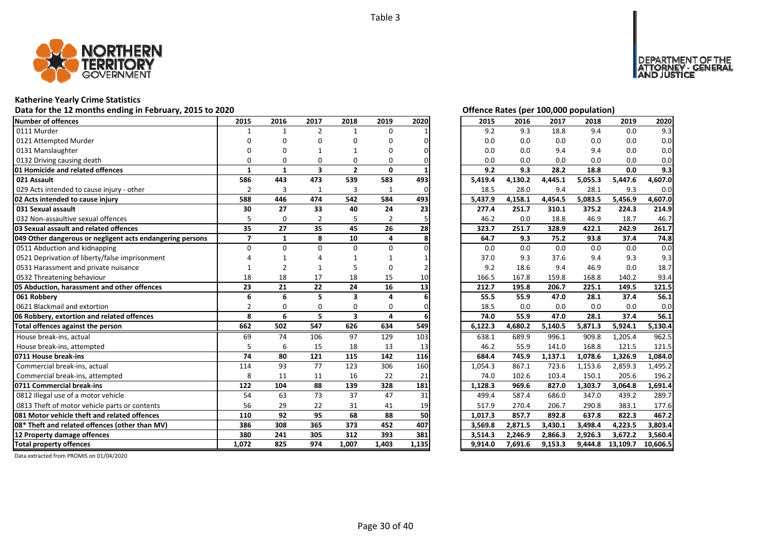Table 3

# Katherine Yearly Crime Statistics

## Data for the 12 months ending in February, 2015 to 2020

| Number of offences | 2015 | 2016 | 2017 | 2018 | 2019 | 2020 |
|---|---|---|---|---|---|---|
| 0111 Murder | 1 | 1 | 2 | 1 | 0 | 1 |
| 0121 Attempted Murder | 0 | 0 | 0 | 0 | 0 | 0 |
| 0131 Manslaughter | 0 | 0 | 1 | 1 | 0 | 0 |
| 0132 Driving causing death | 0 | 0 | 0 | 0 | 0 | 0 |
| **01 Homicide and related offences** | **1** | **1** | **3** | **2** | **0** | **1** |
| **021 Assault** | **586** | **443** | **473** | **539** | **583** | **493** |
| 029 Acts intended to cause injury - other | 2 | 3 | 1 | 3 | 1 | 0 |
| **02 Acts intended to cause injury** | **588** | **446** | **474** | **542** | **584** | **493** |
| **031 Sexual assault** | **30** | **27** | **33** | **40** | **24** | **23** |
| 032 Non-assaultive sexual offences | 5 | 0 | 2 | 5 | 2 | 5 |
| **03 Sexual assault and related offences** | **35** | **27** | **35** | **45** | **26** | **28** |
| **049 Other dangerous or negligent acts endangering persons** | **7** | **1** | **8** | **10** | **4** | **8** |
| 0511 Abduction and kidnapping | 0 | 0 | 0 | 0 | 0 | 0 |
| 0521 Deprivation of liberty/false imprisonment | 4 | 1 | 4 | 1 | 1 | 1 |
| 0531 Harassment and private nuisance | 1 | 2 | 1 | 5 | 0 | 2 |
| 0532 Threatening behaviour | 18 | 18 | 17 | 18 | 15 | 10 |
| **05 Abduction, harassment and other offences** | **23** | **21** | **22** | **24** | **16** | **13** |
| **061 Robbery** | **6** | **6** | **5** | **3** | **4** | **6** |
| 0621 Blackmail and extortion | 2 | 0 | 0 | 0 | 0 | 0 |
| **06 Robbery, extortion and related offences** | **8** | **6** | **5** | **3** | **4** | **6** |
| **Total offences against the person** | **662** | **502** | **547** | **626** | **634** | **549** |
| House break-ins, actual | 69 | 74 | 106 | 97 | 129 | 103 |
| House break-ins, attempted | 5 | 6 | 15 | 18 | 13 | 13 |
| **0711 House break-ins** | **74** | **80** | **121** | **115** | **142** | **116** |
| Commercial break-ins, actual | 114 | 93 | 77 | 123 | 306 | 160 |
| Commercial break-ins, attempted | 8 | 11 | 11 | 16 | 22 | 21 |
| **0711 Commercial break-ins** | **122** | **104** | **88** | **139** | **328** | **181** |
| 0812 Illegal use of a motor vehicle | 54 | 63 | 73 | 37 | 47 | 31 |
| 0813 Theft of motor vehicle parts or contents | 56 | 29 | 22 | 31 | 41 | 19 |
| **081 Motor vehicle theft and related offences** | **110** | **92** | **95** | **68** | **88** | **50** |
| **08* Theft and related offences (other than MV)** | **386** | **308** | **365** | **373** | **452** | **407** |
| **12 Property damage offences** | **380** | **241** | **305** | **312** | **393** | **381** |
| **Total property offences** | **1,072** | **825** | **974** | **1,007** | **1,403** | **1,135** |

## Offence Rates (per 100,000 population)

| Number of offences | 2015 | 2016 | 2017 | 2018 | 2019 | 2020 |
|---|---|---|---|---|---|---|
| 0111 Murder | 9.2 | 9.3 | 18.8 | 9.4 | 0.0 | 9.3 |
| 0121 Attempted Murder | 0.0 | 0.0 | 0.0 | 0.0 | 0.0 | 0.0 |
| 0131 Manslaughter | 0.0 | 0.0 | 9.4 | 9.4 | 0.0 | 0.0 |
| 0132 Driving causing death | 0.0 | 0.0 | 0.0 | 0.0 | 0.0 | 0.0 |
| **01 Homicide and related offences** | **9.2** | **9.3** | **28.2** | **18.8** | **0.0** | **9.3** |
| **021 Assault** | **5,419.4** | **4,130.2** | **4,445.1** | **5,055.3** | **5,447.6** | **4,607.0** |
| 029 Acts intended to cause injury - other | 18.5 | 28.0 | 9.4 | 28.1 | 9.3 | 0.0 |
| **02 Acts intended to cause injury** | **5,437.9** | **4,158.1** | **4,454.5** | **5,083.5** | **5,456.9** | **4,607.0** |
| **031 Sexual assault** | **277.4** | **251.7** | **310.1** | **375.2** | **224.3** | **214.9** |
| 032 Non-assaultive sexual offences | 46.2 | 0.0 | 18.8 | 46.9 | 18.7 | 46.7 |
| **03 Sexual assault and related offences** | **323.7** | **251.7** | **328.9** | **422.1** | **242.9** | **261.7** |
| **049 Other dangerous or negligent acts endangering persons** | **64.7** | **9.3** | **75.2** | **93.8** | **37.4** | **74.8** |
| 0511 Abduction and kidnapping | 0.0 | 0.0 | 0.0 | 0.0 | 0.0 | 0.0 |
| 0521 Deprivation of liberty/false imprisonment | 37.0 | 9.3 | 37.6 | 9.4 | 9.3 | 9.3 |
| 0531 Harassment and private nuisance | 9.2 | 18.6 | 9.4 | 46.9 | 0.0 | 18.7 |
| 0532 Threatening behaviour | 166.5 | 167.8 | 159.8 | 168.8 | 140.2 | 93.4 |
| **05 Abduction, harassment and other offences** | **212.7** | **195.8** | **206.7** | **225.1** | **149.5** | **121.5** |
| **061 Robbery** | **55.5** | **55.9** | **47.0** | **28.1** | **37.4** | **56.1** |
| 0621 Blackmail and extortion | 18.5 | 0.0 | 0.0 | 0.0 | 0.0 | 0.0 |
| **06 Robbery, extortion and related offences** | **74.0** | **55.9** | **47.0** | **28.1** | **37.4** | **56.1** |
| **Total offences against the person** | **6,122.3** | **4,680.2** | **5,140.5** | **5,871.3** | **5,924.1** | **5,130.4** |
| House break-ins, actual | 638.1 | 689.9 | 996.1 | 909.8 | 1,205.4 | 962.5 |
| House break-ins, attempted | 46.2 | 55.9 | 141.0 | 168.8 | 121.5 | 121.5 |
| **0711 House break-ins** | **684.4** | **745.9** | **1,137.1** | **1,078.6** | **1,326.9** | **1,084.0** |
| Commercial break-ins, actual | 1,054.3 | 867.1 | 723.6 | 1,153.6 | 2,859.3 | 1,495.2 |
| Commercial break-ins, attempted | 74.0 | 102.6 | 103.4 | 150.1 | 205.6 | 196.2 |
| **0711 Commercial break-ins** | **1,128.3** | **969.6** | **827.0** | **1,303.7** | **3,064.8** | **1,691.4** |
| 0812 Illegal use of a motor vehicle | 499.4 | 587.4 | 686.0 | 347.0 | 439.2 | 289.7 |
| 0813 Theft of motor vehicle parts or contents | 517.9 | 270.4 | 206.7 | 290.8 | 383.1 | 177.6 |
| **081 Motor vehicle theft and related offences** | **1,017.3** | **857.7** | **892.8** | **637.8** | **822.3** | **467.2** |
| **08* Theft and related offences (other than MV)** | **3,569.8** | **2,871.5** | **3,430.1** | **3,498.4** | **4,223.5** | **3,803.4** |
| **12 Property damage offences** | **3,514.3** | **2,246.9** | **2,866.3** | **2,926.3** | **3,672.2** | **3,560.4** |
| **Total property offences** | **9,914.0** | **7,691.6** | **9,153.3** | **9,444.8** | **13,109.7** | **10,606.5** |

Data extracted from PROMIS on 01/04/2020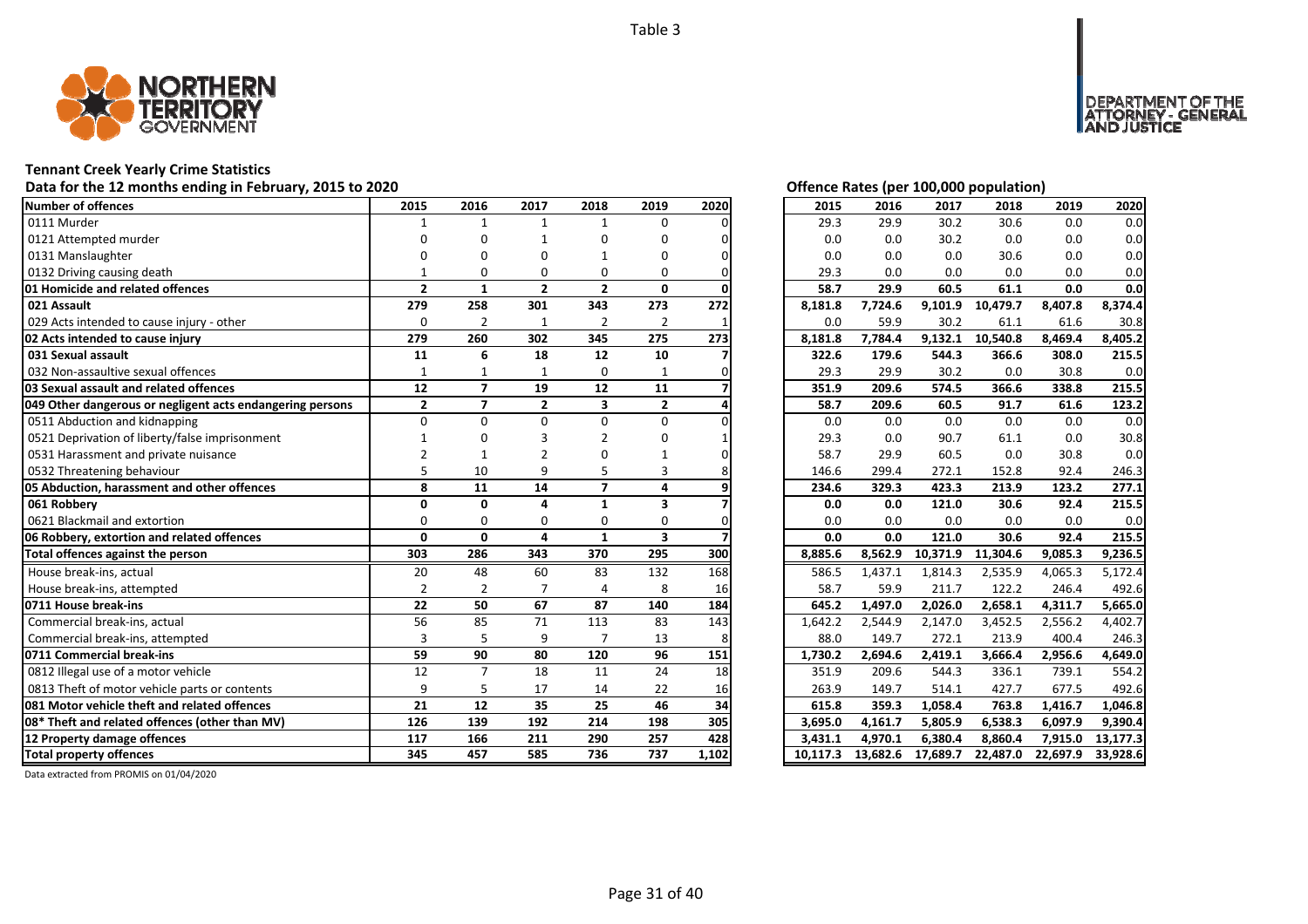Table 3

**Tennant Creek Yearly Crime Statistics**

**Data for the 12 months ending in February, 2015 to 2020**

| Number of offences | 2015 | 2016 | 2017 | 2018 | 2019 | 2020 |
|---|---|---|---|---|---|---|
| 0111 Murder | 1 | 1 | 1 | 1 | 0 | 0 |
| 0121 Attempted murder | 0 | 0 | 1 | 0 | 0 | 0 |
| 0131 Manslaughter | 0 | 0 | 0 | 1 | 0 | 0 |
| 0132 Driving causing death | 1 | 0 | 0 | 0 | 0 | 0 |
| **01 Homicide and related offences** | **2** | **1** | **2** | **2** | **0** | **0** |
| **021 Assault** | **279** | **258** | **301** | **343** | **273** | **272** |
| 029 Acts intended to cause injury - other | 0 | 2 | 1 | 2 | 2 | 1 |
| **02 Acts intended to cause injury** | **279** | **260** | **302** | **345** | **275** | **273** |
| **031 Sexual assault** | **11** | **6** | **18** | **12** | **10** | **7** |
| 032 Non-assaultive sexual offences | 1 | 1 | 1 | 0 | 1 | 0 |
| **03 Sexual assault and related offences** | **12** | **7** | **19** | **12** | **11** | **7** |
| **049 Other dangerous or negligent acts endangering persons** | **2** | **7** | **2** | **3** | **2** | **4** |
| 0511 Abduction and kidnapping | 0 | 0 | 0 | 0 | 0 | 0 |
| 0521 Deprivation of liberty/false imprisonment | 1 | 0 | 3 | 2 | 0 | 1 |
| 0531 Harassment and private nuisance | 2 | 1 | 2 | 0 | 1 | 0 |
| 0532 Threatening behaviour | 5 | 10 | 9 | 5 | 3 | 8 |
| **05 Abduction, harassment and other offences** | **8** | **11** | **14** | **7** | **4** | **9** |
| **061 Robbery** | **0** | **0** | **4** | **1** | **3** | **7** |
| 0621 Blackmail and extortion | 0 | 0 | 0 | 0 | 0 | 0 |
| **06 Robbery, extortion and related offences** | **0** | **0** | **4** | **1** | **3** | **7** |
| **Total offences against the person** | **303** | **286** | **343** | **370** | **295** | **300** |
| House break-ins, actual | 20 | 48 | 60 | 83 | 132 | 168 |
| House break-ins, attempted | 2 | 2 | 7 | 4 | 8 | 16 |
| **0711 House break-ins** | **22** | **50** | **67** | **87** | **140** | **184** |
| Commercial break-ins, actual | 56 | 85 | 71 | 113 | 83 | 143 |
| Commercial break-ins, attempted | 3 | 5 | 9 | 7 | 13 | 8 |
| **0711 Commercial break-ins** | **59** | **90** | **80** | **120** | **96** | **151** |
| 0812 Illegal use of a motor vehicle | 12 | 7 | 18 | 11 | 24 | 18 |
| 0813 Theft of motor vehicle parts or contents | 9 | 5 | 17 | 14 | 22 | 16 |
| **081 Motor vehicle theft and related offences** | **21** | **12** | **35** | **25** | **46** | **34** |
| **08* Theft and related offences (other than MV)** | **126** | **139** | **192** | **214** | **198** | **305** |
| **12 Property damage offences** | **117** | **166** | **211** | **290** | **257** | **428** |
| **Total property offences** | **345** | **457** | **585** | **736** | **737** | **1,102** |

**Offence Rates (per 100,000 population)**

| Number of offences | 2015 | 2016 | 2017 | 2018 | 2019 | 2020 |
|---|---|---|---|---|---|---|
| 0111 Murder | 29.3 | 29.9 | 30.2 | 30.6 | 0.0 | 0.0 |
| 0121 Attempted murder | 0.0 | 0.0 | 30.2 | 0.0 | 0.0 | 0.0 |
| 0131 Manslaughter | 0.0 | 0.0 | 0.0 | 30.6 | 0.0 | 0.0 |
| 0132 Driving causing death | 29.3 | 0.0 | 0.0 | 0.0 | 0.0 | 0.0 |
| **01 Homicide and related offences** | **58.7** | **29.9** | **60.5** | **61.1** | **0.0** | **0.0** |
| **021 Assault** | **8,181.8** | **7,724.6** | **9,101.9** | **10,479.7** | **8,407.8** | **8,374.4** |
| 029 Acts intended to cause injury - other | 0.0 | 59.9 | 30.2 | 61.1 | 61.6 | 30.8 |
| **02 Acts intended to cause injury** | **8,181.8** | **7,784.4** | **9,132.1** | **10,540.8** | **8,469.4** | **8,405.2** |
| **031 Sexual assault** | **322.6** | **179.6** | **544.3** | **366.6** | **308.0** | **215.5** |
| 032 Non-assaultive sexual offences | 29.3 | 29.9 | 30.2 | 0.0 | 30.8 | 0.0 |
| **03 Sexual assault and related offences** | **351.9** | **209.6** | **574.5** | **366.6** | **338.8** | **215.5** |
| **049 Other dangerous or negligent acts endangering persons** | **58.7** | **209.6** | **60.5** | **91.7** | **61.6** | **123.2** |
| 0511 Abduction and kidnapping | 0.0 | 0.0 | 0.0 | 0.0 | 0.0 | 0.0 |
| 0521 Deprivation of liberty/false imprisonment | 29.3 | 0.0 | 90.7 | 61.1 | 0.0 | 30.8 |
| 0531 Harassment and private nuisance | 58.7 | 29.9 | 60.5 | 0.0 | 30.8 | 0.0 |
| 0532 Threatening behaviour | 146.6 | 299.4 | 272.1 | 152.8 | 92.4 | 246.3 |
| **05 Abduction, harassment and other offences** | **234.6** | **329.3** | **423.3** | **213.9** | **123.2** | **277.1** |
| **061 Robbery** | **0.0** | **0.0** | **121.0** | **30.6** | **92.4** | **215.5** |
| 0621 Blackmail and extortion | 0.0 | 0.0 | 0.0 | 0.0 | 0.0 | 0.0 |
| **06 Robbery, extortion and related offences** | **0.0** | **0.0** | **121.0** | **30.6** | **92.4** | **215.5** |
| **Total offences against the person** | **8,885.6** | **8,562.9** | **10,371.9** | **11,304.6** | **9,085.3** | **9,236.5** |
| House break-ins, actual | 586.5 | 1,437.1 | 1,814.3 | 2,535.9 | 4,065.3 | 5,172.4 |
| House break-ins, attempted | 58.7 | 59.9 | 211.7 | 122.2 | 246.4 | 492.6 |
| **0711 House break-ins** | **645.2** | **1,497.0** | **2,026.0** | **2,658.1** | **4,311.7** | **5,665.0** |
| Commercial break-ins, actual | 1,642.2 | 2,544.9 | 2,147.0 | 3,452.5 | 2,556.2 | 4,402.7 |
| Commercial break-ins, attempted | 88.0 | 149.7 | 272.1 | 213.9 | 400.4 | 246.3 |
| **0711 Commercial break-ins** | **1,730.2** | **2,694.6** | **2,419.1** | **3,666.4** | **2,956.6** | **4,649.0** |
| 0812 Illegal use of a motor vehicle | 351.9 | 209.6 | 544.3 | 336.1 | 739.1 | 554.2 |
| 0813 Theft of motor vehicle parts or contents | 263.9 | 149.7 | 514.1 | 427.7 | 677.5 | 492.6 |
| **081 Motor vehicle theft and related offences** | **615.8** | **359.3** | **1,058.4** | **763.8** | **1,416.7** | **1,046.8** |
| **08* Theft and related offences (other than MV)** | **3,695.0** | **4,161.7** | **5,805.9** | **6,538.3** | **6,097.9** | **9,390.4** |
| **12 Property damage offences** | **3,431.1** | **4,970.1** | **6,380.4** | **8,860.4** | **7,915.0** | **13,177.3** |
| **Total property offences** | **10,117.3** | **13,682.6** | **17,689.7** | **22,487.0** | **22,697.9** | **33,928.6** |

Data extracted from PROMIS on 01/04/2020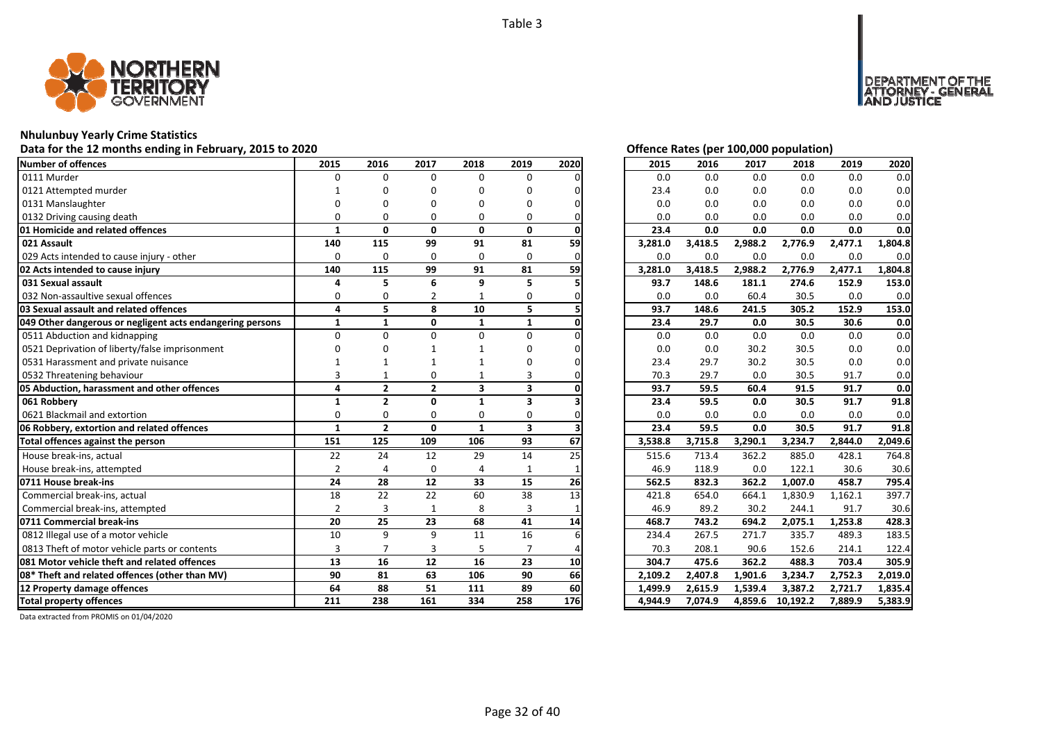Table 3

## Nhulunbuy Yearly Crime Statistics

Data for the 12 months ending in February, 2015 to 2020

| Number of offences | 2015 | 2016 | 2017 | 2018 | 2019 | 2020 |
|---|---|---|---|---|---|---|
| 0111 Murder | 0 | 0 | 0 | 0 | 0 | 0 |
| 0121 Attempted murder | 1 | 0 | 0 | 0 | 0 | 0 |
| 0131 Manslaughter | 0 | 0 | 0 | 0 | 0 | 0 |
| 0132 Driving causing death | 0 | 0 | 0 | 0 | 0 | 0 |
| **01 Homicide and related offences** | **1** | **0** | **0** | **0** | **0** | **0** |
| **021 Assault** | **140** | **115** | **99** | **91** | **81** | **59** |
| 029 Acts intended to cause injury - other | 0 | 0 | 0 | 0 | 0 | 0 |
| **02 Acts intended to cause injury** | **140** | **115** | **99** | **91** | **81** | **59** |
| **031 Sexual assault** | **4** | **5** | **6** | **9** | **5** | **5** |
| 032 Non-assaultive sexual offences | 0 | 0 | 2 | 1 | 0 | 0 |
| **03 Sexual assault and related offences** | **4** | **5** | **8** | **10** | **5** | **5** |
| **049 Other dangerous or negligent acts endangering persons** | **1** | **1** | **0** | **1** | **1** | **0** |
| 0511 Abduction and kidnapping | 0 | 0 | 0 | 0 | 0 | 0 |
| 0521 Deprivation of liberty/false imprisonment | 0 | 0 | 1 | 1 | 0 | 0 |
| 0531 Harassment and private nuisance | 1 | 1 | 1 | 1 | 0 | 0 |
| 0532 Threatening behaviour | 3 | 1 | 0 | 1 | 3 | 0 |
| **05 Abduction, harassment and other offences** | **4** | **2** | **2** | **3** | **3** | **0** |
| **061 Robbery** | **1** | **2** | **0** | **1** | **3** | **3** |
| 0621 Blackmail and extortion | 0 | 0 | 0 | 0 | 0 | 0 |
| **06 Robbery, extortion and related offences** | **1** | **2** | **0** | **1** | **3** | **3** |
| **Total offences against the person** | **151** | **125** | **109** | **106** | **93** | **67** |
| House break-ins, actual | 22 | 24 | 12 | 29 | 14 | 25 |
| House break-ins, attempted | 2 | 4 | 0 | 4 | 1 | 1 |
| **0711 House break-ins** | **24** | **28** | **12** | **33** | **15** | **26** |
| Commercial break-ins, actual | 18 | 22 | 22 | 60 | 38 | 13 |
| Commercial break-ins, attempted | 2 | 3 | 1 | 8 | 3 | 1 |
| **0711 Commercial break-ins** | **20** | **25** | **23** | **68** | **41** | **14** |
| 0812 Illegal use of a motor vehicle | 10 | 9 | 9 | 11 | 16 | 6 |
| 0813 Theft of motor vehicle parts or contents | 3 | 7 | 3 | 5 | 7 | 4 |
| **081 Motor vehicle theft and related offences** | **13** | **16** | **12** | **16** | **23** | **10** |
| **08* Theft and related offences (other than MV)** | **90** | **81** | **63** | **106** | **90** | **66** |
| **12 Property damage offences** | **64** | **88** | **51** | **111** | **89** | **60** |
| **Total property offences** | **211** | **238** | **161** | **334** | **258** | **176** |

Offence Rates (per 100,000 population)

| Number of offences | 2015 | 2016 | 2017 | 2018 | 2019 | 2020 |
|---|---|---|---|---|---|---|
| 0111 Murder | 0.0 | 0.0 | 0.0 | 0.0 | 0.0 | 0.0 |
| 0121 Attempted murder | 23.4 | 0.0 | 0.0 | 0.0 | 0.0 | 0.0 |
| 0131 Manslaughter | 0.0 | 0.0 | 0.0 | 0.0 | 0.0 | 0.0 |
| 0132 Driving causing death | 0.0 | 0.0 | 0.0 | 0.0 | 0.0 | 0.0 |
| **01 Homicide and related offences** | **23.4** | **0.0** | **0.0** | **0.0** | **0.0** | **0.0** |
| **021 Assault** | **3,281.0** | **3,418.5** | **2,988.2** | **2,776.9** | **2,477.1** | **1,804.8** |
| 029 Acts intended to cause injury - other | 0.0 | 0.0 | 0.0 | 0.0 | 0.0 | 0.0 |
| **02 Acts intended to cause injury** | **3,281.0** | **3,418.5** | **2,988.2** | **2,776.9** | **2,477.1** | **1,804.8** |
| **031 Sexual assault** | **93.7** | **148.6** | **181.1** | **274.6** | **152.9** | **153.0** |
| 032 Non-assaultive sexual offences | 0.0 | 0.0 | 60.4 | 30.5 | 0.0 | 0.0 |
| **03 Sexual assault and related offences** | **93.7** | **148.6** | **241.5** | **305.2** | **152.9** | **153.0** |
| **049 Other dangerous or negligent acts endangering persons** | **23.4** | **29.7** | **0.0** | **30.5** | **30.6** | **0.0** |
| 0511 Abduction and kidnapping | 0.0 | 0.0 | 0.0 | 0.0 | 0.0 | 0.0 |
| 0521 Deprivation of liberty/false imprisonment | 0.0 | 0.0 | 30.2 | 30.5 | 0.0 | 0.0 |
| 0531 Harassment and private nuisance | 23.4 | 29.7 | 30.2 | 30.5 | 0.0 | 0.0 |
| 0532 Threatening behaviour | 70.3 | 29.7 | 0.0 | 30.5 | 91.7 | 0.0 |
| **05 Abduction, harassment and other offences** | **93.7** | **59.5** | **60.4** | **91.5** | **91.7** | **0.0** |
| **061 Robbery** | **23.4** | **59.5** | **0.0** | **30.5** | **91.7** | **91.8** |
| 0621 Blackmail and extortion | 0.0 | 0.0 | 0.0 | 0.0 | 0.0 | 0.0 |
| **06 Robbery, extortion and related offences** | **23.4** | **59.5** | **0.0** | **30.5** | **91.7** | **91.8** |
| **Total offences against the person** | **3,538.8** | **3,715.8** | **3,290.1** | **3,234.7** | **2,844.0** | **2,049.6** |
| House break-ins, actual | 515.6 | 713.4 | 362.2 | 885.0 | 428.1 | 764.8 |
| House break-ins, attempted | 46.9 | 118.9 | 0.0 | 122.1 | 30.6 | 30.6 |
| **0711 House break-ins** | **562.5** | **832.3** | **362.2** | **1,007.0** | **458.7** | **795.4** |
| Commercial break-ins, actual | 421.8 | 654.0 | 664.1 | 1,830.9 | 1,162.1 | 397.7 |
| Commercial break-ins, attempted | 46.9 | 89.2 | 30.2 | 244.1 | 91.7 | 30.6 |
| **0711 Commercial break-ins** | **468.7** | **743.2** | **694.2** | **2,075.1** | **1,253.8** | **428.3** |
| 0812 Illegal use of a motor vehicle | 234.4 | 267.5 | 271.7 | 335.7 | 489.3 | 183.5 |
| 0813 Theft of motor vehicle parts or contents | 70.3 | 208.1 | 90.6 | 152.6 | 214.1 | 122.4 |
| **081 Motor vehicle theft and related offences** | **304.7** | **475.6** | **362.2** | **488.3** | **703.4** | **305.9** |
| **08* Theft and related offences (other than MV)** | **2,109.2** | **2,407.8** | **1,901.6** | **3,234.7** | **2,752.3** | **2,019.0** |
| **12 Property damage offences** | **1,499.9** | **2,615.9** | **1,539.4** | **3,387.2** | **2,721.7** | **1,835.4** |
| **Total property offences** | **4,944.9** | **7,074.9** | **4,859.6** | **10,192.2** | **7,889.9** | **5,383.9** |

Data extracted from PROMIS on 01/04/2020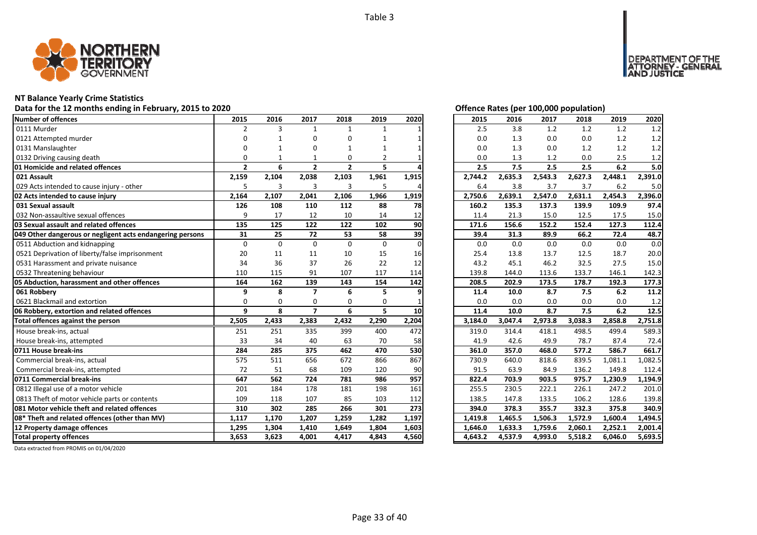Table 3

# NT Balance Yearly Crime Statistics

## Data for the 12 months ending in February, 2015 to 2020

| Number of offences | 2015 | 2016 | 2017 | 2018 | 2019 | 2020 |
|---|---|---|---|---|---|---|
| 0111 Murder | 2 | 3 | 1 | 1 | 1 | 1 |
| 0121 Attempted murder | 0 | 1 | 0 | 0 | 1 | 1 |
| 0131 Manslaughter | 0 | 1 | 0 | 1 | 1 | 1 |
| 0132 Driving causing death | 0 | 1 | 1 | 0 | 2 | 1 |
| **01 Homicide and related offences** | **2** | **6** | **2** | **2** | **5** | **4** |
| **021 Assault** | **2,159** | **2,104** | **2,038** | **2,103** | **1,961** | **1,915** |
| 029 Acts intended to cause injury - other | 5 | 3 | 3 | 3 | 5 | 4 |
| **02 Acts intended to cause injury** | **2,164** | **2,107** | **2,041** | **2,106** | **1,966** | **1,919** |
| **031 Sexual assault** | **126** | **108** | **110** | **112** | **88** | **78** |
| 032 Non-assaultive sexual offences | 9 | 17 | 12 | 10 | 14 | 12 |
| **03 Sexual assault and related offences** | **135** | **125** | **122** | **122** | **102** | **90** |
| **049 Other dangerous or negligent acts endangering persons** | **31** | **25** | **72** | **53** | **58** | **39** |
| 0511 Abduction and kidnapping | 0 | 0 | 0 | 0 | 0 | 0 |
| 0521 Deprivation of liberty/false imprisonment | 20 | 11 | 11 | 10 | 15 | 16 |
| 0531 Harassment and private nuisance | 34 | 36 | 37 | 26 | 22 | 12 |
| 0532 Threatening behaviour | 110 | 115 | 91 | 107 | 117 | 114 |
| **05 Abduction, harassment and other offences** | **164** | **162** | **139** | **143** | **154** | **142** |
| **061 Robbery** | **9** | **8** | **7** | **6** | **5** | **9** |
| 0621 Blackmail and extortion | 0 | 0 | 0 | 0 | 0 | 1 |
| **06 Robbery, extortion and related offences** | **9** | **8** | **7** | **6** | **5** | **10** |
| **Total offences against the person** | **2,505** | **2,433** | **2,383** | **2,432** | **2,290** | **2,204** |
| House break-ins, actual | 251 | 251 | 335 | 399 | 400 | 472 |
| House break-ins, attempted | 33 | 34 | 40 | 63 | 70 | 58 |
| **0711 House break-ins** | **284** | **285** | **375** | **462** | **470** | **530** |
| Commercial break-ins, actual | 575 | 511 | 656 | 672 | 866 | 867 |
| Commercial break-ins, attempted | 72 | 51 | 68 | 109 | 120 | 90 |
| **0711 Commercial break-ins** | **647** | **562** | **724** | **781** | **986** | **957** |
| 0812 Illegal use of a motor vehicle | 201 | 184 | 178 | 181 | 198 | 161 |
| 0813 Theft of motor vehicle parts or contents | 109 | 118 | 107 | 85 | 103 | 112 |
| **081 Motor vehicle theft and related offences** | **310** | **302** | **285** | **266** | **301** | **273** |
| **08* Theft and related offences (other than MV)** | **1,117** | **1,170** | **1,207** | **1,259** | **1,282** | **1,197** |
| **12 Property damage offences** | **1,295** | **1,304** | **1,410** | **1,649** | **1,804** | **1,603** |
| **Total property offences** | **3,653** | **3,623** | **4,001** | **4,417** | **4,843** | **4,560** |

## Offence Rates (per 100,000 population)

| Number of offences | 2015 | 2016 | 2017 | 2018 | 2019 | 2020 |
|---|---|---|---|---|---|---|
| 0111 Murder | 2.5 | 3.8 | 1.2 | 1.2 | 1.2 | 1.2 |
| 0121 Attempted murder | 0.0 | 1.3 | 0.0 | 0.0 | 1.2 | 1.2 |
| 0131 Manslaughter | 0.0 | 1.3 | 0.0 | 1.2 | 1.2 | 1.2 |
| 0132 Driving causing death | 0.0 | 1.3 | 1.2 | 0.0 | 2.5 | 1.2 |
| **01 Homicide and related offences** | **2.5** | **7.5** | **2.5** | **2.5** | **6.2** | **5.0** |
| **021 Assault** | **2,744.2** | **2,635.3** | **2,543.3** | **2,627.3** | **2,448.1** | **2,391.0** |
| 029 Acts intended to cause injury - other | 6.4 | 3.8 | 3.7 | 3.7 | 6.2 | 5.0 |
| **02 Acts intended to cause injury** | **2,750.6** | **2,639.1** | **2,547.0** | **2,631.1** | **2,454.3** | **2,396.0** |
| **031 Sexual assault** | **160.2** | **135.3** | **137.3** | **139.9** | **109.9** | **97.4** |
| 032 Non-assaultive sexual offences | 11.4 | 21.3 | 15.0 | 12.5 | 17.5 | 15.0 |
| **03 Sexual assault and related offences** | **171.6** | **156.6** | **152.2** | **152.4** | **127.3** | **112.4** |
| **049 Other dangerous or negligent acts endangering persons** | **39.4** | **31.3** | **89.9** | **66.2** | **72.4** | **48.7** |
| 0511 Abduction and kidnapping | 0.0 | 0.0 | 0.0 | 0.0 | 0.0 | 0.0 |
| 0521 Deprivation of liberty/false imprisonment | 25.4 | 13.8 | 13.7 | 12.5 | 18.7 | 20.0 |
| 0531 Harassment and private nuisance | 43.2 | 45.1 | 46.2 | 32.5 | 27.5 | 15.0 |
| 0532 Threatening behaviour | 139.8 | 144.0 | 113.6 | 133.7 | 146.1 | 142.3 |
| **05 Abduction, harassment and other offences** | **208.5** | **202.9** | **173.5** | **178.7** | **192.3** | **177.3** |
| **061 Robbery** | **11.4** | **10.0** | **8.7** | **7.5** | **6.2** | **11.2** |
| 0621 Blackmail and extortion | 0.0 | 0.0 | 0.0 | 0.0 | 0.0 | 1.2 |
| **06 Robbery, extortion and related offences** | **11.4** | **10.0** | **8.7** | **7.5** | **6.2** | **12.5** |
| **Total offences against the person** | **3,184.0** | **3,047.4** | **2,973.8** | **3,038.3** | **2,858.8** | **2,751.8** |
| House break-ins, actual | 319.0 | 314.4 | 418.1 | 498.5 | 499.4 | 589.3 |
| House break-ins, attempted | 41.9 | 42.6 | 49.9 | 78.7 | 87.4 | 72.4 |
| **0711 House break-ins** | **361.0** | **357.0** | **468.0** | **577.2** | **586.7** | **661.7** |
| Commercial break-ins, actual | 730.9 | 640.0 | 818.6 | 839.5 | 1,081.1 | 1,082.5 |
| Commercial break-ins, attempted | 91.5 | 63.9 | 84.9 | 136.2 | 149.8 | 112.4 |
| **0711 Commercial break-ins** | **822.4** | **703.9** | **903.5** | **975.7** | **1,230.9** | **1,194.9** |
| 0812 Illegal use of a motor vehicle | 255.5 | 230.5 | 222.1 | 226.1 | 247.2 | 201.0 |
| 0813 Theft of motor vehicle parts or contents | 138.5 | 147.8 | 133.5 | 106.2 | 128.6 | 139.8 |
| **081 Motor vehicle theft and related offences** | **394.0** | **378.3** | **355.7** | **332.3** | **375.8** | **340.9** |
| **08* Theft and related offences (other than MV)** | **1,419.8** | **1,465.5** | **1,506.3** | **1,572.9** | **1,600.4** | **1,494.5** |
| **12 Property damage offences** | **1,646.0** | **1,633.3** | **1,759.6** | **2,060.1** | **2,252.1** | **2,001.4** |
| **Total property offences** | **4,643.2** | **4,537.9** | **4,993.0** | **5,518.2** | **6,046.0** | **5,693.5** |

Data extracted from PROMIS on 01/04/2020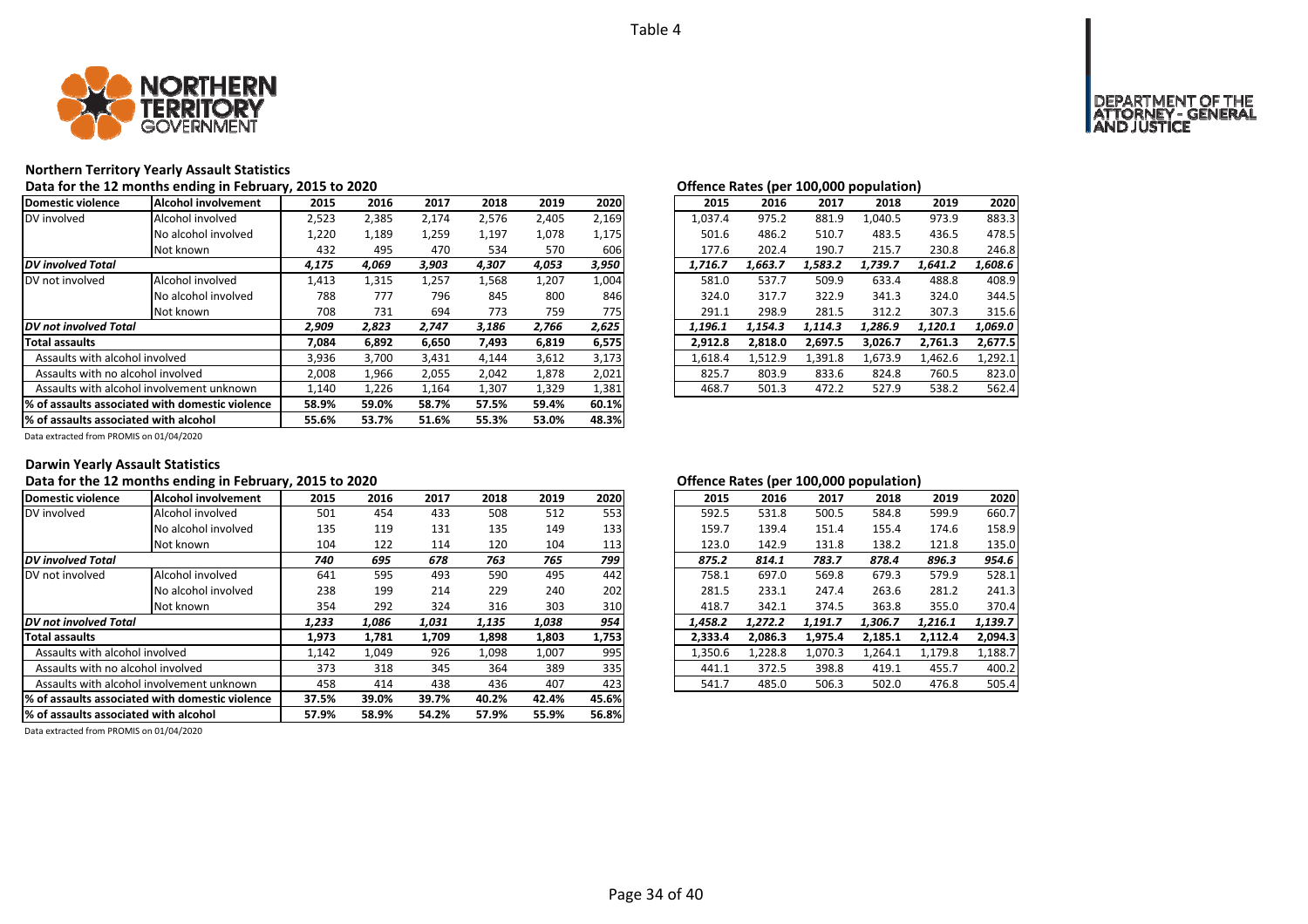Table 4

## Northern Territory Yearly Assault Statistics

### Data for the 12 months ending in February, 2015 to 2020

| Domestic violence | Alcohol involvement | 2015 | 2016 | 2017 | 2018 | 2019 | 2020 |
|---|---|---|---|---|---|---|---|
| DV involved | Alcohol involved | 2,523 | 2,385 | 2,174 | 2,576 | 2,405 | 2,169 |
| | No alcohol involved | 1,220 | 1,189 | 1,259 | 1,197 | 1,078 | 1,175 |
| | Not known | 432 | 495 | 470 | 534 | 570 | 606 |
| ***DV involved Total*** | | ***4,175*** | ***4,069*** | ***3,903*** | ***4,307*** | ***4,053*** | ***3,950*** |
| DV not involved | Alcohol involved | 1,413 | 1,315 | 1,257 | 1,568 | 1,207 | 1,004 |
| | No alcohol involved | 788 | 777 | 796 | 845 | 800 | 846 |
| | Not known | 708 | 731 | 694 | 773 | 759 | 775 |
| ***DV not involved Total*** | | ***2,909*** | ***2,823*** | ***2,747*** | ***3,186*** | ***2,766*** | ***2,625*** |
| **Total assaults** | | **7,084** | **6,892** | **6,650** | **7,493** | **6,819** | **6,575** |
| Assaults with alcohol involved | | 3,936 | 3,700 | 3,431 | 4,144 | 3,612 | 3,173 |
| Assaults with no alcohol involved | | 2,008 | 1,966 | 2,055 | 2,042 | 1,878 | 2,021 |
| Assaults with alcohol involvement unknown | | 1,140 | 1,226 | 1,164 | 1,307 | 1,329 | 1,381 |
| **% of assaults associated with domestic violence** | | **58.9%** | **59.0%** | **58.7%** | **57.5%** | **59.4%** | **60.1%** |
| **% of assaults associated with alcohol** | | **55.6%** | **53.7%** | **51.6%** | **55.3%** | **53.0%** | **48.3%** |

Data extracted from PROMIS on 01/04/2020

### Offence Rates (per 100,000 population)

| Domestic violence | Alcohol involvement | 2015 | 2016 | 2017 | 2018 | 2019 | 2020 |
|---|---|---|---|---|---|---|---|
| DV involved | Alcohol involved | 1,037.4 | 975.2 | 881.9 | 1,040.5 | 973.9 | 883.3 |
| | No alcohol involved | 501.6 | 486.2 | 510.7 | 483.5 | 436.5 | 478.5 |
| | Not known | 177.6 | 202.4 | 190.7 | 215.7 | 230.8 | 246.8 |
| ***DV involved Total*** | | ***1,716.7*** | ***1,663.7*** | ***1,583.2*** | ***1,739.7*** | ***1,641.2*** | ***1,608.6*** |
| DV not involved | Alcohol involved | 581.0 | 537.7 | 509.9 | 633.4 | 488.8 | 408.9 |
| | No alcohol involved | 324.0 | 317.7 | 322.9 | 341.3 | 324.0 | 344.5 |
| | Not known | 291.1 | 298.9 | 281.5 | 312.2 | 307.3 | 315.6 |
| ***DV not involved Total*** | | ***1,196.1*** | ***1,154.3*** | ***1,114.3*** | ***1,286.9*** | ***1,120.1*** | ***1,069.0*** |
| **Total assaults** | | **2,912.8** | **2,818.0** | **2,697.5** | **3,026.7** | **2,761.3** | **2,677.5** |
| Assaults with alcohol involved | | 1,618.4 | 1,512.9 | 1,391.8 | 1,673.9 | 1,462.6 | 1,292.1 |
| Assaults with no alcohol involved | | 825.7 | 803.9 | 833.6 | 824.8 | 760.5 | 823.0 |
| Assaults with alcohol involvement unknown | | 468.7 | 501.3 | 472.2 | 527.9 | 538.2 | 562.4 |

## Darwin Yearly Assault Statistics

### Data for the 12 months ending in February, 2015 to 2020

| Domestic violence | Alcohol involvement | 2015 | 2016 | 2017 | 2018 | 2019 | 2020 |
|---|---|---|---|---|---|---|---|
| DV involved | Alcohol involved | 501 | 454 | 433 | 508 | 512 | 553 |
| | No alcohol involved | 135 | 119 | 131 | 135 | 149 | 133 |
| | Not known | 104 | 122 | 114 | 120 | 104 | 113 |
| ***DV involved Total*** | | ***740*** | ***695*** | ***678*** | ***763*** | ***765*** | ***799*** |
| DV not involved | Alcohol involved | 641 | 595 | 493 | 590 | 495 | 442 |
| | No alcohol involved | 238 | 199 | 214 | 229 | 240 | 202 |
| | Not known | 354 | 292 | 324 | 316 | 303 | 310 |
| ***DV not involved Total*** | | ***1,233*** | ***1,086*** | ***1,031*** | ***1,135*** | ***1,038*** | ***954*** |
| **Total assaults** | | **1,973** | **1,781** | **1,709** | **1,898** | **1,803** | **1,753** |
| Assaults with alcohol involved | | 1,142 | 1,049 | 926 | 1,098 | 1,007 | 995 |
| Assaults with no alcohol involved | | 373 | 318 | 345 | 364 | 389 | 335 |
| Assaults with alcohol involvement unknown | | 458 | 414 | 438 | 436 | 407 | 423 |
| **% of assaults associated with domestic violence** | | **37.5%** | **39.0%** | **39.7%** | **40.2%** | **42.4%** | **45.6%** |
| **% of assaults associated with alcohol** | | **57.9%** | **58.9%** | **54.2%** | **57.9%** | **55.9%** | **56.8%** |

Data extracted from PROMIS on 01/04/2020

### Offence Rates (per 100,000 population)

| Domestic violence | Alcohol involvement | 2015 | 2016 | 2017 | 2018 | 2019 | 2020 |
|---|---|---|---|---|---|---|---|
| DV involved | Alcohol involved | 592.5 | 531.8 | 500.5 | 584.8 | 599.9 | 660.7 |
| | No alcohol involved | 159.7 | 139.4 | 151.4 | 155.4 | 174.6 | 158.9 |
| | Not known | 123.0 | 142.9 | 131.8 | 138.2 | 121.8 | 135.0 |
| ***DV involved Total*** | | ***875.2*** | ***814.1*** | ***783.7*** | ***878.4*** | ***896.3*** | ***954.6*** |
| DV not involved | Alcohol involved | 758.1 | 697.0 | 569.8 | 679.3 | 579.9 | 528.1 |
| | No alcohol involved | 281.5 | 233.1 | 247.4 | 263.6 | 281.2 | 241.3 |
| | Not known | 418.7 | 342.1 | 374.5 | 363.8 | 355.0 | 370.4 |
| ***DV not involved Total*** | | ***1,458.2*** | ***1,272.2*** | ***1,191.7*** | ***1,306.7*** | ***1,216.1*** | ***1,139.7*** |
| **Total assaults** | | **2,333.4** | **2,086.3** | **1,975.4** | **2,185.1** | **2,112.4** | **2,094.3** |
| Assaults with alcohol involved | | 1,350.6 | 1,228.8 | 1,070.3 | 1,264.1 | 1,179.8 | 1,188.7 |
| Assaults with no alcohol involved | | 441.1 | 372.5 | 398.8 | 419.1 | 455.7 | 400.2 |
| Assaults with alcohol involvement unknown | | 541.7 | 485.0 | 506.3 | 502.0 | 476.8 | 505.4 |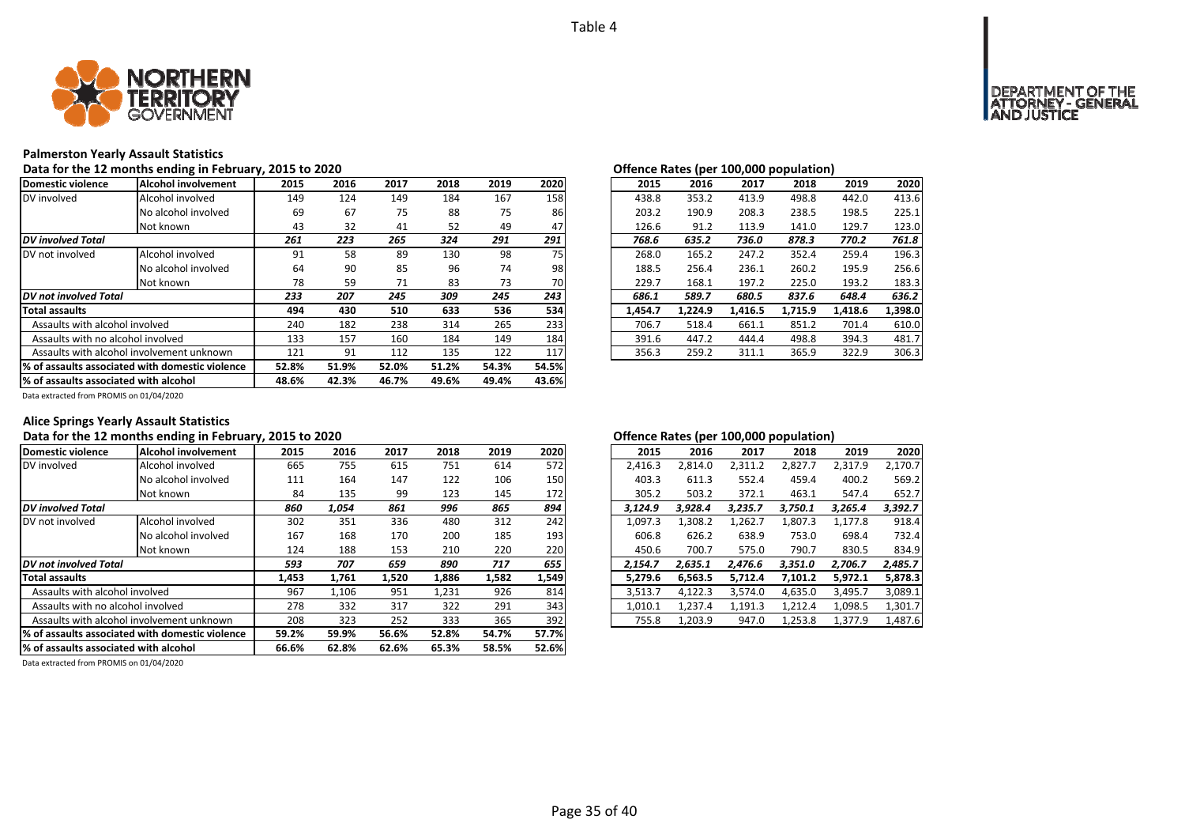Table 4

## Palmerston Yearly Assault Statistics

### Data for the 12 months ending in February, 2015 to 2020

| Domestic violence | Alcohol involvement | 2015 | 2016 | 2017 | 2018 | 2019 | 2020 |
|---|---|---|---|---|---|---|---|
| DV involved | Alcohol involved | 149 | 124 | 149 | 184 | 167 | 158 |
| | No alcohol involved | 69 | 67 | 75 | 88 | 75 | 86 |
| | Not known | 43 | 32 | 41 | 52 | 49 | 47 |
| ***DV involved Total*** | | *261* | *223* | *265* | *324* | *291* | *291* |
| DV not involved | Alcohol involved | 91 | 58 | 89 | 130 | 98 | 75 |
| | No alcohol involved | 64 | 90 | 85 | 96 | 74 | 98 |
| | Not known | 78 | 59 | 71 | 83 | 73 | 70 |
| ***DV not involved Total*** | | *233* | *207* | *245* | *309* | *245* | *243* |
| **Total assaults** | | **494** | **430** | **510** | **633** | **536** | **534** |
| Assaults with alcohol involved | | 240 | 182 | 238 | 314 | 265 | 233 |
| Assaults with no alcohol involved | | 133 | 157 | 160 | 184 | 149 | 184 |
| Assaults with alcohol involvement unknown | | 121 | 91 | 112 | 135 | 122 | 117 |
| **% of assaults associated with domestic violence** | | **52.8%** | **51.9%** | **52.0%** | **51.2%** | **54.3%** | **54.5%** |
| **% of assaults associated with alcohol** | | **48.6%** | **42.3%** | **46.7%** | **49.6%** | **49.4%** | **43.6%** |

Data extracted from PROMIS on 01/04/2020

### Offence Rates (per 100,000 population)

| Domestic violence | Alcohol involvement | 2015 | 2016 | 2017 | 2018 | 2019 | 2020 |
|---|---|---|---|---|---|---|---|
| DV involved | Alcohol involved | 438.8 | 353.2 | 413.9 | 498.8 | 442.0 | 413.6 |
| | No alcohol involved | 203.2 | 190.9 | 208.3 | 238.5 | 198.5 | 225.1 |
| | Not known | 126.6 | 91.2 | 113.9 | 141.0 | 129.7 | 123.0 |
| ***DV involved Total*** | | *768.6* | *635.2* | *736.0* | *878.3* | *770.2* | *761.8* |
| DV not involved | Alcohol involved | 268.0 | 165.2 | 247.2 | 352.4 | 259.4 | 196.3 |
| | No alcohol involved | 188.5 | 256.4 | 236.1 | 260.2 | 195.9 | 256.6 |
| | Not known | 229.7 | 168.1 | 197.2 | 225.0 | 193.2 | 183.3 |
| ***DV not involved Total*** | | *686.1* | *589.7* | *680.5* | *837.6* | *648.4* | *636.2* |
| **Total assaults** | | **1,454.7** | **1,224.9** | **1,416.5** | **1,715.9** | **1,418.6** | **1,398.0** |
| Assaults with alcohol involved | | 706.7 | 518.4 | 661.1 | 851.2 | 701.4 | 610.0 |
| Assaults with no alcohol involved | | 391.6 | 447.2 | 444.4 | 498.8 | 394.3 | 481.7 |
| Assaults with alcohol involvement unknown | | 356.3 | 259.2 | 311.1 | 365.9 | 322.9 | 306.3 |

## Alice Springs Yearly Assault Statistics

### Data for the 12 months ending in February, 2015 to 2020

| Domestic violence | Alcohol involvement | 2015 | 2016 | 2017 | 2018 | 2019 | 2020 |
|---|---|---|---|---|---|---|---|
| DV involved | Alcohol involved | 665 | 755 | 615 | 751 | 614 | 572 |
| | No alcohol involved | 111 | 164 | 147 | 122 | 106 | 150 |
| | Not known | 84 | 135 | 99 | 123 | 145 | 172 |
| ***DV involved Total*** | | *860* | *1,054* | *861* | *996* | *865* | *894* |
| DV not involved | Alcohol involved | 302 | 351 | 336 | 480 | 312 | 242 |
| | No alcohol involved | 167 | 168 | 170 | 200 | 185 | 193 |
| | Not known | 124 | 188 | 153 | 210 | 220 | 220 |
| ***DV not involved Total*** | | *593* | *707* | *659* | *890* | *717* | *655* |
| **Total assaults** | | **1,453** | **1,761** | **1,520** | **1,886** | **1,582** | **1,549** |
| Assaults with alcohol involved | | 967 | 1,106 | 951 | 1,231 | 926 | 814 |
| Assaults with no alcohol involved | | 278 | 332 | 317 | 322 | 291 | 343 |
| Assaults with alcohol involvement unknown | | 208 | 323 | 252 | 333 | 365 | 392 |
| **% of assaults associated with domestic violence** | | **59.2%** | **59.9%** | **56.6%** | **52.8%** | **54.7%** | **57.7%** |
| **% of assaults associated with alcohol** | | **66.6%** | **62.8%** | **62.6%** | **65.3%** | **58.5%** | **52.6%** |

Data extracted from PROMIS on 01/04/2020

### Offence Rates (per 100,000 population)

| Domestic violence | Alcohol involvement | 2015 | 2016 | 2017 | 2018 | 2019 | 2020 |
|---|---|---|---|---|---|---|---|
| DV involved | Alcohol involved | 2,416.3 | 2,814.0 | 2,311.2 | 2,827.7 | 2,317.9 | 2,170.7 |
| | No alcohol involved | 403.3 | 611.3 | 552.4 | 459.4 | 400.2 | 569.2 |
| | Not known | 305.2 | 503.2 | 372.1 | 463.1 | 547.4 | 652.7 |
| ***DV involved Total*** | | *3,124.9* | *3,928.4* | *3,235.7* | *3,750.1* | *3,265.4* | *3,392.7* |
| DV not involved | Alcohol involved | 1,097.3 | 1,308.2 | 1,262.7 | 1,807.3 | 1,177.8 | 918.4 |
| | No alcohol involved | 606.8 | 626.2 | 638.9 | 753.0 | 698.4 | 732.4 |
| | Not known | 450.6 | 700.7 | 575.0 | 790.7 | 830.5 | 834.9 |
| ***DV not involved Total*** | | *2,154.7* | *2,635.1* | *2,476.6* | *3,351.0* | *2,706.7* | *2,485.7* |
| **Total assaults** | | **5,279.6** | **6,563.5** | **5,712.4** | **7,101.2** | **5,972.1** | **5,878.3** |
| Assaults with alcohol involved | | 3,513.7 | 4,122.3 | 3,574.0 | 4,635.0 | 3,495.7 | 3,089.1 |
| Assaults with no alcohol involved | | 1,010.1 | 1,237.4 | 1,191.3 | 1,212.4 | 1,098.5 | 1,301.7 |
| Assaults with alcohol involvement unknown | | 755.8 | 1,203.9 | 947.0 | 1,253.8 | 1,377.9 | 1,487.6 |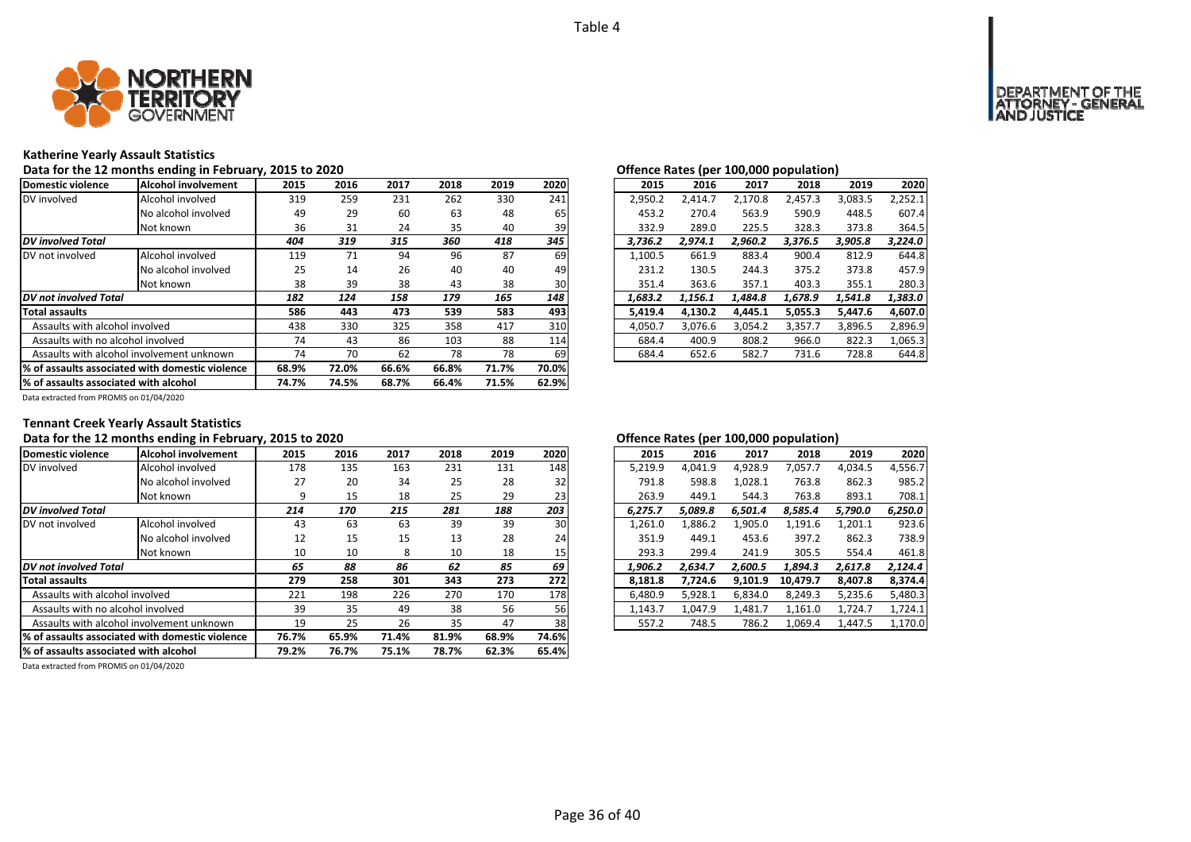Table 4

## Katherine Yearly Assault Statistics

Data for the 12 months ending in February, 2015 to 2020

| Domestic violence | Alcohol involvement | 2015 | 2016 | 2017 | 2018 | 2019 | 2020 |
|---|---|---|---|---|---|---|---|
| DV involved | Alcohol involved | 319 | 259 | 231 | 262 | 330 | 241 |
| | No alcohol involved | 49 | 29 | 60 | 63 | 48 | 65 |
| | Not known | 36 | 31 | 24 | 35 | 40 | 39 |
| ***DV involved Total*** | | ***404*** | ***319*** | ***315*** | ***360*** | ***418*** | ***345*** |
| DV not involved | Alcohol involved | 119 | 71 | 94 | 96 | 87 | 69 |
| | No alcohol involved | 25 | 14 | 26 | 40 | 40 | 49 |
| | Not known | 38 | 39 | 38 | 43 | 38 | 30 |
| ***DV not involved Total*** | | ***182*** | ***124*** | ***158*** | ***179*** | ***165*** | ***148*** |
| **Total assaults** | | **586** | **443** | **473** | **539** | **583** | **493** |
| Assaults with alcohol involved | | 438 | 330 | 325 | 358 | 417 | 310 |
| Assaults with no alcohol involved | | 74 | 43 | 86 | 103 | 88 | 114 |
| Assaults with alcohol involvement unknown | | 74 | 70 | 62 | 78 | 78 | 69 |
| **% of assaults associated with domestic violence** | | **68.9%** | **72.0%** | **66.6%** | **66.8%** | **71.7%** | **70.0%** |
| **% of assaults associated with alcohol** | | **74.7%** | **74.5%** | **68.7%** | **66.4%** | **71.5%** | **62.9%** |

Data extracted from PROMIS on 01/04/2020

**Offence Rates (per 100,000 population)**

| 2015 | 2016 | 2017 | 2018 | 2019 | 2020 |
|---|---|---|---|---|---|
| 2,950.2 | 2,414.7 | 2,170.8 | 2,457.3 | 3,083.5 | 2,252.1 |
| 453.2 | 270.4 | 563.9 | 590.9 | 448.5 | 607.4 |
| 332.9 | 289.0 | 225.5 | 328.3 | 373.8 | 364.5 |
| ***3,736.2*** | ***2,974.1*** | ***2,960.2*** | ***3,376.5*** | ***3,905.8*** | ***3,224.0*** |
| 1,100.5 | 661.9 | 883.4 | 900.4 | 812.9 | 644.8 |
| 231.2 | 130.5 | 244.3 | 375.2 | 373.8 | 457.9 |
| 351.4 | 363.6 | 357.1 | 403.3 | 355.1 | 280.3 |
| ***1,683.2*** | ***1,156.1*** | ***1,484.8*** | ***1,678.9*** | ***1,541.8*** | ***1,383.0*** |
| **5,419.4** | **4,130.2** | **4,445.1** | **5,055.3** | **5,447.6** | **4,607.0** |
| 4,050.7 | 3,076.6 | 3,054.2 | 3,357.7 | 3,896.5 | 2,896.9 |
| 684.4 | 400.9 | 808.2 | 966.0 | 822.3 | 1,065.3 |
| 684.4 | 652.6 | 582.7 | 731.6 | 728.8 | 644.8 |

## Tennant Creek Yearly Assault Statistics

Data for the 12 months ending in February, 2015 to 2020

| Domestic violence | Alcohol involvement | 2015 | 2016 | 2017 | 2018 | 2019 | 2020 |
|---|---|---|---|---|---|---|---|
| DV involved | Alcohol involved | 178 | 135 | 163 | 231 | 131 | 148 |
| | No alcohol involved | 27 | 20 | 34 | 25 | 28 | 32 |
| | Not known | 9 | 15 | 18 | 25 | 29 | 23 |
| ***DV involved Total*** | | ***214*** | ***170*** | ***215*** | ***281*** | ***188*** | ***203*** |
| DV not involved | Alcohol involved | 43 | 63 | 63 | 39 | 39 | 30 |
| | No alcohol involved | 12 | 15 | 15 | 13 | 28 | 24 |
| | Not known | 10 | 10 | 8 | 10 | 18 | 15 |
| ***DV not involved Total*** | | ***65*** | ***88*** | ***86*** | ***62*** | ***85*** | ***69*** |
| **Total assaults** | | **279** | **258** | **301** | **343** | **273** | **272** |
| Assaults with alcohol involved | | 221 | 198 | 226 | 270 | 170 | 178 |
| Assaults with no alcohol involved | | 39 | 35 | 49 | 38 | 56 | 56 |
| Assaults with alcohol involvement unknown | | 19 | 25 | 26 | 35 | 47 | 38 |
| **% of assaults associated with domestic violence** | | **76.7%** | **65.9%** | **71.4%** | **81.9%** | **68.9%** | **74.6%** |
| **% of assaults associated with alcohol** | | **79.2%** | **76.7%** | **75.1%** | **78.7%** | **62.3%** | **65.4%** |

Data extracted from PROMIS on 01/04/2020

**Offence Rates (per 100,000 population)**

| 2015 | 2016 | 2017 | 2018 | 2019 | 2020 |
|---|---|---|---|---|---|
| 5,219.9 | 4,041.9 | 4,928.9 | 7,057.7 | 4,034.5 | 4,556.7 |
| 791.8 | 598.8 | 1,028.1 | 763.8 | 862.3 | 985.2 |
| 263.9 | 449.1 | 544.3 | 763.8 | 893.1 | 708.1 |
| ***6,275.7*** | ***5,089.8*** | ***6,501.4*** | ***8,585.4*** | ***5,790.0*** | ***6,250.0*** |
| 1,261.0 | 1,886.2 | 1,905.0 | 1,191.6 | 1,201.1 | 923.6 |
| 351.9 | 449.1 | 453.6 | 397.2 | 862.3 | 738.9 |
| 293.3 | 299.4 | 241.9 | 305.5 | 554.4 | 461.8 |
| ***1,906.2*** | ***2,634.7*** | ***2,600.5*** | ***1,894.3*** | ***2,617.8*** | ***2,124.4*** |
| **8,181.8** | **7,724.6** | **9,101.9** | **10,479.7** | **8,407.8** | **8,374.4** |
| 6,480.9 | 5,928.1 | 6,834.0 | 8,249.3 | 5,235.6 | 5,480.3 |
| 1,143.7 | 1,047.9 | 1,481.7 | 1,161.0 | 1,724.7 | 1,724.1 |
| 557.2 | 748.5 | 786.2 | 1,069.4 | 1,447.5 | 1,170.0 |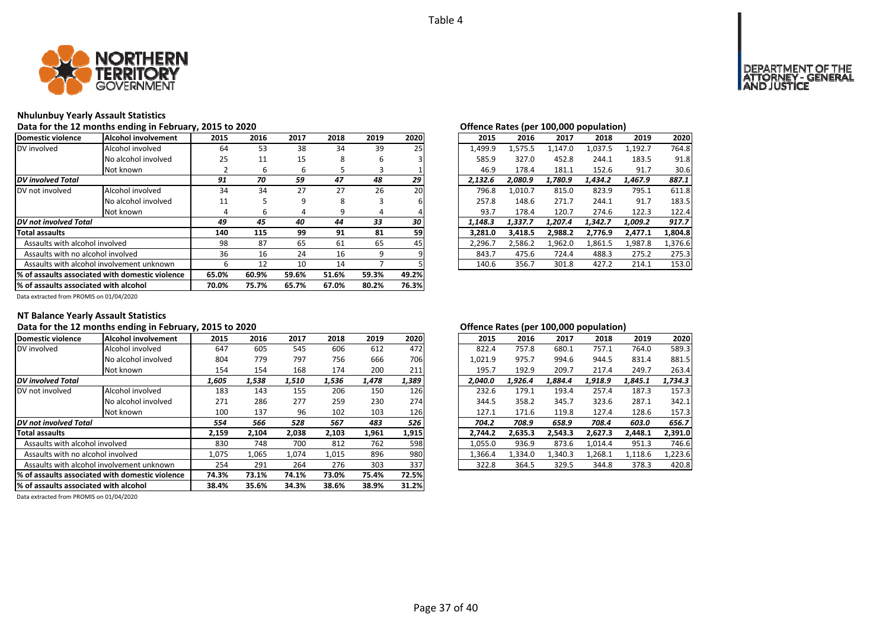Table 4

## Nhulunbuy Yearly Assault Statistics

**Data for the 12 months ending in February, 2015 to 2020**

| Domestic violence | Alcohol involvement | 2015 | 2016 | 2017 | 2018 | 2019 | 2020 |
|---|---|---|---|---|---|---|---|
| DV involved | Alcohol involved | 64 | 53 | 38 | 34 | 39 | 25 |
| | No alcohol involved | 25 | 11 | 15 | 8 | 6 | 3 |
| | Not known | 2 | 6 | 6 | 5 | 3 | 1 |
| ***DV involved Total*** | | ***91*** | ***70*** | ***59*** | ***47*** | ***48*** | ***29*** |
| DV not involved | Alcohol involved | 34 | 34 | 27 | 27 | 26 | 20 |
| | No alcohol involved | 11 | 5 | 9 | 8 | 3 | 6 |
| | Not known | 4 | 6 | 4 | 9 | 4 | 4 |
| ***DV not involved Total*** | | ***49*** | ***45*** | ***40*** | ***44*** | ***33*** | ***30*** |
| **Total assaults** | | **140** | **115** | **99** | **91** | **81** | **59** |
| Assaults with alcohol involved | | 98 | 87 | 65 | 61 | 65 | 45 |
| Assaults with no alcohol involved | | 36 | 16 | 24 | 16 | 9 | 9 |
| Assaults with alcohol involvement unknown | | 6 | 12 | 10 | 14 | 7 | 5 |
| **% of assaults associated with domestic violence** | | **65.0%** | **60.9%** | **59.6%** | **51.6%** | **59.3%** | **49.2%** |
| **% of assaults associated with alcohol** | | **70.0%** | **75.7%** | **65.7%** | **67.0%** | **80.2%** | **76.3%** |

Data extracted from PROMIS on 01/04/2020

**Offence Rates (per 100,000 population)**

| Domestic violence | Alcohol involvement | 2015 | 2016 | 2017 | 2018 | 2019 | 2020 |
|---|---|---|---|---|---|---|---|
| DV involved | Alcohol involved | 1,499.9 | 1,575.5 | 1,147.0 | 1,037.5 | 1,192.7 | 764.8 |
| | No alcohol involved | 585.9 | 327.0 | 452.8 | 244.1 | 183.5 | 91.8 |
| | Not known | 46.9 | 178.4 | 181.1 | 152.6 | 91.7 | 30.6 |
| ***DV involved Total*** | | ***2,132.6*** | ***2,080.9*** | ***1,780.9*** | ***1,434.2*** | ***1,467.9*** | ***887.1*** |
| DV not involved | Alcohol involved | 796.8 | 1,010.7 | 815.0 | 823.9 | 795.1 | 611.8 |
| | No alcohol involved | 257.8 | 148.6 | 271.7 | 244.1 | 91.7 | 183.5 |
| | Not known | 93.7 | 178.4 | 120.7 | 274.6 | 122.3 | 122.4 |
| ***DV not involved Total*** | | ***1,148.3*** | ***1,337.7*** | ***1,207.4*** | ***1,342.7*** | ***1,009.2*** | ***917.7*** |
| **Total assaults** | | **3,281.0** | **3,418.5** | **2,988.2** | **2,776.9** | **2,477.1** | **1,804.8** |
| Assaults with alcohol involved | | 2,296.7 | 2,586.2 | 1,962.0 | 1,861.5 | 1,987.8 | 1,376.6 |
| Assaults with no alcohol involved | | 843.7 | 475.6 | 724.4 | 488.3 | 275.2 | 275.3 |
| Assaults with alcohol involvement unknown | | 140.6 | 356.7 | 301.8 | 427.2 | 214.1 | 153.0 |

## NT Balance Yearly Assault Statistics

**Data for the 12 months ending in February, 2015 to 2020**

| Domestic violence | Alcohol involvement | 2015 | 2016 | 2017 | 2018 | 2019 | 2020 |
|---|---|---|---|---|---|---|---|
| DV involved | Alcohol involved | 647 | 605 | 545 | 606 | 612 | 472 |
| | No alcohol involved | 804 | 779 | 797 | 756 | 666 | 706 |
| | Not known | 154 | 154 | 168 | 174 | 200 | 211 |
| ***DV involved Total*** | | ***1,605*** | ***1,538*** | ***1,510*** | ***1,536*** | ***1,478*** | ***1,389*** |
| DV not involved | Alcohol involved | 183 | 143 | 155 | 206 | 150 | 126 |
| | No alcohol involved | 271 | 286 | 277 | 259 | 230 | 274 |
| | Not known | 100 | 137 | 96 | 102 | 103 | 126 |
| ***DV not involved Total*** | | ***554*** | ***566*** | ***528*** | ***567*** | ***483*** | ***526*** |
| **Total assaults** | | **2,159** | **2,104** | **2,038** | **2,103** | **1,961** | **1,915** |
| Assaults with alcohol involved | | 830 | 748 | 700 | 812 | 762 | 598 |
| Assaults with no alcohol involved | | 1,075 | 1,065 | 1,074 | 1,015 | 896 | 980 |
| Assaults with alcohol involvement unknown | | 254 | 291 | 264 | 276 | 303 | 337 |
| **% of assaults associated with domestic violence** | | **74.3%** | **73.1%** | **74.1%** | **73.0%** | **75.4%** | **72.5%** |
| **% of assaults associated with alcohol** | | **38.4%** | **35.6%** | **34.3%** | **38.6%** | **38.9%** | **31.2%** |

Data extracted from PROMIS on 01/04/2020

**Offence Rates (per 100,000 population)**

| Domestic violence | Alcohol involvement | 2015 | 2016 | 2017 | 2018 | 2019 | 2020 |
|---|---|---|---|---|---|---|---|
| DV involved | Alcohol involved | 822.4 | 757.8 | 680.1 | 757.1 | 764.0 | 589.3 |
| | No alcohol involved | 1,021.9 | 975.7 | 994.6 | 944.5 | 831.4 | 881.5 |
| | Not known | 195.7 | 192.9 | 209.7 | 217.4 | 249.7 | 263.4 |
| ***DV involved Total*** | | ***2,040.0*** | ***1,926.4*** | ***1,884.4*** | ***1,918.9*** | ***1,845.1*** | ***1,734.3*** |
| DV not involved | Alcohol involved | 232.6 | 179.1 | 193.4 | 257.4 | 187.3 | 157.3 |
| | No alcohol involved | 344.5 | 358.2 | 345.7 | 323.6 | 287.1 | 342.1 |
| | Not known | 127.1 | 171.6 | 119.8 | 127.4 | 128.6 | 157.3 |
| ***DV not involved Total*** | | ***704.2*** | ***708.9*** | ***658.9*** | ***708.4*** | ***603.0*** | ***656.7*** |
| **Total assaults** | | **2,744.2** | **2,635.3** | **2,543.3** | **2,627.3** | **2,448.1** | **2,391.0** |
| Assaults with alcohol involved | | 1,055.0 | 936.9 | 873.6 | 1,014.4 | 951.3 | 746.6 |
| Assaults with no alcohol involved | | 1,366.4 | 1,334.0 | 1,340.3 | 1,268.1 | 1,118.6 | 1,223.6 |
| Assaults with alcohol involvement unknown | | 322.8 | 364.5 | 329.5 | 344.8 | 378.3 | 420.8 |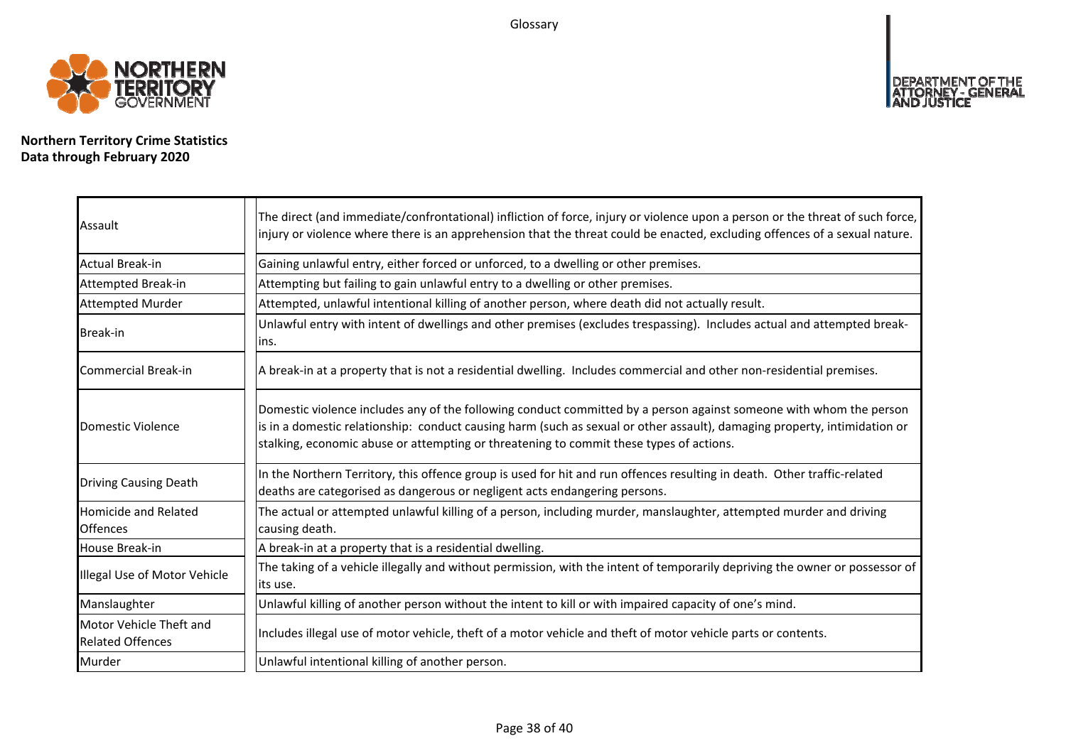Glossary

**Northern Territory Crime Statistics**
**Data through February 2020**

| | |
|---|---|
| Assault | The direct (and immediate/confrontational) infliction of force, injury or violence upon a person or the threat of such force, injury or violence where there is an apprehension that the threat could be enacted, excluding offences of a sexual nature. |
| Actual Break-in | Gaining unlawful entry, either forced or unforced, to a dwelling or other premises. |
| Attempted Break-in | Attempting but failing to gain unlawful entry to a dwelling or other premises. |
| Attempted Murder | Attempted, unlawful intentional killing of another person, where death did not actually result. |
| Break-in | Unlawful entry with intent of dwellings and other premises (excludes trespassing). Includes actual and attempted break-ins. |
| Commercial Break-in | A break-in at a property that is not a residential dwelling. Includes commercial and other non-residential premises. |
| Domestic Violence | Domestic violence includes any of the following conduct committed by a person against someone with whom the person is in a domestic relationship: conduct causing harm (such as sexual or other assault), damaging property, intimidation or stalking, economic abuse or attempting or threatening to commit these types of actions. |
| Driving Causing Death | In the Northern Territory, this offence group is used for hit and run offences resulting in death. Other traffic-related deaths are categorised as dangerous or negligent acts endangering persons. |
| Homicide and Related Offences | The actual or attempted unlawful killing of a person, including murder, manslaughter, attempted murder and driving causing death. |
| House Break-in | A break-in at a property that is a residential dwelling. |
| Illegal Use of Motor Vehicle | The taking of a vehicle illegally and without permission, with the intent of temporarily depriving the owner or possessor of its use. |
| Manslaughter | Unlawful killing of another person without the intent to kill or with impaired capacity of one's mind. |
| Motor Vehicle Theft and Related Offences | Includes illegal use of motor vehicle, theft of a motor vehicle and theft of motor vehicle parts or contents. |
| Murder | Unlawful intentional killing of another person. |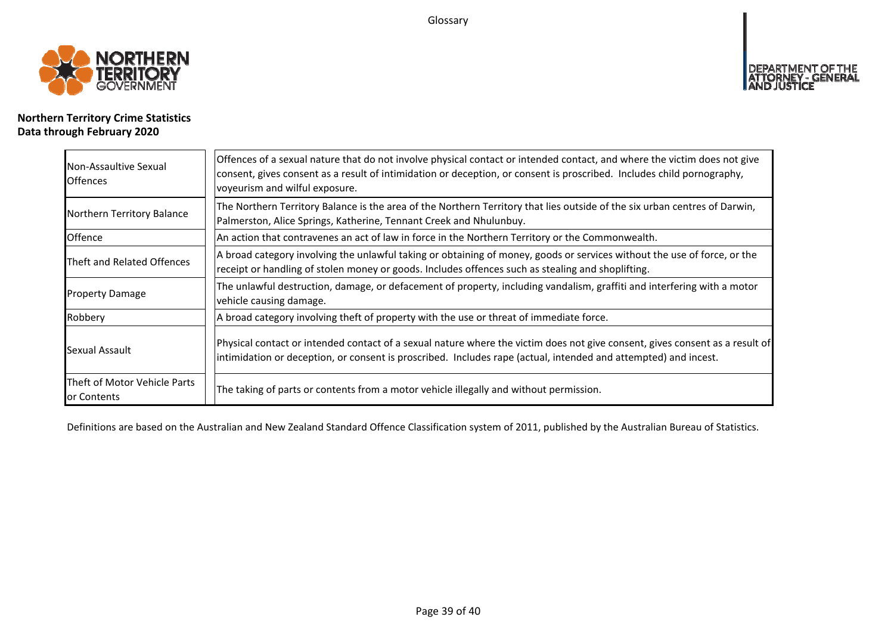**Northern Territory Crime Statistics**
**Data through February 2020**

| | |
|---|---|
| Non-Assaultive Sexual Offences | Offences of a sexual nature that do not involve physical contact or intended contact, and where the victim does not give consent, gives consent as a result of intimidation or deception, or consent is proscribed. Includes child pornography, voyeurism and wilful exposure. |
| Northern Territory Balance | The Northern Territory Balance is the area of the Northern Territory that lies outside of the six urban centres of Darwin, Palmerston, Alice Springs, Katherine, Tennant Creek and Nhulunbuy. |
| Offence | An action that contravenes an act of law in force in the Northern Territory or the Commonwealth. |
| Theft and Related Offences | A broad category involving the unlawful taking or obtaining of money, goods or services without the use of force, or the receipt or handling of stolen money or goods. Includes offences such as stealing and shoplifting. |
| Property Damage | The unlawful destruction, damage, or defacement of property, including vandalism, graffiti and interfering with a motor vehicle causing damage. |
| Robbery | A broad category involving theft of property with the use or threat of immediate force. |
| Sexual Assault | Physical contact or intended contact of a sexual nature where the victim does not give consent, gives consent as a result of intimidation or deception, or consent is proscribed. Includes rape (actual, intended and attempted) and incest. |
| Theft of Motor Vehicle Parts or Contents | The taking of parts or contents from a motor vehicle illegally and without permission. |

Definitions are based on the Australian and New Zealand Standard Offence Classification system of 2011, published by the Australian Bureau of Statistics.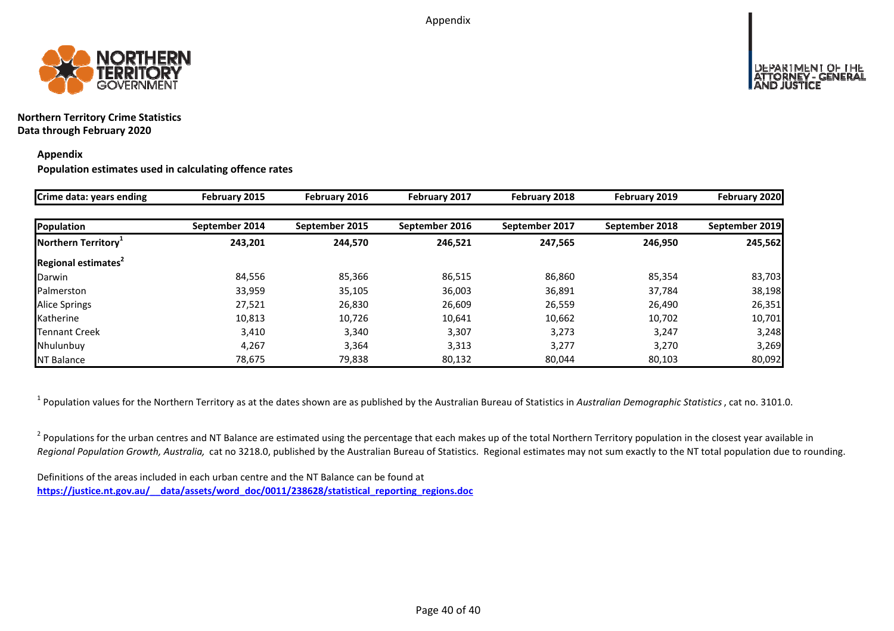**Northern Territory Crime Statistics**
**Data through February 2020**

### Appendix

**Population estimates used in calculating offence rates**

| Crime data: years ending | February 2015 | February 2016 | February 2017 | February 2018 | February 2019 | February 2020 |
|---|---|---|---|---|---|---|
| **Population** | **September 2014** | **September 2015** | **September 2016** | **September 2017** | **September 2018** | **September 2019** |
| **Northern Territory[1]** | **243,201** | **244,570** | **246,521** | **247,565** | **246,950** | **245,562** |
| **Regional estimates[2]** | | | | | | |
| Darwin | 84,556 | 85,366 | 86,515 | 86,860 | 85,354 | 83,703 |
| Palmerston | 33,959 | 35,105 | 36,003 | 36,891 | 37,784 | 38,198 |
| Alice Springs | 27,521 | 26,830 | 26,609 | 26,559 | 26,490 | 26,351 |
| Katherine | 10,813 | 10,726 | 10,641 | 10,662 | 10,702 | 10,701 |
| Tennant Creek | 3,410 | 3,340 | 3,307 | 3,273 | 3,247 | 3,248 |
| Nhulunbuy | 4,267 | 3,364 | 3,313 | 3,277 | 3,270 | 3,269 |
| NT Balance | 78,675 | 79,838 | 80,132 | 80,044 | 80,103 | 80,092 |

[1] Population values for the Northern Territory as at the dates shown are as published by the Australian Bureau of Statistics in *Australian Demographic Statistics*, cat no. 3101.0.

[2] Populations for the urban centres and NT Balance are estimated using the percentage that each makes up of the total Northern Territory population in the closest year available in *Regional Population Growth, Australia,* cat no 3218.0, published by the Australian Bureau of Statistics. Regional estimates may not sum exactly to the NT total population due to rounding.

Definitions of the areas included in each urban centre and the NT Balance can be found at
**https://justice.nt.gov.au/__data/assets/word_doc/0011/238628/statistical_reporting_regions.doc**